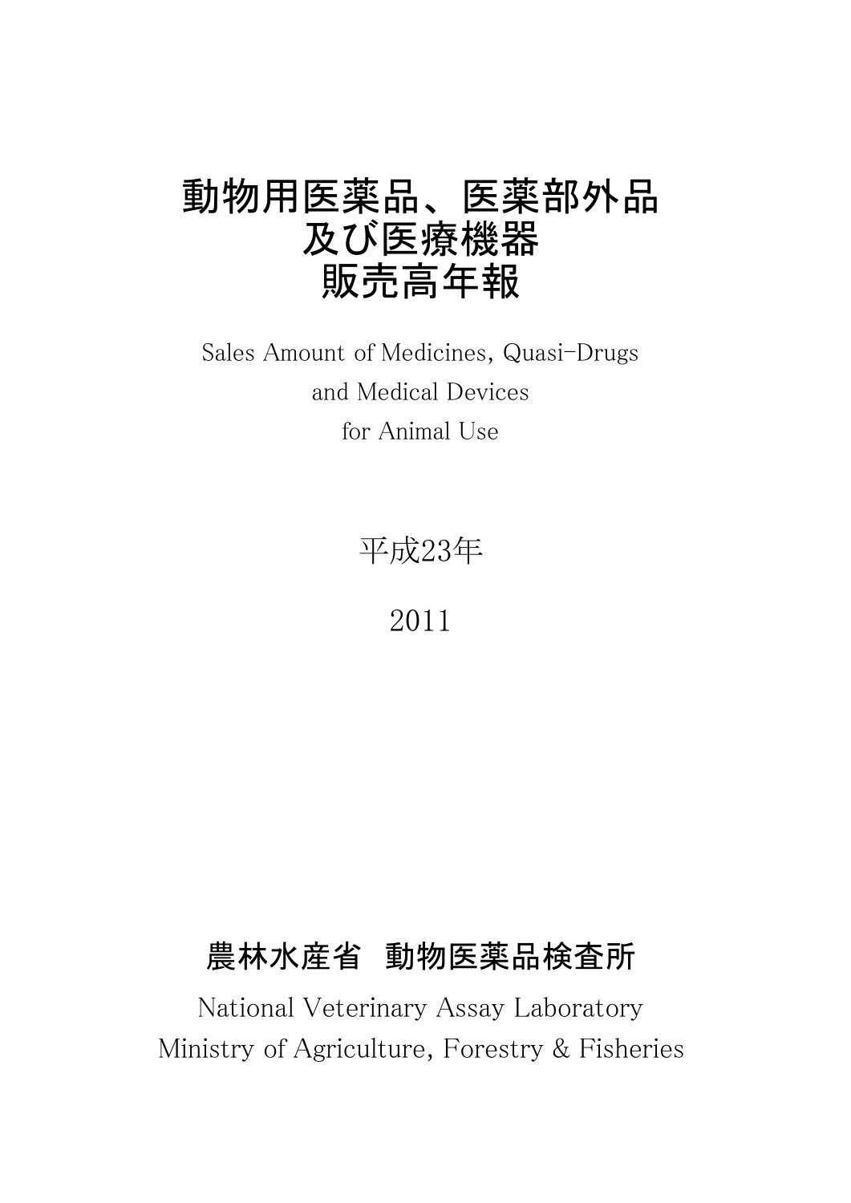# 動物用医薬品、医薬部外品
# 及び医療機器
# 販売高年報

Sales Amount of Medicines, Quasi-Drugs
and Medical Devices
for Animal Use

平成23年

2011

## 農林水産省　動物医薬品検査所

National Veterinary Assay Laboratory
Ministry of Agriculture, Forestry & Fisheries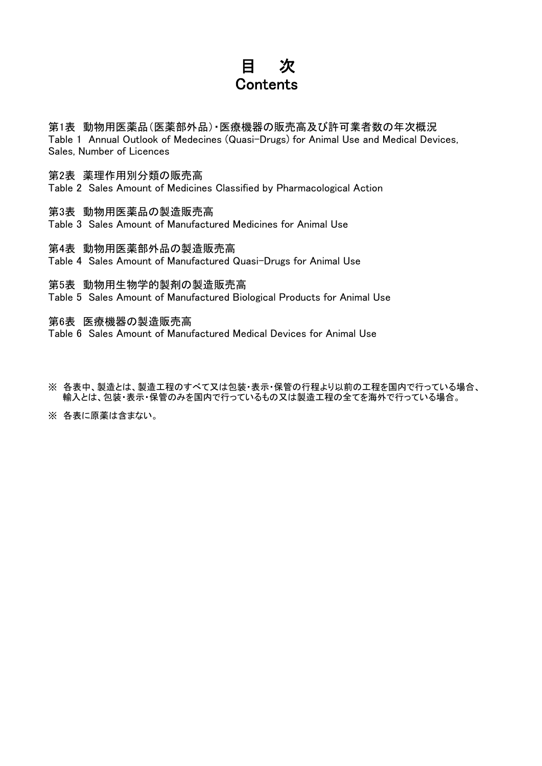# 目　次
# Contents

第1表　動物用医薬品(医薬部外品)・医療機器の販売高及び許可業者数の年次概況
Table 1　Annual Outlook of Medecines (Quasi-Drugs) for Animal Use and Medical Devices, Sales, Number of Licences

第2表　薬理作用別分類の販売高
Table 2　Sales Amount of Medicines Classified by Pharmacological Action

第3表　動物用医薬品の製造販売高
Table 3　Sales Amount of Manufactured Medicines for Animal Use

第4表　動物用医薬部外品の製造販売高
Table 4　Sales Amount of Manufactured Quasi-Drugs for Animal Use

第5表　動物用生物学的製剤の製造販売高
Table 5　Sales Amount of Manufactured Biological Products for Animal Use

第6表　医療機器の製造販売高
Table 6　Sales Amount of Manufactured Medical Devices for Animal Use

※ 各表中、製造とは、製造工程のすべて又は包装・表示・保管の行程より以前の工程を国内で行っている場合、輸入とは、包装・表示・保管のみを国内で行っているもの又は製造工程の全てを海外で行っている場合。

※ 各表に原薬は含まない。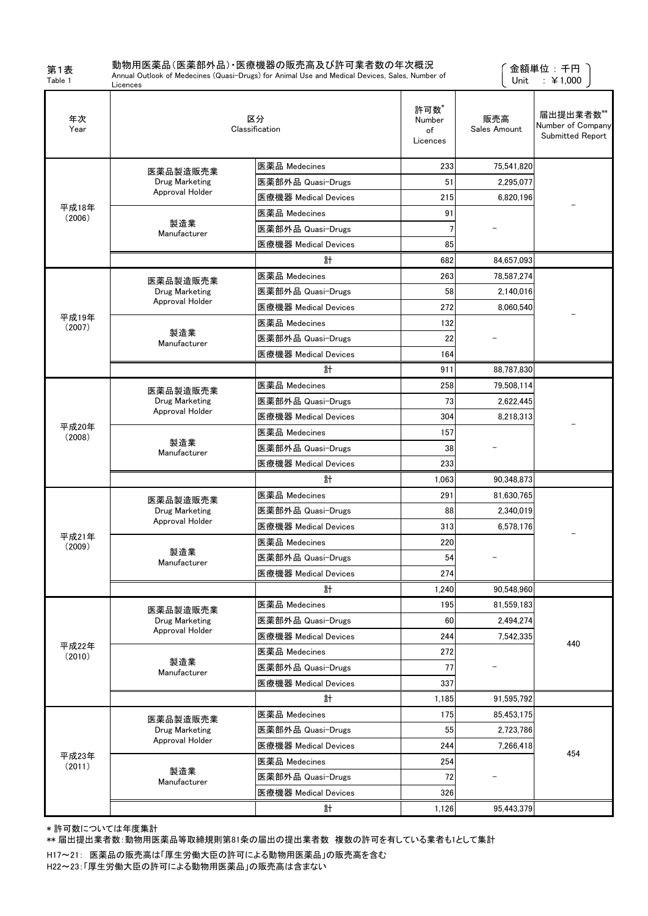第1表
Table 1

動物用医薬品（医薬部外品）・医療機器の販売高及び許可業者数の年次概況
Annual Outlook of Medecines (Quasi-Drugs) for Animal Use and Medical Devices, Sales, Number of Licences

金額単位：千円
Unit ：￥1,000

| 年次 Year | 区分 Classification | | 許可数* Number of Licences | 販売高 Sales Amount | 届出提出業者数** Number of Company Submitted Report |
|---|---|---|---|---|---|
| 平成18年 (2006) | 医薬品製造販売業 Drug Marketing Approval Holder | 医薬品 Medecines | 233 | 75,541,820 | － |
| | | 医薬部外品 Quasi-Drugs | 51 | 2,295,077 | |
| | | 医療機器 Medical Devices | 215 | 6,820,196 | |
| | 製造業 Manufacturer | 医薬品 Medecines | 91 | － | |
| | | 医薬部外品 Quasi-Drugs | 7 | | |
| | | 医療機器 Medical Devices | 85 | | |
| | | 計 | 682 | 84,657,093 | |
| 平成19年 (2007) | 医薬品製造販売業 Drug Marketing Approval Holder | 医薬品 Medecines | 263 | 78,587,274 | － |
| | | 医薬部外品 Quasi-Drugs | 58 | 2,140,016 | |
| | | 医療機器 Medical Devices | 272 | 8,060,540 | |
| | 製造業 Manufacturer | 医薬品 Medecines | 132 | － | |
| | | 医薬部外品 Quasi-Drugs | 22 | | |
| | | 医療機器 Medical Devices | 164 | | |
| | | 計 | 911 | 88,787,830 | |
| 平成20年 (2008) | 医薬品製造販売業 Drug Marketing Approval Holder | 医薬品 Medecines | 258 | 79,508,114 | － |
| | | 医薬部外品 Quasi-Drugs | 73 | 2,622,445 | |
| | | 医療機器 Medical Devices | 304 | 8,218,313 | |
| | 製造業 Manufacturer | 医薬品 Medecines | 157 | － | |
| | | 医薬部外品 Quasi-Drugs | 38 | | |
| | | 医療機器 Medical Devices | 233 | | |
| | | 計 | 1,063 | 90,348,873 | |
| 平成21年 (2009) | 医薬品製造販売業 Drug Marketing Approval Holder | 医薬品 Medecines | 291 | 81,630,765 | － |
| | | 医薬部外品 Quasi-Drugs | 88 | 2,340,019 | |
| | | 医療機器 Medical Devices | 313 | 6,578,176 | |
| | 製造業 Manufacturer | 医薬品 Medecines | 220 | － | |
| | | 医薬部外品 Quasi-Drugs | 54 | | |
| | | 医療機器 Medical Devices | 274 | | |
| | | 計 | 1,240 | 90,548,960 | |
| 平成22年 (2010) | 医薬品製造販売業 Drug Marketing Approval Holder | 医薬品 Medecines | 195 | 81,559,183 | 440 |
| | | 医薬部外品 Quasi-Drugs | 60 | 2,494,274 | |
| | | 医療機器 Medical Devices | 244 | 7,542,335 | |
| | 製造業 Manufacturer | 医薬品 Medecines | 272 | － | |
| | | 医薬部外品 Quasi-Drugs | 77 | | |
| | | 医療機器 Medical Devices | 337 | | |
| | | 計 | 1,185 | 91,595,792 | |
| 平成23年 (2011) | 医薬品製造販売業 Drug Marketing Approval Holder | 医薬品 Medecines | 175 | 85,453,175 | 454 |
| | | 医薬部外品 Quasi-Drugs | 55 | 2,723,786 | |
| | | 医療機器 Medical Devices | 244 | 7,266,418 | |
| | 製造業 Manufacturer | 医薬品 Medecines | 254 | － | |
| | | 医薬部外品 Quasi-Drugs | 72 | | |
| | | 医療機器 Medical Devices | 326 | | |
| | | 計 | 1,126 | 95,443,379 | |

* 許可数については年度集計

** 届出提出業者数：動物用医薬品等取締規則第81条の届出の提出業者数 複数の許可を有している業者も1として集計

H17～21： 医薬品の販売高は「厚生労働大臣の許可による動物用医薬品」の販売高を含む

H22～23：「厚生労働大臣の許可による動物用医薬品」の販売高は含まない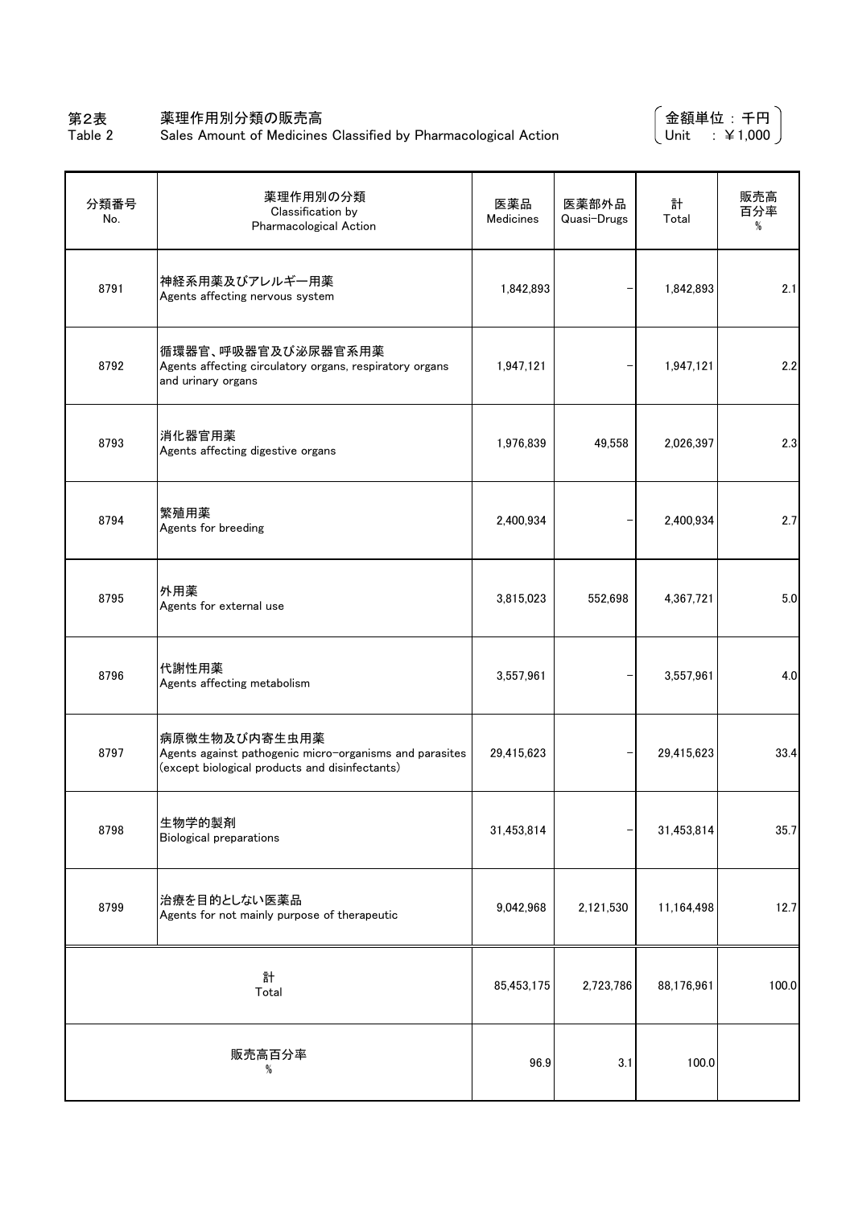# 第2表　薬理作用別分類の販売高
## Table 2　Sales Amount of Medicines Classified by Pharmacological Action

（金額単位：千円　Unit　：￥1,000）

| 分類番号 No. | 薬理作用別の分類 Classification by Pharmacological Action | 医薬品 Medicines | 医薬部外品 Quasi-Drugs | 計 Total | 販売高百分率 % |
|---|---|---|---|---|---|
| 8791 | 神経系用薬及びアレルギー用薬 Agents affecting nervous system | 1,842,893 | - | 1,842,893 | 2.1 |
| 8792 | 循環器官、呼吸器官及び泌尿器官系用薬 Agents affecting circulatory organs, respiratory organs and urinary organs | 1,947,121 | - | 1,947,121 | 2.2 |
| 8793 | 消化器官用薬 Agents affecting digestive organs | 1,976,839 | 49,558 | 2,026,397 | 2.3 |
| 8794 | 繁殖用薬 Agents for breeding | 2,400,934 | - | 2,400,934 | 2.7 |
| 8795 | 外用薬 Agents for external use | 3,815,023 | 552,698 | 4,367,721 | 5.0 |
| 8796 | 代謝性用薬 Agents affecting metabolism | 3,557,961 | - | 3,557,961 | 4.0 |
| 8797 | 病原微生物及び内寄生虫用薬 Agents against pathogenic micro-organisms and parasites (except biological products and disinfectants) | 29,415,623 | - | 29,415,623 | 33.4 |
| 8798 | 生物学的製剤 Biological preparations | 31,453,814 | - | 31,453,814 | 35.7 |
| 8799 | 治療を目的としない医薬品 Agents for not mainly purpose of therapeutic | 9,042,968 | 2,121,530 | 11,164,498 | 12.7 |
| 計 Total | | 85,453,175 | 2,723,786 | 88,176,961 | 100.0 |
| 販売高百分率 % | | 96.9 | 3.1 | 100.0 | |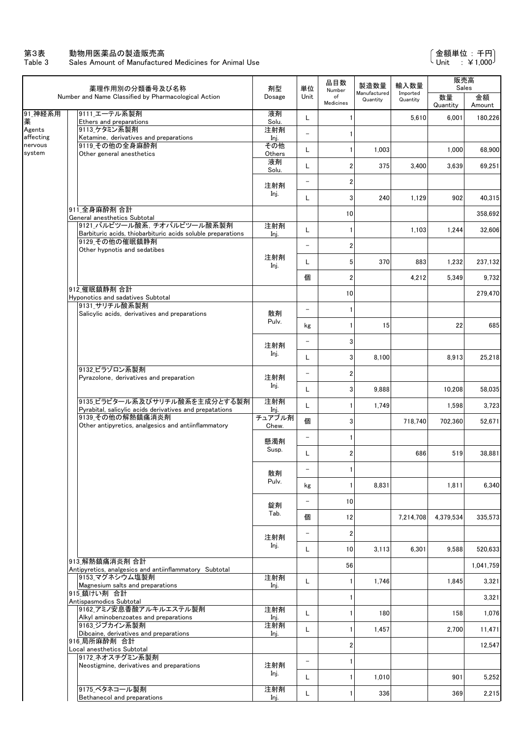# 第3表　動物用医薬品の製造販売高
## Table 3　Sales Amount of Manufactured Medicines for Animal Use

（金額単位：千円　Unit　: ￥1,000）

| 薬理作用別の分類番号及び名称 Number and Name Classified by Pharmacological Action | | 剤型 Dosage | 単位 Unit | 品目数 Number of Medicines | 製造数量 Manufactured Quantity | 輸入数量 Imported Quantity | 販売高 Sales 数量 Quantity | 販売高 Sales 金額 Amount |
|---|---|---|---|---|---|---|---|---|
| 91_神経系用薬 Agents affecting nervous system | 9111_エーテル系製剤 Ethers and preparations | 液剤 Solu. | L | 1 | | 5,610 | 6,001 | 180,226 |
| | 9113_ケタミン系製剤 Ketamine, derivatives and preparations | 注射剤 Inj. | － | 1 | | | | |
| | 9119_その他の全身麻酔剤 Other general anesthetics | その他 Others | L | 1 | 1,003 | | 1,000 | 68,900 |
| | | 液剤 Solu. | L | 2 | 375 | 3,400 | 3,639 | 69,251 |
| | | 注射剤 Inj. | － | 2 | | | | |
| | | | L | 3 | 240 | 1,129 | 902 | 40,315 |
| | 911_全身麻酔剤 合計 General anesthetics Subtotal | | | 10 | | | | 358,692 |
| | 9121_バルビツール酸系, チオバルビツール酸系製剤 Barbituric acids, thiobarbituric acids soluble preparations | 注射剤 Inj. | L | 1 | | 1,103 | 1,244 | 32,606 |
| | 9129_その他の催眠鎮静剤 Other hypnotis and sedatibes | 注射剤 Inj. | － | 2 | | | | |
| | | | L | 5 | 370 | 883 | 1,232 | 237,132 |
| | | | 個 | 2 | | 4,212 | 5,349 | 9,732 |
| | 912_催眠鎮静剤 合計 Hyponotics and sadatives Subtotal | | | 10 | | | | 279,470 |
| | 9131_サリチル酸系製剤 Salicylic acids, derivatives and preparations | 散剤 Pulv. | － | 1 | | | | |
| | | | kg | 1 | 15 | | 22 | 685 |
| | | 注射剤 Inj. | － | 3 | | | | |
| | | | L | 3 | 8,100 | | 8,913 | 25,218 |
| | 9132_ピラゾロン系製剤 Pyrazolone, derivatives and preparation | 注射剤 Inj. | － | 2 | | | | |
| | | | L | 3 | 9,888 | | 10,208 | 58,035 |
| | 9135_ピラビタール系及びサリチル酸系を主成分とする製剤 Pyrabital, salicylic acids derivatives and prepatations | 注射剤 Inj. | L | 1 | 1,749 | | 1,598 | 3,723 |
| | 9139_その他の解熱鎮痛消炎剤 Other antipyretics, analgesics and antiinflammatory | チュアブル剤 Chew. | 個 | 3 | | 718,740 | 702,360 | 52,671 |
| | | 懸濁剤 Susp. | － | 1 | | | | |
| | | | L | 2 | | 686 | 519 | 38,881 |
| | | 散剤 Pulv. | － | 1 | | | | |
| | | | kg | 1 | 8,831 | | 1,811 | 6,340 |
| | | 錠剤 Tab. | － | 10 | | | | |
| | | | 個 | 12 | | 7,214,708 | 4,379,534 | 335,573 |
| | | 注射剤 Inj. | － | 2 | | | | |
| | | | L | 10 | 3,113 | 6,301 | 9,588 | 520,633 |
| | 913_解熱鎮痛消炎剤 合計 Antipyretics, analgesics and antiinflammatory Subtotal | | | 56 | | | | 1,041,759 |
| | 9153_マグネシウム塩製剤 Magnesium salts and preparations | 注射剤 Inj. | L | 1 | 1,746 | | 1,845 | 3,321 |
| | 915_鎮けい剤 合計 Antispasmodics Subtotal | | | 1 | | | | 3,321 |
| | 9162_アミノ安息香酸アルキルエステル製剤 Alkyl aminobenzoates and preparations | 注射剤 Inj. | L | 1 | 180 | | 158 | 1,076 |
| | 9163_ジブカイン系製剤 Dibcaine, derivatives and preparations | 注射剤 Inj. | L | 1 | 1,457 | | 2,700 | 11,471 |
| | 916_局所麻酔剤 合計 Local anesthetics Subtotal | | | 2 | | | | 12,547 |
| | 9172_ネオスチグミン系製剤 Neostigmine, derivatives and preparations | 注射剤 Inj. | － | 1 | | | | |
| | | | L | 1 | 1,010 | | 901 | 5,252 |
| | 9175_ベタネコール製剤 Bethanecol and preparations | 注射剤 Inj. | L | 1 | 336 | | 369 | 2,215 |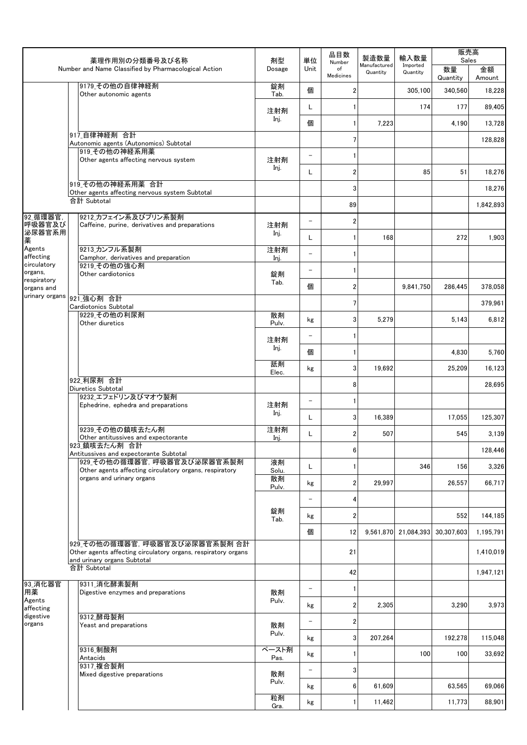| 薬理作用別の分類番号及び名称 Number and Name Classified by Pharmacological Action | | 剤型 Dosage | 単位 Unit | 品目数 Number of Medicines | 製造数量 Manufactured Quantity | 輸入数量 Imported Quantity | 販売高 Sales | |
|---|---|---|---|---|---|---|---|---|
| | | | | | | | 数量 Quantity | 金額 Amount |
| | 9179_その他の自律神経剤 Other autonomic agents | 錠剤 Tab. | 個 | 2 | | 305,100 | 340,560 | 18,228 |
| | | 注射剤 Inj. | L | 1 | | 174 | 177 | 89,405 |
| | | | 個 | 1 | 7,223 | | 4,190 | 13,728 |
| | 917_自律神経剤 合計 Autonomic agents (Autonomics) Subtotal | | | 7 | | | | 128,828 |
| | 919_その他の神経系用薬 Other agents affecting nervous system | 注射剤 Inj. | − | 1 | | | | |
| | | | L | 2 | | 85 | 51 | 18,276 |
| | 919_その他の神経系用薬 合計 Other agents affecting nervous system Subtotal | | | 3 | | | | 18,276 |
| | 合計 Subtotal | | | 89 | | | | 1,842,893 |
| 92_循環器官,呼吸器官及び泌尿器官系用薬 Agents affecting circulatory organs, respiratory organs and urinary organs | 9212_カフェイン系及びプリン系製剤 Caffeine, purine, derivatives and preparations | 注射剤 Inj. | − | 2 | | | | |
| | | | L | 1 | 168 | | 272 | 1,903 |
| | 9213_カンフル系製剤 Camphor, derivatives and preparation | 注射剤 Inj. | − | 1 | | | | |
| | 9219_その他の強心剤 Other cardiotonics | 錠剤 Tab. | − | 1 | | | | |
| | | | 個 | 2 | | 9,841,750 | 286,445 | 378,058 |
| | 921_強心剤 合計 Cardiotonics Subtotal | | | 7 | | | | 379,961 |
| | 9229_その他の利尿剤 Other diuretics | 散剤 Pulv. | kg | 3 | 5,279 | | 5,143 | 6,812 |
| | | 注射剤 Inj. | − | 1 | | | | |
| | | | 個 | 1 | | | 4,830 | 5,760 |
| | | 舐剤 Elec. | kg | 3 | 19,692 | | 25,209 | 16,123 |
| | 922_利尿剤 合計 Diuretics Subtotal | | | 8 | | | | 28,695 |
| | 9232_エフェドリン及びマオウ製剤 Ephedrine, ephedra and preparations | 注射剤 Inj. | − | 1 | | | | |
| | | | L | 3 | 16,389 | | 17,055 | 125,307 |
| | 9239_その他の鎮咳去たん剤 Other antitussives and expectorante | 注射剤 Inj. | L | 2 | 507 | | 545 | 3,139 |
| | 923_鎮咳去たん剤 合計 Antitussives and expectorante Subtotal | | | 6 | | | | 128,446 |
| | 929_その他の循環器官,呼吸器官及び泌尿器官系製剤 Other agents affecting circulatory organs, respiratory organs and urinary organs | 液剤 Solu. | L | 1 | | 346 | 156 | 3,326 |
| | | 散剤 Pulv. | kg | 2 | 29,997 | | 26,557 | 66,717 |
| | | 錠剤 Tab. | − | 4 | | | | |
| | | | kg | 2 | | | 552 | 144,185 |
| | | | 個 | 12 | 9,561,870 | 21,084,393 | 30,307,603 | 1,195,791 |
| | 929_その他の循環器官,呼吸器官及び泌尿器官系製剤 合計 Other agents affecting circulatory organs, respiratory organs and urinary organs Subtotal | | | 21 | | | | 1,410,019 |
| | 合計 Subtotal | | | 42 | | | | 1,947,121 |
| 93_消化器官用薬 Agents affecting digestive organs | 9311_消化酵素製剤 Digestive enzymes and preparations | 散剤 Pulv. | − | 1 | | | | |
| | | | kg | 2 | 2,305 | | 3,290 | 3,973 |
| | 9312_酵母製剤 Yeast and preparations | 散剤 Pulv. | − | 2 | | | | |
| | | | kg | 3 | 207,264 | | 192,278 | 115,048 |
| | 9316_制酸剤 Antacids | ペースト剤 Pas. | kg | 1 | | 100 | 100 | 33,692 |
| | 9317_複合製剤 Mixed digestive preparations | 散剤 Pulv. | − | 3 | | | | |
| | | | kg | 6 | 61,609 | | 63,565 | 69,066 |
| | | 粒剤 Gra. | kg | 1 | 11,462 | | 11,773 | 88,901 |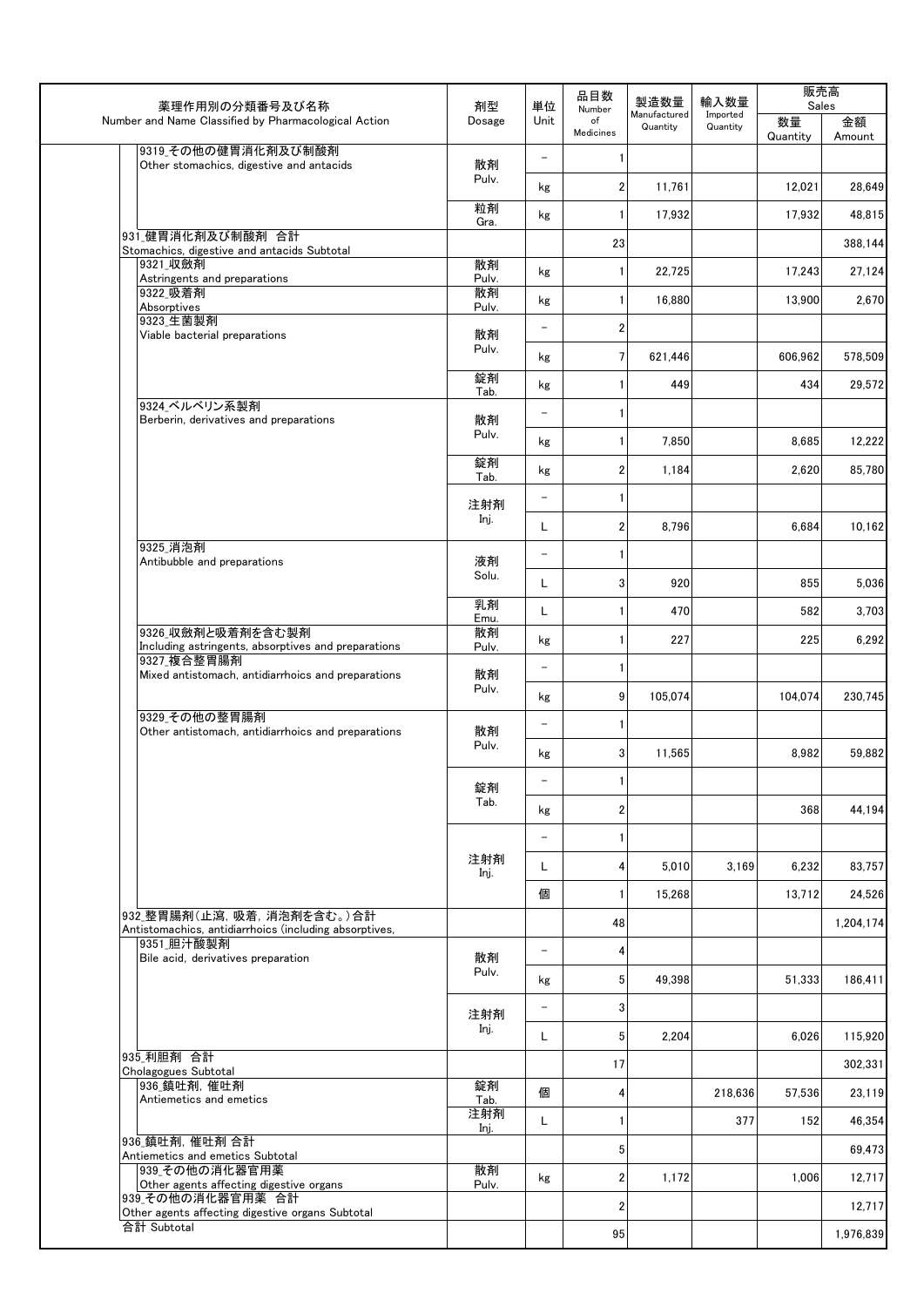| 薬理作用別の分類番号及び名称<br>Number and Name Classified by Pharmacological Action | 剤型<br>Dosage | 単位<br>Unit | 品目数<br>Number of Medicines | 製造数量<br>Manufactured Quantity | 輸入数量<br>Imported Quantity | 販売高 Sales | |
|---|---|---|---|---|---|---|---|
| | | | | | | 数量<br>Quantity | 金額<br>Amount |
| 9319_その他の健胃消化剤及び制酸剤<br>Other stomachics, digestive and antacids | 散剤<br>Pulv. | － | 1 | | | | |
| | | kg | 2 | 11,761 | | 12,021 | 28,649 |
| | 粒剤<br>Gra. | kg | 1 | 17,932 | | 17,932 | 48,815 |
| 931_健胃消化剤及び制酸剤 合計<br>Stomachics, digestive and antacids Subtotal | | | 23 | | | | 388,144 |
| 9321_収斂剤<br>Astringents and preparations | 散剤<br>Pulv. | kg | 1 | 22,725 | | 17,243 | 27,124 |
| 9322_吸着剤<br>Absorptives | 散剤<br>Pulv. | kg | 1 | 16,880 | | 13,900 | 2,670 |
| 9323_生菌製剤<br>Viable bacterial preparations | 散剤<br>Pulv. | － | 2 | | | | |
| | | kg | 7 | 621,446 | | 606,962 | 578,509 |
| | 錠剤<br>Tab. | kg | 1 | 449 | | 434 | 29,572 |
| 9324_ベルベリン系製剤<br>Berberin, derivatives and preparations | 散剤<br>Pulv. | － | 1 | | | | |
| | | kg | 1 | 7,850 | | 8,685 | 12,222 |
| | 錠剤<br>Tab. | kg | 2 | 1,184 | | 2,620 | 85,780 |
| | 注射剤<br>Inj. | － | 1 | | | | |
| | | L | 2 | 8,796 | | 6,684 | 10,162 |
| 9325_消泡剤<br>Antibubble and preparations | 液剤<br>Solu. | － | 1 | | | | |
| | | L | 3 | 920 | | 855 | 5,036 |
| | 乳剤<br>Emu. | L | 1 | 470 | | 582 | 3,703 |
| 9326_収斂剤と吸着剤を含む製剤<br>Including astringents, absorptives and preparations | 散剤<br>Pulv. | kg | 1 | 227 | | 225 | 6,292 |
| 9327_複合整胃腸剤<br>Mixed antistomach, antidiarrhoics and preparations | 散剤<br>Pulv. | － | 1 | | | | |
| | | kg | 9 | 105,074 | | 104,074 | 230,745 |
| 9329_その他の整胃腸剤<br>Other antistomach, antidiarrhoics and preparations | 散剤<br>Pulv. | － | 1 | | | | |
| | | kg | 3 | 11,565 | | 8,982 | 59,882 |
| | 錠剤<br>Tab. | － | 1 | | | | |
| | | kg | 2 | | | 368 | 44,194 |
| | 注射剤<br>Inj. | － | 1 | | | | |
| | | L | 4 | 5,010 | 3,169 | 6,232 | 83,757 |
| | | 個 | 1 | 15,268 | | 13,712 | 24,526 |
| 932_整胃腸剤(止瀉, 吸着, 消泡剤を含む。)合計<br>Antistomachics, antidiarrhoics (including absorptives, | | | 48 | | | | 1,204,174 |
| 9351_胆汁酸製剤<br>Bile acid, derivatives preparation | 散剤<br>Pulv. | － | 4 | | | | |
| | | kg | 5 | 49,398 | | 51,333 | 186,411 |
| | 注射剤<br>Inj. | － | 3 | | | | |
| | | L | 5 | 2,204 | | 6,026 | 115,920 |
| 935_利胆剤 合計<br>Cholagogues Subtotal | | | 17 | | | | 302,331 |
| 936_鎮吐剤, 催吐剤<br>Antiemetics and emetics | 錠剤<br>Tab. | 個 | 4 | | 218,636 | 57,536 | 23,119 |
| | 注射剤<br>Inj. | L | 1 | | 377 | 152 | 46,354 |
| 936_鎮吐剤, 催吐剤 合計<br>Antiemetics and emetics Subtotal | | | 5 | | | | 69,473 |
| 939_その他の消化器官用薬<br>Other agents affecting digestive organs | 散剤<br>Pulv. | kg | 2 | 1,172 | | 1,006 | 12,717 |
| 939_その他の消化器官用薬 合計<br>Other agents affecting digestive organs Subtotal | | | 2 | | | | 12,717 |
| 合計 Subtotal | | | 95 | | | | 1,976,839 |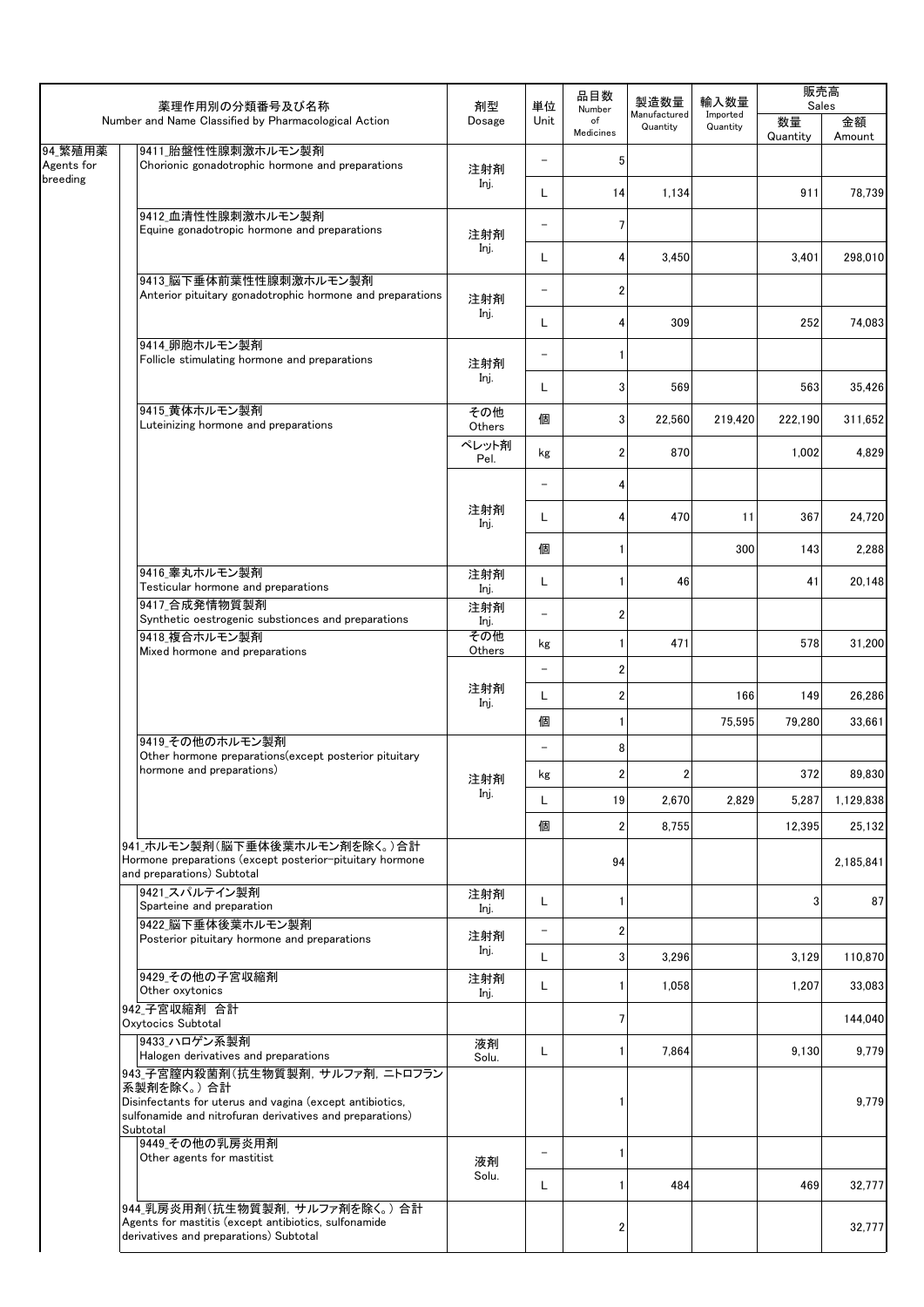| 薬理作用別の分類番号及び名称 Number and Name Classified by Pharmacological Action | | 剤型 Dosage | 単位 Unit | 品目数 Number of Medicines | 製造数量 Manufactured Quantity | 輸入数量 Imported Quantity | 販売高 Sales | |
|---|---|---|---|---|---|---|---|---|
| | | | | | | | 数量 Quantity | 金額 Amount |
| 94_繁殖用薬 Agents for breeding | 9411_胎盤性性腺刺激ホルモン製剤 Chorionic gonadotrophic hormone and preparations | 注射剤 Inj. | − | 5 | | | | |
| | | | L | 14 | 1,134 | | 911 | 78,739 |
| | 9412_血清性性腺刺激ホルモン製剤 Equine gonadotropic hormone and preparations | 注射剤 Inj. | − | 7 | | | | |
| | | | L | 4 | 3,450 | | 3,401 | 298,010 |
| | 9413_脳下垂体前葉性性腺刺激ホルモン製剤 Anterior pituitary gonadotrophic hormone and preparations | 注射剤 Inj. | − | 2 | | | | |
| | | | L | 4 | 309 | | 252 | 74,083 |
| | 9414_卵胞ホルモン製剤 Follicle stimulating hormone and preparations | 注射剤 Inj. | − | 1 | | | | |
| | | | L | 3 | 569 | | 563 | 35,426 |
| | 9415_黄体ホルモン製剤 Luteinizing hormone and preparations | その他 Others | 個 | 3 | 22,560 | 219,420 | 222,190 | 311,652 |
| | | ペレット剤 Pel. | kg | 2 | 870 | | 1,002 | 4,829 |
| | | 注射剤 Inj. | − | 4 | | | | |
| | | | L | 4 | 470 | 11 | 367 | 24,720 |
| | | | 個 | 1 | | 300 | 143 | 2,288 |
| | 9416_睾丸ホルモン製剤 Testicular hormone and preparations | 注射剤 Inj. | L | 1 | 46 | | 41 | 20,148 |
| | 9417_合成発情物質製剤 Synthetic oestrogenic substionces and preparations | 注射剤 Inj. | − | 2 | | | | |
| | 9418_複合ホルモン製剤 Mixed hormone and preparations | その他 Others | kg | 1 | 471 | | 578 | 31,200 |
| | | 注射剤 Inj. | − | 2 | | | | |
| | | | L | 2 | | 166 | 149 | 26,286 |
| | | | 個 | 1 | | 75,595 | 79,280 | 33,661 |
| | 9419_その他のホルモン製剤 Other hormone preparations(except posterior pituitary hormone and preparations) | 注射剤 Inj. | − | 8 | | | | |
| | | | kg | 2 | 2 | | 372 | 89,830 |
| | | | L | 19 | 2,670 | 2,829 | 5,287 | 1,129,838 |
| | | | 個 | 2 | 8,755 | | 12,395 | 25,132 |
| | 941_ホルモン製剤(脳下垂体後葉ホルモン剤を除く。)合計 Hormone preparations (except posterior-pituitary hormone and preparations) Subtotal | | | 94 | | | | 2,185,841 |
| | 9421_スパルテイン製剤 Sparteine and preparation | 注射剤 Inj. | L | 1 | | | 3 | 87 |
| | 9422_脳下垂体後葉ホルモン製剤 Posterior pituitary hormone and preparations | 注射剤 Inj. | − | 2 | | | | |
| | | | L | 3 | 3,296 | | 3,129 | 110,870 |
| | 9429_その他の子宮収縮剤 Other oxytonics | 注射剤 Inj. | L | 1 | 1,058 | | 1,207 | 33,083 |
| | 942_子宮収縮剤 合計 Oxytocics Subtotal | | | 7 | | | | 144,040 |
| | 9433_ハロゲン系製剤 Halogen derivatives and preparations | 液剤 Solu. | L | 1 | 7,864 | | 9,130 | 9,779 |
| | 943_子宮膣内殺菌剤(抗生物質製剤, サルファ剤, ニトロフラン系製剤を除く。) 合計 Disinfectants for uterus and vagina (except antibiotics, sulfonamide and nitrofuran derivatives and preparations) Subtotal | | | 1 | | | | 9,779 |
| | 9449_その他の乳房炎用剤 Other agents for mastitist | 液剤 Solu. | − | 1 | | | | |
| | | | L | 1 | 484 | | 469 | 32,777 |
| | 944_乳房炎用剤(抗生物質製剤, サルファ剤を除く。) 合計 Agents for mastitis (except antibiotics, sulfonamide derivatives and preparations) Subtotal | | | 2 | | | | 32,777 |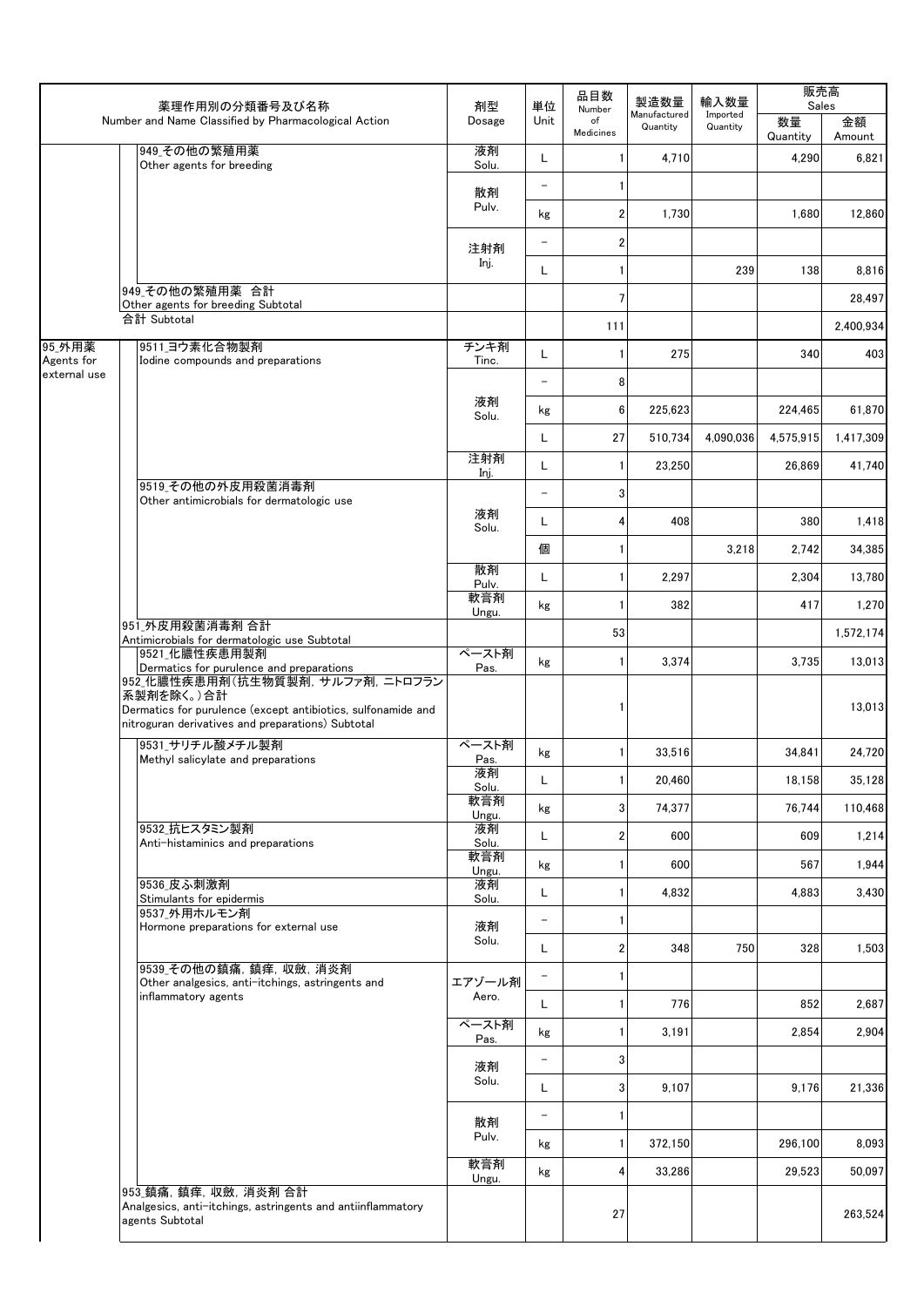| 薬理作用別の分類番号及び名称 Number and Name Classified by Pharmacological Action | | 剤型 Dosage | 単位 Unit | 品目数 Number of Medicines | 製造数量 Manufactured Quantity | 輸入数量 Imported Quantity | 販売高 Sales | |
|---|---|---|---|---|---|---|---|---|
| | | | | | | | 数量 Quantity | 金額 Amount |
| | 949_その他の繁殖用薬 Other agents for breeding | 液剤 Solu. | L | 1 | 4,710 | | 4,290 | 6,821 |
| | | 散剤 Pulv. | − | 1 | | | | |
| | | | kg | 2 | 1,730 | | 1,680 | 12,860 |
| | | 注射剤 Inj. | − | 2 | | | | |
| | | | L | 1 | | 239 | 138 | 8,816 |
| | 949_その他の繁殖用薬 合計 Other agents for breeding Subtotal | | | 7 | | | | 28,497 |
| | 合計 Subtotal | | | 111 | | | | 2,400,934 |
| 95_外用薬 Agents for external use | 9511_ヨウ素化合物製剤 Iodine compounds and preparations | チンキ剤 Tinc. | L | 1 | 275 | | 340 | 403 |
| | | 液剤 Solu. | − | 8 | | | | |
| | | | kg | 6 | 225,623 | | 224,465 | 61,870 |
| | | | L | 27 | 510,734 | 4,090,036 | 4,575,915 | 1,417,309 |
| | | 注射剤 Inj. | L | 1 | 23,250 | | 26,869 | 41,740 |
| | 9519_その他の外皮用殺菌消毒剤 Other antimicrobials for dermatologic use | 液剤 Solu. | − | 3 | | | | |
| | | | L | 4 | 408 | | 380 | 1,418 |
| | | | 個 | 1 | | 3,218 | 2,742 | 34,385 |
| | | 散剤 Pulv. | L | 1 | 2,297 | | 2,304 | 13,780 |
| | | 軟膏剤 Ungu. | kg | 1 | 382 | | 417 | 1,270 |
| | 951_外皮用殺菌消毒剤 合計 Antimicrobials for dermatologic use Subtotal | | | 53 | | | | 1,572,174 |
| | 9521_化膿性疾患用製剤 Dermatics for purulence and preparations | ペースト剤 Pas. | kg | 1 | 3,374 | | 3,735 | 13,013 |
| | 952_化膿性疾患用剤（抗生物質製剤，サルファ剤，ニトロフラン系製剤を除く。）合計 Dermatics for purulence (except antibiotics, sulfonamide and nitroguran derivatives and preparations) Subtotal | | | 1 | | | | 13,013 |
| | 9531_サリチル酸メチル製剤 Methyl salicylate and preparations | ペースト剤 Pas. | kg | 1 | 33,516 | | 34,841 | 24,720 |
| | | 液剤 Solu. | L | 1 | 20,460 | | 18,158 | 35,128 |
| | | 軟膏剤 Ungu. | kg | 3 | 74,377 | | 76,744 | 110,468 |
| | 9532_抗ヒスタミン製剤 Anti-histaminics and preparations | 液剤 Solu. | L | 2 | 600 | | 609 | 1,214 |
| | | 軟膏剤 Ungu. | kg | 1 | 600 | | 567 | 1,944 |
| | 9536_皮ふ刺激剤 Stimulants for epidermis | 液剤 Solu. | L | 1 | 4,832 | | 4,883 | 3,430 |
| | 9537_外用ホルモン剤 Hormone preparations for external use | 液剤 Solu. | − | 1 | | | | |
| | | | L | 2 | 348 | 750 | 328 | 1,503 |
| | 9539_その他の鎮痛，鎮痒，収斂，消炎剤 Other analgesics, anti-itchings, astringents and inflammatory agents | エアゾール剤 Aero. | − | 1 | | | | |
| | | | L | 1 | 776 | | 852 | 2,687 |
| | | ペースト剤 Pas. | kg | 1 | 3,191 | | 2,854 | 2,904 |
| | | 液剤 Solu. | − | 3 | | | | |
| | | | L | 3 | 9,107 | | 9,176 | 21,336 |
| | | 散剤 Pulv. | − | 1 | | | | |
| | | | kg | 1 | 372,150 | | 296,100 | 8,093 |
| | | 軟膏剤 Ungu. | kg | 4 | 33,286 | | 29,523 | 50,097 |
| | 953_鎮痛，鎮痒，収斂，消炎剤 合計 Analgesics, anti-itchings, astringents and antiinflammatory agents Subtotal | | | 27 | | | | 263,524 |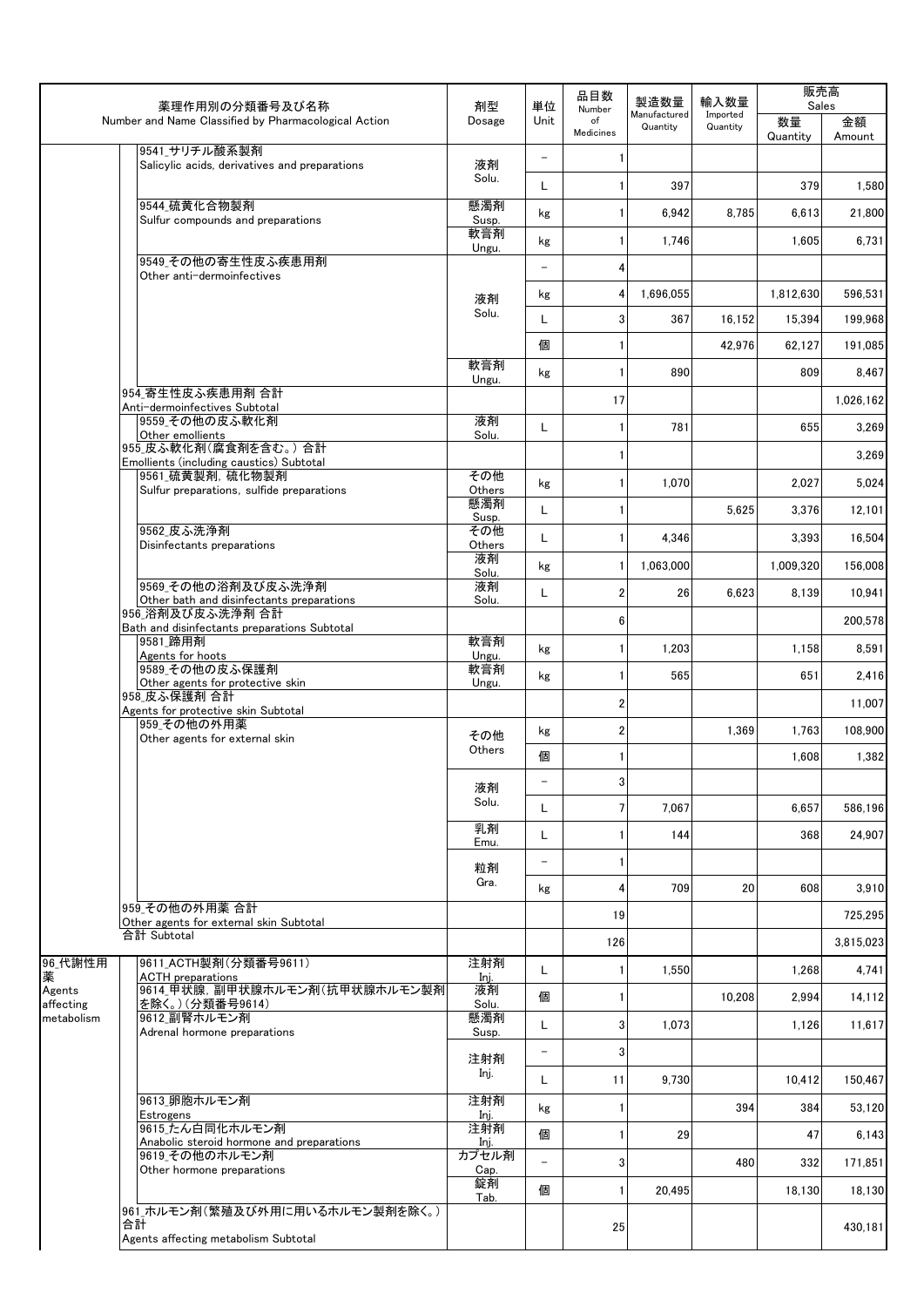| 薬理作用別の分類番号及び名称 Number and Name Classified by Pharmacological Action | | 剤型 Dosage | 単位 Unit | 品目数 Number of Medicines | 製造数量 Manufactured Quantity | 輸入数量 Imported Quantity | 販売高 Sales 数量 Quantity | 金額 Amount |
|---|---|---|---|---|---|---|---|---|
| | 9541_サリチル酸系製剤 Salicylic acids, derivatives and preparations | 液剤 Solu. | − | 1 | | | | |
| | | | L | 1 | 397 | | 379 | 1,580 |
| | 9544_硫黄化合物製剤 Sulfur compounds and preparations | 懸濁剤 Susp. | kg | 1 | 6,942 | 8,785 | 6,613 | 21,800 |
| | | 軟膏剤 Ungu. | kg | 1 | 1,746 | | 1,605 | 6,731 |
| | 9549_その他の寄生性皮ふ疾患用剤 Other anti-dermoinfectives | | − | 4 | | | | |
| | | 液剤 Solu. | kg | 4 | 1,696,055 | | 1,812,630 | 596,531 |
| | | | L | 3 | 367 | 16,152 | 15,394 | 199,968 |
| | | | 個 | 1 | | 42,976 | 62,127 | 191,085 |
| | | 軟膏剤 Ungu. | kg | 1 | 890 | | 809 | 8,467 |
| | 954_寄生性皮ふ疾患用剤 合計 Anti-dermoinfectives Subtotal | | | 17 | | | | 1,026,162 |
| | 9559_その他の皮ふ軟化剤 Other emollients | 液剤 Solu. | L | 1 | 781 | | 655 | 3,269 |
| | 955_皮ふ軟化剤(腐食剤を含む。) 合計 Emollients (including caustics) Subtotal | | | 1 | | | | 3,269 |
| | 9561_硫黄製剤, 硫化物製剤 Sulfur preparations, sulfide preparations | その他 Others | kg | 1 | 1,070 | | 2,027 | 5,024 |
| | | 懸濁剤 Susp. | L | 1 | | 5,625 | 3,376 | 12,101 |
| | 9562_皮ふ洗浄剤 Disinfectants preparations | その他 Others | L | 1 | 4,346 | | 3,393 | 16,504 |
| | | 液剤 Solu. | kg | 1 | 1,063,000 | | 1,009,320 | 156,008 |
| | 9569_その他の浴剤及び皮ふ洗浄剤 Other bath and disinfectants preparations | 液剤 Solu. | L | 2 | 26 | 6,623 | 8,139 | 10,941 |
| | 956_浴剤及び皮ふ洗浄剤 合計 Bath and disinfectants preparations Subtotal | | | 6 | | | | 200,578 |
| | 9581_蹄用剤 Agents for hoots | 軟膏剤 Ungu. | kg | 1 | 1,203 | | 1,158 | 8,591 |
| | 9589_その他の皮ふ保護剤 Other agents for protective skin | 軟膏剤 Ungu. | kg | 1 | 565 | | 651 | 2,416 |
| | 958_皮ふ保護剤 合計 Agents for protective skin Subtotal | | | 2 | | | | 11,007 |
| | 959_その他の外用薬 Other agents for external skin | その他 Others | kg | 2 | | 1,369 | 1,763 | 108,900 |
| | | | 個 | 1 | | | 1,608 | 1,382 |
| | | 液剤 Solu. | − | 3 | | | | |
| | | | L | 7 | 7,067 | | 6,657 | 586,196 |
| | | 乳剤 Emu. | L | 1 | 144 | | 368 | 24,907 |
| | | 粒剤 Gra. | − | 1 | | | | |
| | | | kg | 4 | 709 | 20 | 608 | 3,910 |
| | 959_その他の外用薬 合計 Other agents for external skin Subtotal | | | 19 | | | | 725,295 |
| | 合計 Subtotal | | | 126 | | | | 3,815,023 |
| 96_代謝性用薬 Agents affecting metabolism | 9611_ACTH製剤(分類番号9611) ACTH preparations | 注射剤 Inj. | L | 1 | 1,550 | | 1,268 | 4,741 |
| | 9614_甲状腺, 副甲状腺ホルモン剤(抗甲状腺ホルモン製剤を除く。)(分類番号9614) | 液剤 Solu. | 個 | 1 | | 10,208 | 2,994 | 14,112 |
| | 9612_副腎ホルモン剤 Adrenal hormone preparations | 懸濁剤 Susp. | L | 3 | 1,073 | | 1,126 | 11,617 |
| | | 注射剤 Inj. | − | 3 | | | | |
| | | | L | 11 | 9,730 | | 10,412 | 150,467 |
| | 9613_卵胞ホルモン剤 Estrogens | 注射剤 Inj. | kg | 1 | | 394 | 384 | 53,120 |
| | 9615_たん白同化ホルモン剤 Anabolic steroid hormone and preparations | 注射剤 Inj. | 個 | 1 | 29 | | 47 | 6,143 |
| | 9619_その他のホルモン剤 Other hormone preparations | カプセル剤 Cap. | − | 3 | | 480 | 332 | 171,851 |
| | | 錠剤 Tab. | 個 | 1 | 20,495 | | 18,130 | 18,130 |
| | 961_ホルモン剤(繁殖及び外用に用いるホルモン製剤を除く。)合計 Agents affecting metabolism Subtotal | | | 25 | | | | 430,181 |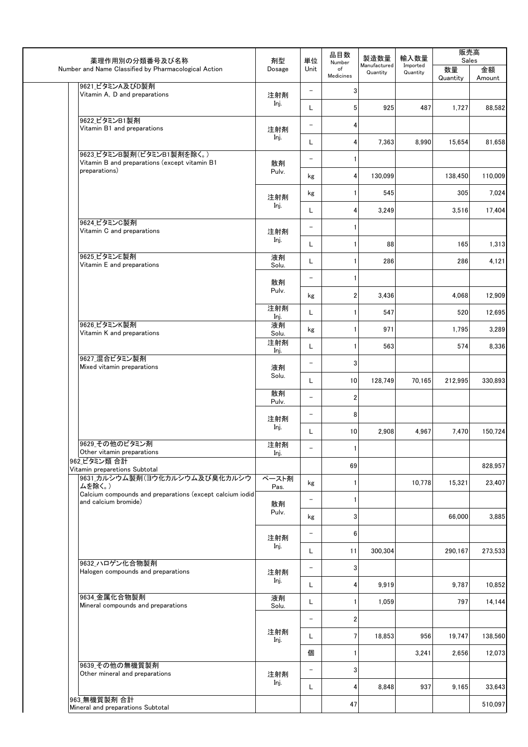| 薬理作用別の分類番号及び名称 Number and Name Classified by Pharmacological Action | 剤型 Dosage | 単位 Unit | 品目数 Number of Medicines | 製造数量 Manufactured Quantity | 輸入数量 Imported Quantity | 販売高 Sales | |
|---|---|---|---|---|---|---|---|
| | | | | | | 数量 Quantity | 金額 Amount |
| 9621_ビタミンA及びD製剤 Vitamin A, D and preparations | 注射剤 Inj. | − | 3 | | | | |
| | | L | 5 | 925 | 487 | 1,727 | 88,582 |
| 9622_ビタミンB1製剤 Vitamin B1 and preparations | 注射剤 Inj. | − | 4 | | | | |
| | | L | 4 | 7,363 | 8,990 | 15,654 | 81,658 |
| 9623_ビタミンB製剤(ビタミンB1製剤を除く。) Vitamin B and preparations (except vitamin B1 preparations) | 散剤 Pulv. | − | 1 | | | | |
| | | kg | 4 | 130,099 | | 138,450 | 110,009 |
| | 注射剤 Inj. | kg | 1 | 545 | | 305 | 7,024 |
| | | L | 4 | 3,249 | | 3,516 | 17,404 |
| 9624_ビタミンC製剤 Vitamin C and preparations | 注射剤 Inj. | − | 1 | | | | |
| | | L | 1 | 88 | | 165 | 1,313 |
| 9625_ビタミンE製剤 Vitamin E and preparations | 液剤 Solu. | L | 1 | 286 | | 286 | 4,121 |
| | 散剤 Pulv. | − | 1 | | | | |
| | | kg | 2 | 3,436 | | 4,068 | 12,909 |
| | 注射剤 Inj. | L | 1 | 547 | | 520 | 12,695 |
| 9626_ビタミンK製剤 Vitamin K and preparations | 液剤 Solu. | kg | 1 | 971 | | 1,795 | 3,289 |
| | 注射剤 Inj. | L | 1 | 563 | | 574 | 8,336 |
| 9627_混合ビタミン製剤 Mixed vitamin preparations | 液剤 Solu. | − | 3 | | | | |
| | | L | 10 | 128,749 | 70,165 | 212,995 | 330,893 |
| | 散剤 Pulv. | − | 2 | | | | |
| | 注射剤 Inj. | − | 8 | | | | |
| | | L | 10 | 2,908 | 4,967 | 7,470 | 150,724 |
| 9629_その他のビタミン剤 Other vitamin preparations | 注射剤 Inj. | − | 1 | | | | |
| 962_ビタミン類 合計 Vitamin preparetions Subtotal | | | 69 | | | | 828,957 |
| 9631_カルシウム製剤(ヨウ化カルシウム及び臭化カルシウムを除く。) Calcium compounds and preparations (except calcium iodid and calcium bromide) | ペースト剤 Pas. | kg | 1 | | 10,778 | 15,321 | 23,407 |
| | 散剤 Pulv. | − | 1 | | | | |
| | | kg | 3 | | | 66,000 | 3,885 |
| | 注射剤 Inj. | − | 6 | | | | |
| | | L | 11 | 300,304 | | 290,167 | 273,533 |
| 9632_ハロゲン化合物製剤 Halogen compounds and preparations | 注射剤 Inj. | − | 3 | | | | |
| | | L | 4 | 9,919 | | 9,787 | 10,852 |
| 9634_金属化合物製剤 Mineral compounds and preparations | 液剤 Solu. | L | 1 | 1,059 | | 797 | 14,144 |
| | 注射剤 Inj. | − | 2 | | | | |
| | | L | 7 | 18,853 | 956 | 19,747 | 138,560 |
| | | 個 | 1 | | 3,241 | 2,656 | 12,073 |
| 9639_その他の無機質製剤 Other mineral and preparations | 注射剤 Inj. | − | 3 | | | | |
| | | L | 4 | 8,848 | 937 | 9,165 | 33,643 |
| 963_無機質製剤 合計 Mineral and preparations Subtotal | | | 47 | | | | 510,097 |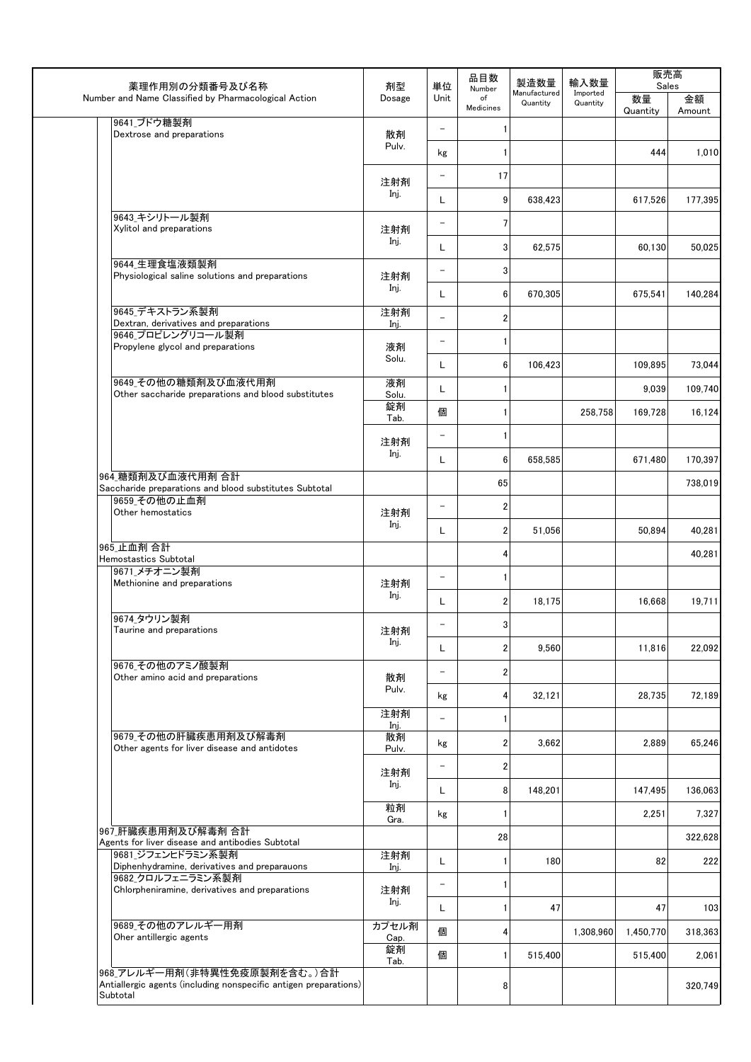| 薬理作用別の分類番号及び名称<br>Number and Name Classified by Pharmacological Action | 剤型<br>Dosage | 単位<br>Unit | 品目数<br>Number of Medicines | 製造数量<br>Manufactured Quantity | 輸入数量<br>Imported Quantity | 販売高 Sales<br>数量<br>Quantity | <br>金額<br>Amount |
|---|---|---|---|---|---|---|---|
| 9641_ブドウ糖製剤<br>Dextrose and preparations | 散剤<br>Pulv. | － | 1 | | | | |
| | | kg | 1 | | | 444 | 1,010 |
| | 注射剤<br>Inj. | － | 17 | | | | |
| | | L | 9 | 638,423 | | 617,526 | 177,395 |
| 9643_キシリトール製剤<br>Xylitol and preparations | 注射剤<br>Inj. | － | 7 | | | | |
| | | L | 3 | 62,575 | | 60,130 | 50,025 |
| 9644_生理食塩液類製剤<br>Physiological saline solutions and preparations | 注射剤<br>Inj. | － | 3 | | | | |
| | | L | 6 | 670,305 | | 675,541 | 140,284 |
| 9645_デキストラン系製剤<br>Dextran, derivatives and preparations | 注射剤<br>Inj. | － | 2 | | | | |
| 9646_プロピレングリコール製剤<br>Propylene glycol and preparations | 液剤<br>Solu. | － | 1 | | | | |
| | | L | 6 | 106,423 | | 109,895 | 73,044 |
| 9649_その他の糖類剤及び血液代用剤<br>Other saccharide preparations and blood substitutes | 液剤<br>Solu. | L | 1 | | | 9,039 | 109,740 |
| | 錠剤<br>Tab. | 個 | 1 | | 258,758 | 169,728 | 16,124 |
| | 注射剤<br>Inj. | － | 1 | | | | |
| | | L | 6 | 658,585 | | 671,480 | 170,397 |
| 964_糖類剤及び血液代用剤 合計<br>Saccharide preparations and blood substitutes Subtotal | | | 65 | | | | 738,019 |
| 9659_その他の止血剤<br>Other hemostatics | 注射剤<br>Inj. | － | 2 | | | | |
| | | L | 2 | 51,056 | | 50,894 | 40,281 |
| 965_止血剤 合計<br>Hemostastics Subtotal | | | 4 | | | | 40,281 |
| 9671_メチオニン製剤<br>Methionine and preparations | 注射剤<br>Inj. | － | 1 | | | | |
| | | L | 2 | 18,175 | | 16,668 | 19,711 |
| 9674_タウリン製剤<br>Taurine and preparations | 注射剤<br>Inj. | － | 3 | | | | |
| | | L | 2 | 9,560 | | 11,816 | 22,092 |
| 9676_その他のアミノ酸製剤<br>Other amino acid and preparations | 散剤<br>Pulv. | － | 2 | | | | |
| | | kg | 4 | 32,121 | | 28,735 | 72,189 |
| | 注射剤<br>Inj. | － | 1 | | | | |
| 9679_その他の肝臓疾患用剤及び解毒剤<br>Other agents for liver disease and antidotes | 散剤<br>Pulv. | kg | 2 | 3,662 | | 2,889 | 65,246 |
| | 注射剤<br>Inj. | － | 2 | | | | |
| | | L | 8 | 148,201 | | 147,495 | 136,063 |
| | 粒剤<br>Gra. | kg | 1 | | | 2,251 | 7,327 |
| 967_肝臓疾患用剤及び解毒剤 合計<br>Agents for liver disease and antibodies Subtotal | | | 28 | | | | 322,628 |
| 9681_ジフェンヒドラミン系製剤<br>Diphenhydramine, derivatives and preparauons | 注射剤<br>Inj. | L | 1 | 180 | | 82 | 222 |
| 9682_クロルフェニラミン系製剤<br>Chlorpheniramine, derivatives and preparations | 注射剤<br>Inj. | － | 1 | | | | |
| | | L | 1 | 47 | | 47 | 103 |
| 9689_その他のアレルギー用剤<br>Oher antillergic agents | カプセル剤<br>Cap. | 個 | 4 | | 1,308,960 | 1,450,770 | 318,363 |
| | 錠剤<br>Tab. | 個 | 1 | 515,400 | | 515,400 | 2,061 |
| 968_アレルギー用剤（非特異性免疫原製剤を含む。）合計<br>Antiallergic agents (including nonspecific antigen preparations) Subtotal | | | 8 | | | | 320,749 |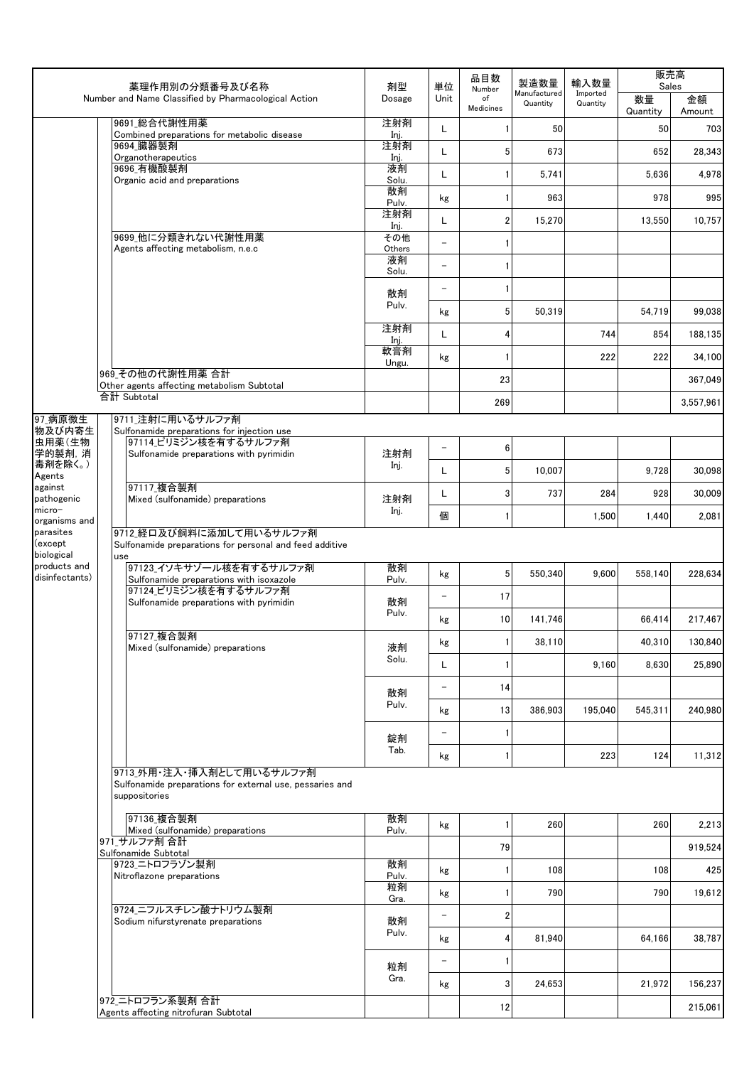| | 薬理作用別の分類番号及び名称<br>Number and Name Classified by Pharmacological Action | 剤型<br>Dosage | 単位<br>Unit | 品目数<br>Number of Medicines | 製造数量<br>Manufactured Quantity | 輸入数量<br>Imported Quantity | 販売高 Sales | |
|---|---|---|---|---|---|---|---|---|
| | | | | | | | 数量<br>Quantity | 金額<br>Amount |
| | 9691_総合代謝性用薬<br>Combined preparations for metabolic disease | 注射剤<br>Inj. | L | 1 | 50 | | 50 | 703 |
| | 9694_臓器製剤<br>Organotherapeutics | 注射剤<br>Inj. | L | 5 | 673 | | 652 | 28,343 |
| | 9696_有機酸製剤<br>Organic acid and preparations | 液剤<br>Solu. | L | 1 | 5,741 | | 5,636 | 4,978 |
| | | 散剤<br>Pulv. | kg | 1 | 963 | | 978 | 995 |
| | | 注射剤<br>Inj. | L | 2 | 15,270 | | 13,550 | 10,757 |
| | 9699_他に分類されない代謝性用薬<br>Agents affecting metabolism, n.e.c | その他<br>Others | − | 1 | | | | |
| | | 液剤<br>Solu. | − | 1 | | | | |
| | | 散剤<br>Pulv. | − | 1 | | | | |
| | | | kg | 5 | 50,319 | | 54,719 | 99,038 |
| | | 注射剤<br>Inj. | L | 4 | | 744 | 854 | 188,135 |
| | | 軟膏剤<br>Ungu. | kg | 1 | | 222 | 222 | 34,100 |
| | 969_その他の代謝性用薬 合計<br>Other agents affecting metabolism Subtotal | | | 23 | | | | 367,049 |
| | 合計 Subtotal | | | 269 | | | | 3,557,961 |
| 97_病原微生物及び内寄生虫用薬(生物学的製剤，消毒剤を除く。)<br>Agents against pathogenic micro-organisms and parasites (except biological products and disinfectants) | 9711_注射に用いるサルファ剤<br>Sulfonamide preparations for injection use | | | | | | | |
| | 97114_ピリミジン核を有するサルファ剤<br>Sulfonamide preparations with pyrimidin | 注射剤<br>Inj. | − | 6 | | | | |
| | | | L | 5 | 10,007 | | 9,728 | 30,098 |
| | 97117_複合製剤<br>Mixed (sulfonamide) preparations | 注射剤<br>Inj. | L | 3 | 737 | 284 | 928 | 30,009 |
| | | | 個 | 1 | | 1,500 | 1,440 | 2,081 |
| | 9712_経口及び飼料に添加して用いるサルファ剤<br>Sulfonamide preparations for personal and feed additive use | | | | | | | |
| | 97123_イソキサゾール核を有するサルファ剤<br>Sulfonamide preparations with isoxazole | 散剤<br>Pulv. | kg | 5 | 550,340 | 9,600 | 558,140 | 228,634 |
| | 97124_ピリミジン核を有するサルファ剤<br>Sulfonamide preparations with pyrimidin | 散剤<br>Pulv. | − | 17 | | | | |
| | | | kg | 10 | 141,746 | | 66,414 | 217,467 |
| | 97127_複合製剤<br>Mixed (sulfonamide) preparations | 液剤<br>Solu. | kg | 1 | 38,110 | | 40,310 | 130,840 |
| | | | L | 1 | | 9,160 | 8,630 | 25,890 |
| | | 散剤<br>Pulv. | − | 14 | | | | |
| | | | kg | 13 | 386,903 | 195,040 | 545,311 | 240,980 |
| | | 錠剤<br>Tab. | − | 1 | | | | |
| | | | kg | 1 | | 223 | 124 | 11,312 |
| | 9713_外用・注入・挿入剤として用いるサルファ剤<br>Sulfonamide preparations for external use, pessaries and suppositories | | | | | | | |
| | 97136_複合製剤<br>Mixed (sulfonamide) preparations | 散剤<br>Pulv. | kg | 1 | 260 | | 260 | 2,213 |
| | 971_サルファ剤 合計<br>Sulfonamide Subtotal | | | 79 | | | | 919,524 |
| | 9723_ニトロフラゾン製剤<br>Nitroflazone preparations | 散剤<br>Pulv. | kg | 1 | 108 | | 108 | 425 |
| | | 粒剤<br>Gra. | kg | 1 | 790 | | 790 | 19,612 |
| | 9724_ニフルスチレン酸ナトリウム製剤<br>Sodium nifurstyrenate preparations | 散剤<br>Pulv. | − | 2 | | | | |
| | | | kg | 4 | 81,940 | | 64,166 | 38,787 |
| | | 粒剤<br>Gra. | − | 1 | | | | |
| | | | kg | 3 | 24,653 | | 21,972 | 156,237 |
| | 972_ニトロフラン系製剤 合計<br>Agents affecting nitrofuran Subtotal | | | 12 | | | | 215,061 |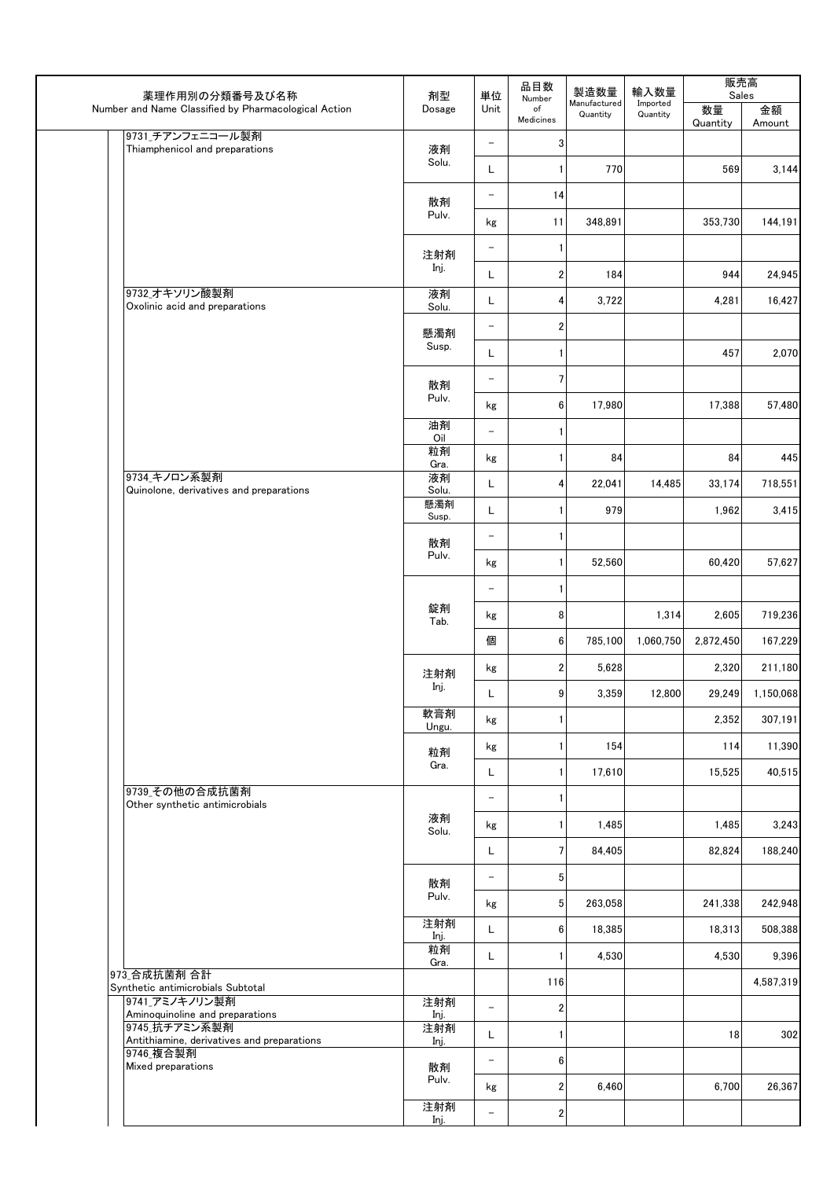| 薬理作用別の分類番号及び名称<br>Number and Name Classified by Pharmacological Action | 剤型<br>Dosage | 単位<br>Unit | 品目数<br>Number of Medicines | 製造数量<br>Manufactured Quantity | 輸入数量<br>Imported Quantity | 販売高 Sales<br>数量<br>Quantity | <br>金額<br>Amount |
|---|---|---|---|---|---|---|---|
| 9731_チアンフェニコール製剤<br>Thiamphenicol and preparations | 液剤<br>Solu. | － | 3 | | | | |
| | | L | 1 | 770 | | 569 | 3,144 |
| | 散剤<br>Pulv. | － | 14 | | | | |
| | | kg | 11 | 348,891 | | 353,730 | 144,191 |
| | 注射剤<br>Inj. | － | 1 | | | | |
| | | L | 2 | 184 | | 944 | 24,945 |
| 9732_オキソリン酸製剤<br>Oxolinic acid and preparations | 液剤<br>Solu. | L | 4 | 3,722 | | 4,281 | 16,427 |
| | 懸濁剤<br>Susp. | － | 2 | | | | |
| | | L | 1 | | | 457 | 2,070 |
| | 散剤<br>Pulv. | － | 7 | | | | |
| | | kg | 6 | 17,980 | | 17,388 | 57,480 |
| | 油剤<br>Oil | － | 1 | | | | |
| | 粒剤<br>Gra. | kg | 1 | 84 | | 84 | 445 |
| 9734_キノロン系製剤<br>Quinolone, derivatives and preparations | 液剤<br>Solu. | L | 4 | 22,041 | 14,485 | 33,174 | 718,551 |
| | 懸濁剤<br>Susp. | L | 1 | 979 | | 1,962 | 3,415 |
| | 散剤<br>Pulv. | － | 1 | | | | |
| | | kg | 1 | 52,560 | | 60,420 | 57,627 |
| | 錠剤<br>Tab. | － | 1 | | | | |
| | | kg | 8 | | 1,314 | 2,605 | 719,236 |
| | | 個 | 6 | 785,100 | 1,060,750 | 2,872,450 | 167,229 |
| | 注射剤<br>Inj. | kg | 2 | 5,628 | | 2,320 | 211,180 |
| | | L | 9 | 3,359 | 12,800 | 29,249 | 1,150,068 |
| | 軟膏剤<br>Ungu. | kg | 1 | | | 2,352 | 307,191 |
| | 粒剤<br>Gra. | kg | 1 | 154 | | 114 | 11,390 |
| | | L | 1 | 17,610 | | 15,525 | 40,515 |
| 9739_その他の合成抗菌剤<br>Other synthetic antimicrobials | 液剤<br>Solu. | － | 1 | | | | |
| | | kg | 1 | 1,485 | | 1,485 | 3,243 |
| | | L | 7 | 84,405 | | 82,824 | 188,240 |
| | 散剤<br>Pulv. | － | 5 | | | | |
| | | kg | 5 | 263,058 | | 241,338 | 242,948 |
| | 注射剤<br>Inj. | L | 6 | 18,385 | | 18,313 | 508,388 |
| | 粒剤<br>Gra. | L | 1 | 4,530 | | 4,530 | 9,396 |
| 973_合成抗菌剤 合計<br>Synthetic antimicrobials Subtotal | | | 116 | | | | 4,587,319 |
| 9741_アミノキノリン製剤<br>Aminoquinoline and preparations | 注射剤<br>Inj. | － | 2 | | | | |
| 9745_抗チアミン系製剤<br>Antithiamine, derivatives and preparations | 注射剤<br>Inj. | L | 1 | | | 18 | 302 |
| 9746_複合製剤<br>Mixed preparations | 散剤<br>Pulv. | － | 6 | | | | |
| | | kg | 2 | 6,460 | | 6,700 | 26,367 |
| | 注射剤<br>Inj. | － | 2 | | | | |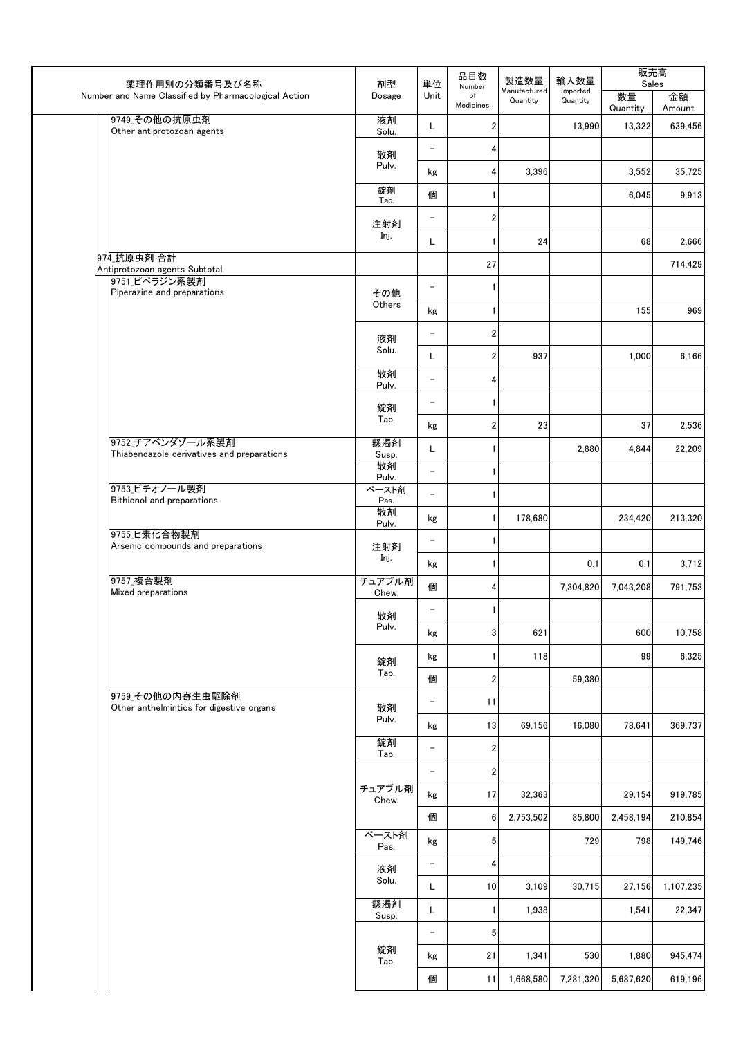| 薬理作用別の分類番号及び名称<br>Number and Name Classified by Pharmacological Action | 剤型<br>Dosage | 単位<br>Unit | 品目数<br>Number of Medicines | 製造数量<br>Manufactured Quantity | 輸入数量<br>Imported Quantity | 販売高 Sales | |
|---|---|---|---|---|---|---|---|
| | | | | | | 数量<br>Quantity | 金額<br>Amount |
| 9749_その他の抗原虫剤<br>Other antiprotozoan agents | 液剤<br>Solu. | L | 2 | | 13,990 | 13,322 | 639,456 |
| | 散剤<br>Pulv. | − | 4 | | | | |
| | | kg | 4 | 3,396 | | 3,552 | 35,725 |
| | 錠剤<br>Tab. | 個 | 1 | | | 6,045 | 9,913 |
| | 注射剤<br>Inj. | − | 2 | | | | |
| | | L | 1 | 24 | | 68 | 2,666 |
| 974_抗原虫剤 合計<br>Antiprotozoan agents Subtotal | | | 27 | | | | 714,429 |
| 9751_ピペラジン系製剤<br>Piperazine and preparations | その他<br>Others | − | 1 | | | | |
| | | kg | 1 | | | 155 | 969 |
| | 液剤<br>Solu. | − | 2 | | | | |
| | | L | 2 | 937 | | 1,000 | 6,166 |
| | 散剤<br>Pulv. | − | 4 | | | | |
| | 錠剤<br>Tab. | − | 1 | | | | |
| | | kg | 2 | 23 | | 37 | 2,536 |
| 9752_チアベンダゾール系製剤<br>Thiabendazole derivatives and preparations | 懸濁剤<br>Susp. | L | 1 | | 2,880 | 4,844 | 22,209 |
| | 散剤<br>Pulv. | − | 1 | | | | |
| 9753_ビチオノール製剤<br>Bithionol and preparations | ペースト剤<br>Pas. | − | 1 | | | | |
| | 散剤<br>Pulv. | kg | 1 | 178,680 | | 234,420 | 213,320 |
| 9755_ヒ素化合物製剤<br>Arsenic compounds and preparations | 注射剤<br>Inj. | − | 1 | | | | |
| | | kg | 1 | | 0.1 | 0.1 | 3,712 |
| 9757_複合製剤<br>Mixed preparations | チュアブル剤<br>Chew. | 個 | 4 | | 7,304,820 | 7,043,208 | 791,753 |
| | 散剤<br>Pulv. | − | 1 | | | | |
| | | kg | 3 | 621 | | 600 | 10,758 |
| | 錠剤<br>Tab. | kg | 1 | 118 | | 99 | 6,325 |
| | | 個 | 2 | | 59,380 | | |
| 9759_その他の内寄生虫駆除剤<br>Other anthelmintics for digestive organs | 散剤<br>Pulv. | − | 11 | | | | |
| | | kg | 13 | 69,156 | 16,080 | 78,641 | 369,737 |
| | 錠剤<br>Tab. | − | 2 | | | | |
| | チュアブル剤<br>Chew. | − | 2 | | | | |
| | | kg | 17 | 32,363 | | 29,154 | 919,785 |
| | | 個 | 6 | 2,753,502 | 85,800 | 2,458,194 | 210,854 |
| | ペースト剤<br>Pas. | kg | 5 | | 729 | 798 | 149,746 |
| | 液剤<br>Solu. | − | 4 | | | | |
| | | L | 10 | 3,109 | 30,715 | 27,156 | 1,107,235 |
| | 懸濁剤<br>Susp. | L | 1 | 1,938 | | 1,541 | 22,347 |
| | 錠剤<br>Tab. | − | 5 | | | | |
| | | kg | 21 | 1,341 | 530 | 1,880 | 945,474 |
| | | 個 | 11 | 1,668,580 | 7,281,320 | 5,687,620 | 619,196 |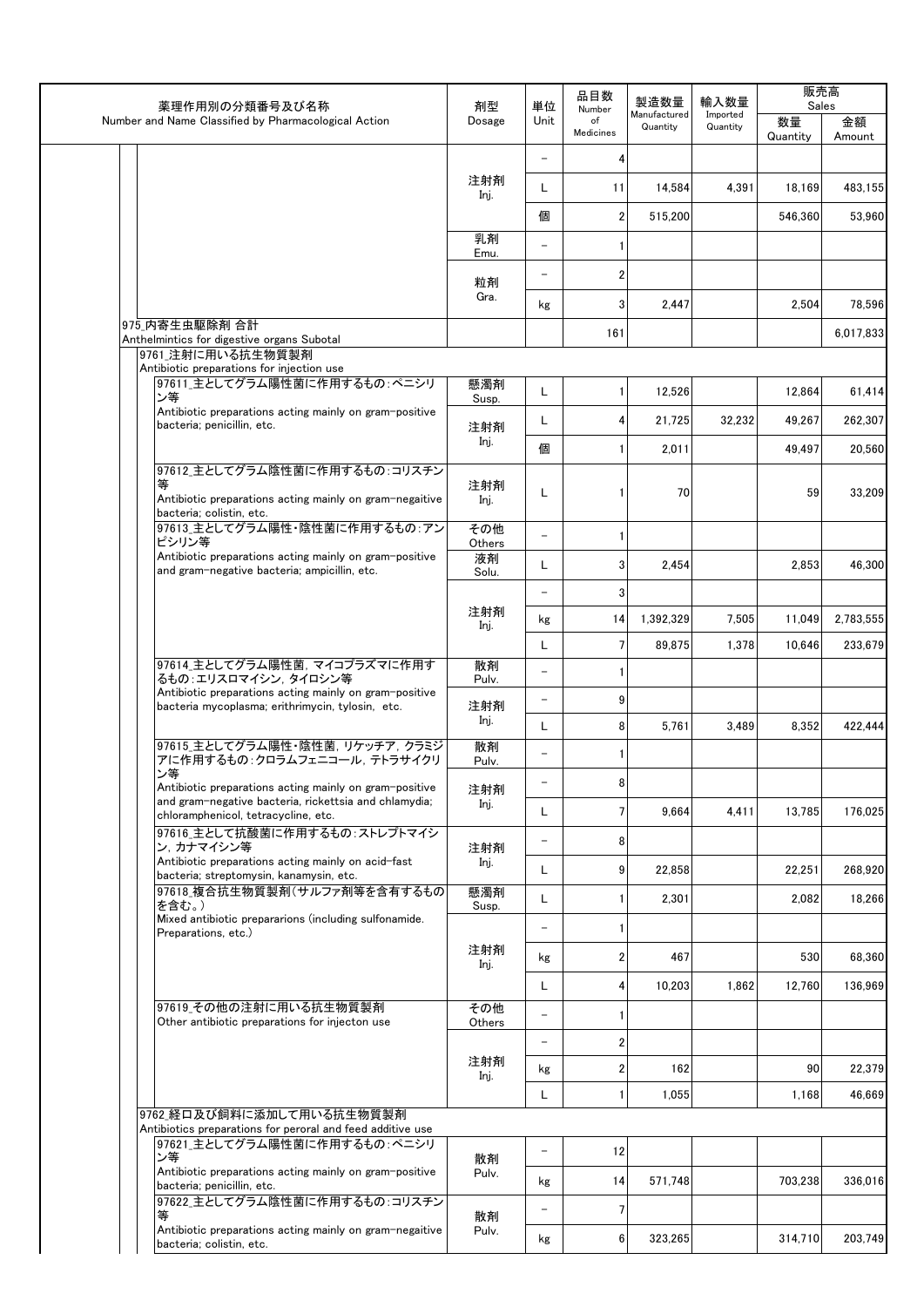| 薬理作用別の分類番号及び名称<br>Number and Name Classified by Pharmacological Action | 剤型<br>Dosage | 単位<br>Unit | 品目数<br>Number of Medicines | 製造数量<br>Manufactured Quantity | 輸入数量<br>Imported Quantity | 販売高 Sales<br>数量<br>Quantity | <br>金額<br>Amount |
|---|---|---|---|---|---|---|---|
| | 注射剤<br>Inj. | − | 4 | | | | |
| | | L | 11 | 14,584 | 4,391 | 18,169 | 483,155 |
| | | 個 | 2 | 515,200 | | 546,360 | 53,960 |
| | 乳剤<br>Emu. | − | 1 | | | | |
| | 粒剤<br>Gra. | − | 2 | | | | |
| | | kg | 3 | 2,447 | | 2,504 | 78,596 |
| 975_内寄生虫駆除剤 合計<br>Anthelmintics for digestive organs Subotal | | | 161 | | | | 6,017,833 |
| 9761_注射に用いる抗生物質製剤<br>Antibiotic preparations for injection use | | | | | | | |
| 97611_主としてグラム陽性菌に作用するもの：ペニシリン等<br>Antibiotic preparations acting mainly on gram-positive bacteria; penicillin, etc. | 懸濁剤<br>Susp. | L | 1 | 12,526 | | 12,864 | 61,414 |
| | 注射剤<br>Inj. | L | 4 | 21,725 | 32,232 | 49,267 | 262,307 |
| | | 個 | 1 | 2,011 | | 49,497 | 20,560 |
| 97612_主としてグラム陰性菌に作用するもの：コリスチン等<br>Antibiotic preparations acting mainly on gram-negaitive bacteria; colistin, etc. | 注射剤<br>Inj. | L | 1 | 70 | | 59 | 33,209 |
| 97613_主としてグラム陽性・陰性菌に作用するもの：アンピシリン等<br>Antibiotic preparations acting mainly on gram-positive and gram-negative bacteria; ampicillin, etc. | その他<br>Others | − | 1 | | | | |
| | 液剤<br>Solu. | L | 3 | 2,454 | | 2,853 | 46,300 |
| | 注射剤<br>Inj. | − | 3 | | | | |
| | | kg | 14 | 1,392,329 | 7,505 | 11,049 | 2,783,555 |
| | | L | 7 | 89,875 | 1,378 | 10,646 | 233,679 |
| 97614_主としてグラム陽性菌，マイコプラズマに作用するもの：エリスロマイシン，タイロシン等<br>Antibiotic preparations acting mainly on gram-positive bacteria mycoplasma; erithrimycin, tylosin, etc. | 散剤<br>Pulv. | − | 1 | | | | |
| | 注射剤<br>Inj. | − | 9 | | | | |
| | | L | 8 | 5,761 | 3,489 | 8,352 | 422,444 |
| 97615_主としてグラム陽性・陰性菌，リケッチア，クラミジアに作用するもの：クロラムフェニコール，テトラサイクリン等<br>Antibiotic preparations acting mainly on gram-positive and gram-negative bacteria, rickettsia and chlamydia; chloramphenicol, tetracycline, etc. | 散剤<br>Pulv. | − | 1 | | | | |
| | 注射剤<br>Inj. | − | 8 | | | | |
| | | L | 7 | 9,664 | 4,411 | 13,785 | 176,025 |
| 97616_主として抗酸菌に作用するもの：ストレプトマイシン，カナマイシン等<br>Antibiotic preparations acting mainly on acid-fast bacteria; streptomysin, kanamysin, etc. | 注射剤<br>Inj. | − | 8 | | | | |
| | | L | 9 | 22,858 | | 22,251 | 268,920 |
| 97618_複合抗生物質製剤（サルファ剤等を含有するものを含む。）<br>Mixed antibiotic prepararions (including sulfonamide. Preparations, etc.) | 懸濁剤<br>Susp. | L | 1 | 2,301 | | 2,082 | 18,266 |
| | 注射剤<br>Inj. | − | 1 | | | | |
| | | kg | 2 | 467 | | 530 | 68,360 |
| | | L | 4 | 10,203 | 1,862 | 12,760 | 136,969 |
| 97619_その他の注射に用いる抗生物質製剤<br>Other antibiotic preparations for injecton use | その他<br>Others | − | 1 | | | | |
| | 注射剤<br>Inj. | − | 2 | | | | |
| | | kg | 2 | 162 | | 90 | 22,379 |
| | | L | 1 | 1,055 | | 1,168 | 46,669 |
| 9762_経口及び飼料に添加して用いる抗生物質製剤<br>Antibiotics preparations for peroral and feed additive use | | | | | | | |
| 97621_主としてグラム陽性菌に作用するもの：ペニシリン等<br>Antibiotic preparations acting mainly on gram-positive bacteria; penicillin, etc. | 散剤<br>Pulv. | − | 12 | | | | |
| | | kg | 14 | 571,748 | | 703,238 | 336,016 |
| 97622_主としてグラム陰性菌に作用するもの：コリスチン等<br>Antibiotic preparations acting mainly on gram-negaitive bacteria; colistin, etc. | 散剤<br>Pulv. | − | 7 | | | | |
| | | kg | 6 | 323,265 | | 314,710 | 203,749 |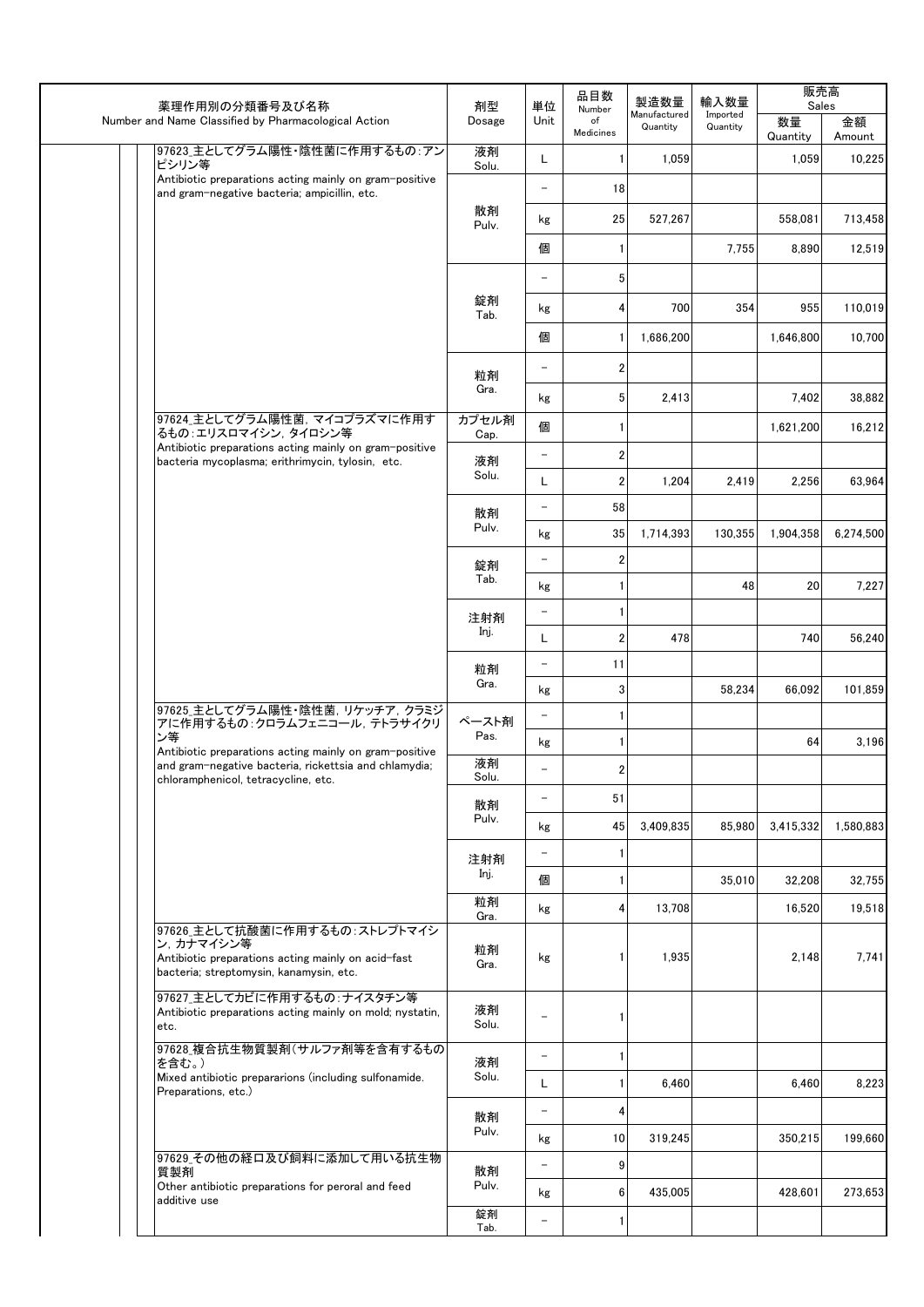| 薬理作用別の分類番号及び名称 Number and Name Classified by Pharmacological Action | 剤型 Dosage | 単位 Unit | 品目数 Number of Medicines | 製造数量 Manufactured Quantity | 輸入数量 Imported Quantity | 販売高 Sales 数量 Quantity | 販売高 Sales 金額 Amount |
|---|---|---|---|---|---|---|---|
| 97623_主としてグラム陽性・陰性菌に作用するもの：アンピシリン等 Antibiotic preparations acting mainly on gram-positive and gram-negative bacteria; ampicillin, etc. | 液剤 Solu. | L | 1 | 1,059 | | 1,059 | 10,225 |
| | 散剤 Pulv. | − | 18 | | | | |
| | | kg | 25 | 527,267 | | 558,081 | 713,458 |
| | | 個 | 1 | | 7,755 | 8,890 | 12,519 |
| | 錠剤 Tab. | − | 5 | | | | |
| | | kg | 4 | 700 | 354 | 955 | 110,019 |
| | | 個 | 1 | 1,686,200 | | 1,646,800 | 10,700 |
| | 粒剤 Gra. | − | 2 | | | | |
| | | kg | 5 | 2,413 | | 7,402 | 38,882 |
| 97624_主としてグラム陽性菌，マイコプラズマに作用するもの：エリスロマイシン，タイロシン等 Antibiotic preparations acting mainly on gram-positive bacteria mycoplasma; erithrimycin, tylosin, etc. | カプセル剤 Cap. | 個 | 1 | | | 1,621,200 | 16,212 |
| | 液剤 Solu. | − | 2 | | | | |
| | | L | 2 | 1,204 | 2,419 | 2,256 | 63,964 |
| | 散剤 Pulv. | − | 58 | | | | |
| | | kg | 35 | 1,714,393 | 130,355 | 1,904,358 | 6,274,500 |
| | 錠剤 Tab. | − | 2 | | | | |
| | | kg | 1 | | 48 | 20 | 7,227 |
| | 注射剤 Inj. | − | 1 | | | | |
| | | L | 2 | 478 | | 740 | 56,240 |
| | 粒剤 Gra. | − | 11 | | | | |
| | | kg | 3 | | 58,234 | 66,092 | 101,859 |
| 97625_主としてグラム陽性・陰性菌，リケッチア，クラミジアに作用するもの：クロラムフェニコール，テトラサイクリン等 Antibiotic preparations acting mainly on gram-positive and gram-negative bacteria, rickettsia and chlamydia; chloramphenicol, tetracycline, etc. | ペースト剤 Pas. | − | 1 | | | | |
| | | kg | 1 | | | 64 | 3,196 |
| | 液剤 Solu. | − | 2 | | | | |
| | 散剤 Pulv. | − | 51 | | | | |
| | | kg | 45 | 3,409,835 | 85,980 | 3,415,332 | 1,580,883 |
| | 注射剤 Inj. | − | 1 | | | | |
| | | 個 | 1 | | 35,010 | 32,208 | 32,755 |
| | 粒剤 Gra. | kg | 4 | 13,708 | | 16,520 | 19,518 |
| 97626_主として抗酸菌に作用するもの：ストレプトマイシン，カナマイシン等 Antibiotic preparations acting mainly on acid-fast bacteria; streptomysin, kanamysin, etc. | 粒剤 Gra. | kg | 1 | 1,935 | | 2,148 | 7,741 |
| 97627_主としてカビに作用するもの：ナイスタチン等 Antibiotic preparations acting mainly on mold; nystatin, etc. | 液剤 Solu. | − | 1 | | | | |
| 97628_複合抗生物質製剤（サルファ剤等を含有するものを含む。） Mixed antibiotic prepararions (including sulfonamide. Preparations, etc.) | 液剤 Solu. | − | 1 | | | | |
| | | L | 1 | 6,460 | | 6,460 | 8,223 |
| | 散剤 Pulv. | − | 4 | | | | |
| | | kg | 10 | 319,245 | | 350,215 | 199,660 |
| 97629_その他の経口及び飼料に添加して用いる抗生物質製剤 Other antibiotic preparations for peroral and feed additive use | 散剤 Pulv. | − | 9 | | | | |
| | | kg | 6 | 435,005 | | 428,601 | 273,653 |
| | 錠剤 Tab. | − | 1 | | | | |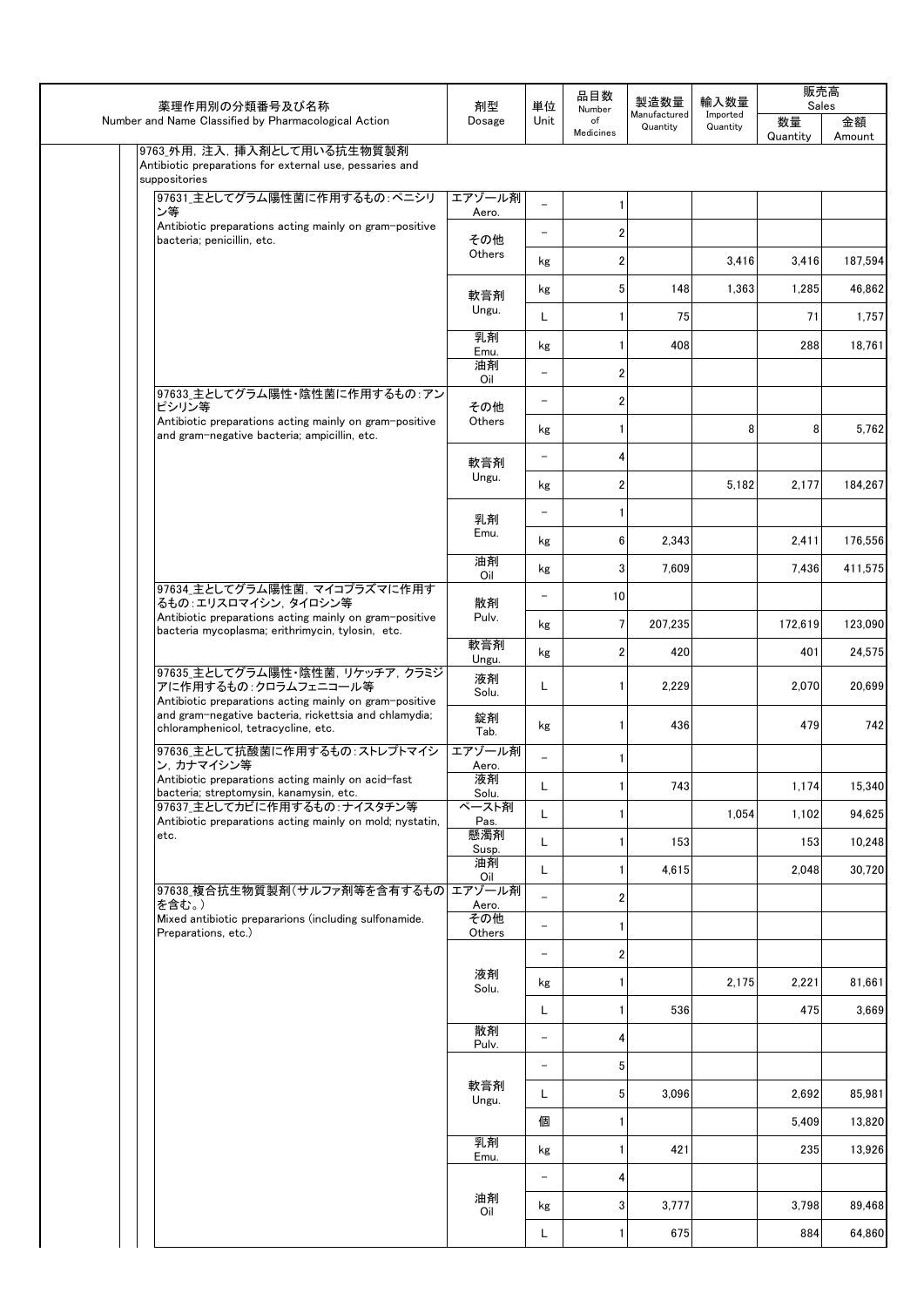| 薬理作用別の分類番号及び名称<br>Number and Name Classified by Pharmacological Action | 剤型<br>Dosage | 単位<br>Unit | 品目数<br>Number of Medicines | 製造数量<br>Manufactured Quantity | 輸入数量<br>Imported Quantity | 販売高 Sales 数量<br>Quantity | 金額<br>Amount |
|---|---|---|---|---|---|---|---|
| 9763_外用，注入，挿入剤として用いる抗生物質製剤<br>Antibiotic preparations for external use, pessaries and suppositories | | | | | | | |
| 97631_主としてグラム陽性菌に作用するもの：ペニシリン等<br>Antibiotic preparations acting mainly on gram-positive bacteria; penicillin, etc. | エアゾール剤 Aero. | − | 1 | | | | |
| | その他 Others | − | 2 | | | | |
| | | kg | 2 | | 3,416 | 3,416 | 187,594 |
| | 軟膏剤 Ungu. | kg | 5 | 148 | 1,363 | 1,285 | 46,862 |
| | | L | 1 | 75 | | 71 | 1,757 |
| | 乳剤 Emu. | kg | 1 | 408 | | 288 | 18,761 |
| | 油剤 Oil | − | 2 | | | | |
| 97633_主としてグラム陽性・陰性菌に作用するもの：アンピシリン等<br>Antibiotic preparations acting mainly on gram-positive and gram-negative bacteria; ampicillin, etc. | その他 Others | − | 2 | | | | |
| | | kg | 1 | | 8 | 8 | 5,762 |
| | 軟膏剤 Ungu. | − | 4 | | | | |
| | | kg | 2 | | 5,182 | 2,177 | 184,267 |
| | 乳剤 Emu. | − | 1 | | | | |
| | | kg | 6 | 2,343 | | 2,411 | 176,556 |
| | 油剤 Oil | kg | 3 | 7,609 | | 7,436 | 411,575 |
| 97634_主としてグラム陽性菌，マイコプラズマに作用するもの：エリスロマイシン，タイロシン等<br>Antibiotic preparations acting mainly on gram-positive bacteria mycoplasma; erithrimycin, tylosin, etc. | 散剤 Pulv. | − | 10 | | | | |
| | | kg | 7 | 207,235 | | 172,619 | 123,090 |
| | 軟膏剤 Ungu. | kg | 2 | 420 | | 401 | 24,575 |
| 97635_主としてグラム陽性・陰性菌，リケッチア，クラミジアに作用するもの：クロラムフェニコール等<br>Antibiotic preparations acting mainly on gram-positive and gram-negative bacteria, rickettsia and chlamydia; chloramphenicol, tetracycline, etc. | 液剤 Solu. | L | 1 | 2,229 | | 2,070 | 20,699 |
| | 錠剤 Tab. | kg | 1 | 436 | | 479 | 742 |
| 97636_主として抗酸菌に作用するもの：ストレプトマイシン，カナマイシン等<br>Antibiotic preparations acting mainly on acid-fast bacteria; streptomysin, kanamysin, etc. | エアゾール剤 Aero. | − | 1 | | | | |
| | 液剤 Solu. | L | 1 | 743 | | 1,174 | 15,340 |
| 97637_主としてカビに作用するもの：ナイスタチン等<br>Antibiotic preparations acting mainly on mold; nystatin, etc. | ペースト剤 Pas. | L | 1 | | 1,054 | 1,102 | 94,625 |
| | 懸濁剤 Susp. | L | 1 | 153 | | 153 | 10,248 |
| | 油剤 Oil | L | 1 | 4,615 | | 2,048 | 30,720 |
| 97638_複合抗生物質製剤（サルファ剤等を含有するものを含む。）<br>Mixed antibiotic prepararions (including sulfonamide. Preparations, etc.) | エアゾール剤 Aero. | − | 2 | | | | |
| | その他 Others | − | 1 | | | | |
| | 液剤 Solu. | − | 2 | | | | |
| | | kg | 1 | | 2,175 | 2,221 | 81,661 |
| | | L | 1 | 536 | | 475 | 3,669 |
| | 散剤 Pulv. | − | 4 | | | | |
| | 軟膏剤 Ungu. | − | 5 | | | | |
| | | L | 5 | 3,096 | | 2,692 | 85,981 |
| | | 個 | 1 | | | 5,409 | 13,820 |
| | 乳剤 Emu. | kg | 1 | 421 | | 235 | 13,926 |
| | 油剤 Oil | − | 4 | | | | |
| | | kg | 3 | 3,777 | | 3,798 | 89,468 |
| | | L | 1 | 675 | | 884 | 64,860 |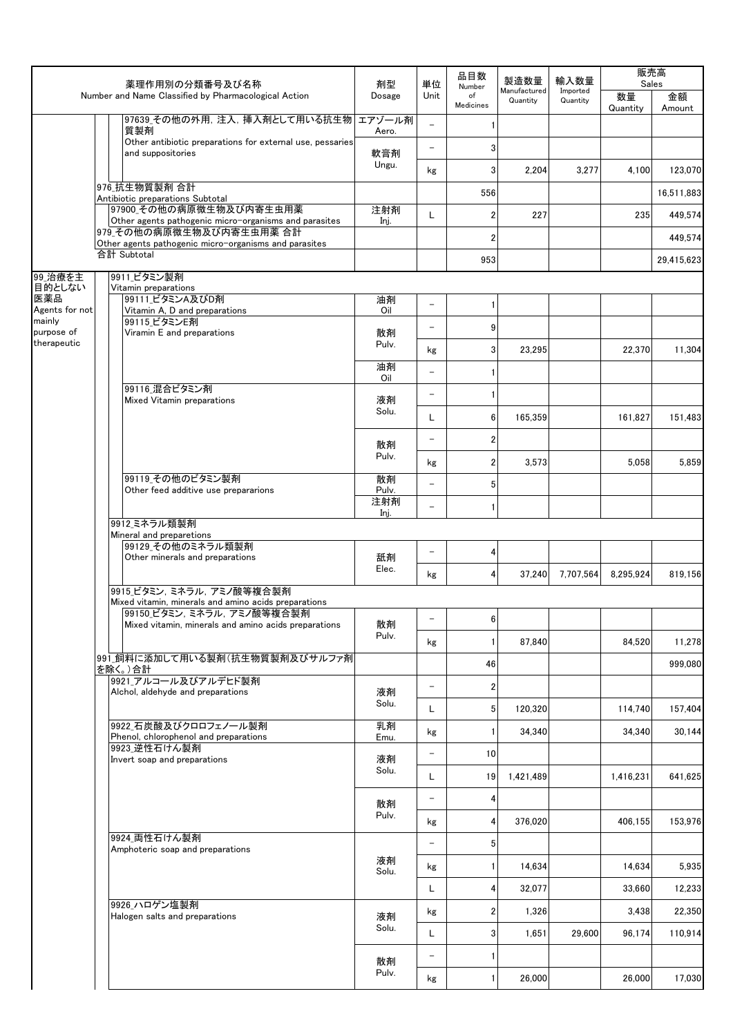| 薬理作用別の分類番号及び名称 Number and Name Classified by Pharmacological Action | | | 剤型 Dosage | 単位 Unit | 品目数 Number of Medicines | 製造数量 Manufactured Quantity | 輸入数量 Imported Quantity | 販売高 Sales | |
|---|---|---|---|---|---|---|---|---|---|
| | | | | | | | | 数量 Quantity | 金額 Amount |
| | | 97639_その他の外用，注入，挿入剤として用いる抗生物質製剤 Other antibiotic preparations for external use, pessaries and suppositories | エアゾール剤 Aero. | − | 1 | | | | |
| | | | 軟膏剤 Ungu. | − | 3 | | | | |
| | | | | kg | 3 | 2,204 | 3,277 | 4,100 | 123,070 |
| | 976_抗生物質製剤 合計 Antibiotic preparations Subtotal | | | | 556 | | | | 16,511,883 |
| | | 97900_その他の病原微生物及び内寄生虫用薬 Other agents pathogenic micro-organisms and parasites | 注射剤 Inj. | L | 2 | 227 | | 235 | 449,574 |
| | 979_その他の病原微生物及び内寄生虫用薬 合計 Other agents pathogenic micro-organisms and parasites | | | | 2 | | | | 449,574 |
| | 合計 Subtotal | | | | 953 | | | | 29,415,623 |
| 99_治療を主目的としない医薬品 Agents for not mainly purpose of therapeutic | 9911_ビタミン製剤 Vitamin preparations | | | | | | | | |
| | | 99111_ビタミンA及びD剤 Vitamin A, D and preparations | 油剤 Oil | − | 1 | | | | |
| | | 99115_ビタミンE剤 Viramin E and preparations | 散剤 Pulv. | − | 9 | | | | |
| | | | | kg | 3 | 23,295 | | 22,370 | 11,304 |
| | | | 油剤 Oil | − | 1 | | | | |
| | | 99116_混合ビタミン剤 Mixed Vitamin preparations | 液剤 Solu. | − | 1 | | | | |
| | | | | L | 6 | 165,359 | | 161,827 | 151,483 |
| | | | 散剤 Pulv. | − | 2 | | | | |
| | | | | kg | 2 | 3,573 | | 5,058 | 5,859 |
| | | 99119_その他のビタミン製剤 Other feed additive use preparations | 散剤 Pulv. | − | 5 | | | | |
| | | | 注射剤 Inj. | − | 1 | | | | |
| | 9912_ミネラル類製剤 Mineral and preparetions | | | | | | | | |
| | | 99129_その他のミネラル類製剤 Other minerals and preparations | 舐剤 Elec. | − | 4 | | | | |
| | | | | kg | 4 | 37,240 | 7,707,564 | 8,295,924 | 819,156 |
| | 9915_ビタミン，ミネラル，アミノ酸等複合製剤 Mixed vitamin, minerals and amino acids preparations | | | | | | | | |
| | | 99150_ビタミン，ミネラル，アミノ酸等複合製剤 Mixed vitamin, minerals and amino acids preparations | 散剤 Pulv. | − | 6 | | | | |
| | | | | kg | 1 | 87,840 | | 84,520 | 11,278 |
| | 991_飼料に添加して用いる製剤（抗生物質製剤及びサルファ剤を除く。）合計 | | | | 46 | | | | 999,080 |
| | 9921_アルコール及びアルデヒド製剤 Alchol, aldehyde and preparations | | 液剤 Solu. | − | 2 | | | | |
| | | | | L | 5 | 120,320 | | 114,740 | 157,404 |
| | 9922_石炭酸及びクロロフェノール製剤 Phenol, chlorophenol and preparations | | 乳剤 Emu. | kg | 1 | 34,340 | | 34,340 | 30,144 |
| | 9923_逆性石けん製剤 Invert soap and preparations | | 液剤 Solu. | − | 10 | | | | |
| | | | | L | 19 | 1,421,489 | | 1,416,231 | 641,625 |
| | | | 散剤 Pulv. | − | 4 | | | | |
| | | | | kg | 4 | 376,020 | | 406,155 | 153,976 |
| | 9924_両性石けん製剤 Amphoteric soap and preparations | | 液剤 Solu. | − | 5 | | | | |
| | | | | kg | 1 | 14,634 | | 14,634 | 5,935 |
| | | | | L | 4 | 32,077 | | 33,660 | 12,233 |
| | 9926_ハロゲン塩製剤 Halogen salts and preparations | | 液剤 Solu. | kg | 2 | 1,326 | | 3,438 | 22,350 |
| | | | | L | 3 | 1,651 | 29,600 | 96,174 | 110,914 |
| | | | 散剤 Pulv. | − | 1 | | | | |
| | | | | kg | 1 | 26,000 | | 26,000 | 17,030 |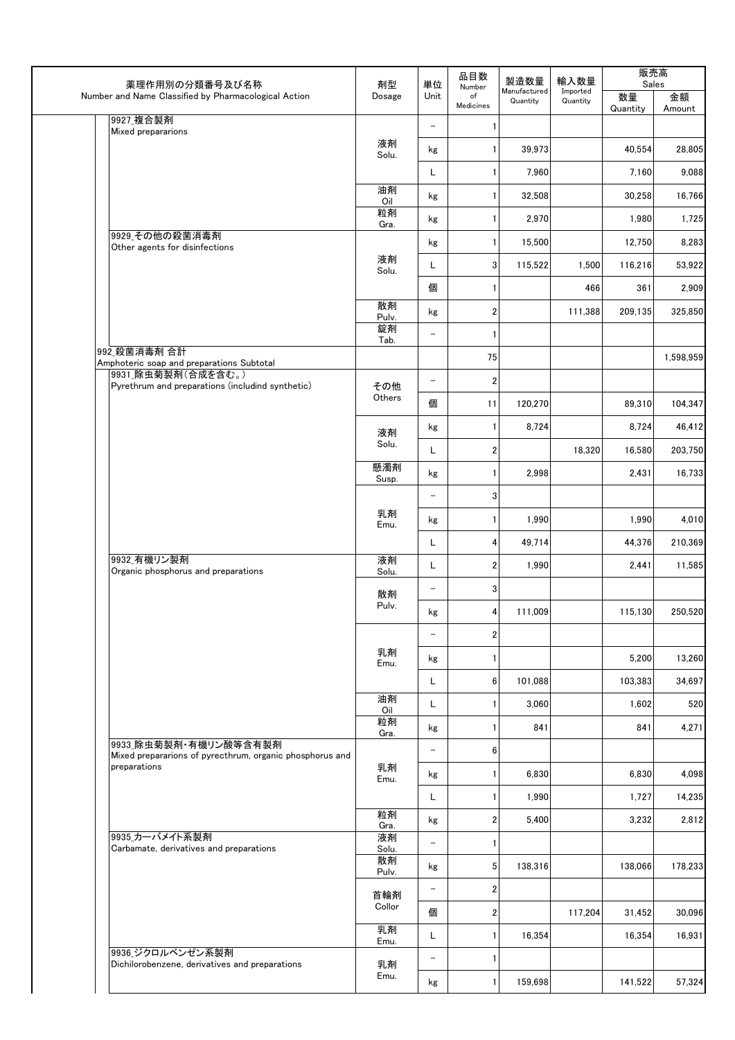| 薬理作用別の分類番号及び名称 Number and Name Classified by Pharmacological Action | 剤型 Dosage | 単位 Unit | 品目数 Number of Medicines | 製造数量 Manufactured Quantity | 輸入数量 Imported Quantity | 販売高 Sales 数量 Quantity | 金額 Amount |
|---|---|---|---|---|---|---|---|
| 9927_複合製剤 Mixed preprarions | | － | 1 | | | | |
| | 液剤 Solu. | kg | 1 | 39,973 | | 40,554 | 28,805 |
| | | L | 1 | 7,960 | | 7,160 | 9,088 |
| | 油剤 Oil | kg | 1 | 32,508 | | 30,258 | 16,766 |
| | 粒剤 Gra. | kg | 1 | 2,970 | | 1,980 | 1,725 |
| 9929_その他の殺菌消毒剤 Other agents for disinfections | 液剤 Solu. | kg | 1 | 15,500 | | 12,750 | 8,283 |
| | | L | 3 | 115,522 | 1,500 | 116,216 | 53,922 |
| | | 個 | 1 | | 466 | 361 | 2,909 |
| | 散剤 Pulv. | kg | 2 | | 111,388 | 209,135 | 325,850 |
| | 錠剤 Tab. | － | 1 | | | | |
| 992_殺菌消毒剤 合計 Amphoteric soap and preparations Subtotal | | | 75 | | | | 1,598,959 |
| 9931_除虫菊製剤(合成を含む。) Pyrethrum and preparations (includind synthetic) | その他 Others | － | 2 | | | | |
| | | 個 | 11 | 120,270 | | 89,310 | 104,347 |
| | 液剤 Solu. | kg | 1 | 8,724 | | 8,724 | 46,412 |
| | | L | 2 | | 18,320 | 16,580 | 203,750 |
| | 懸濁剤 Susp. | kg | 1 | 2,998 | | 2,431 | 16,733 |
| | 乳剤 Emu. | － | 3 | | | | |
| | | kg | 1 | 1,990 | | 1,990 | 4,010 |
| | | L | 4 | 49,714 | | 44,376 | 210,369 |
| 9932_有機リン製剤 Organic phosphorus and preparations | 液剤 Solu. | L | 2 | 1,990 | | 2,441 | 11,585 |
| | 散剤 Pulv. | － | 3 | | | | |
| | | kg | 4 | 111,009 | | 115,130 | 250,520 |
| | 乳剤 Emu. | － | 2 | | | | |
| | | kg | 1 | | | 5,200 | 13,260 |
| | | L | 6 | 101,088 | | 103,383 | 34,697 |
| | 油剤 Oil | L | 1 | 3,060 | | 1,602 | 520 |
| | 粒剤 Gra. | kg | 1 | 841 | | 841 | 4,271 |
| 9933_除虫菊製剤・有機リン酸等含有製剤 Mixed preprarions of pyrecthrum, organic phosphorus and preparations | 乳剤 Emu. | － | 6 | | | | |
| | | kg | 1 | 6,830 | | 6,830 | 4,098 |
| | | L | 1 | 1,990 | | 1,727 | 14,235 |
| | 粒剤 Gra. | kg | 2 | 5,400 | | 3,232 | 2,812 |
| 9935_カーバメイト系製剤 Carbamate, derivatives and preparations | 液剤 Solu. | － | 1 | | | | |
| | 散剤 Pulv. | kg | 5 | 138,316 | | 138,066 | 178,233 |
| | 首輪剤 Collor | － | 2 | | | | |
| | | 個 | 2 | | 117,204 | 31,452 | 30,096 |
| | 乳剤 Emu. | L | 1 | 16,354 | | 16,354 | 16,931 |
| 9936_ジクロルベンゼン系製剤 Dichilorobenzene, derivatives and preparations | 乳剤 Emu. | － | 1 | | | | |
| | | kg | 1 | 159,698 | | 141,522 | 57,324 |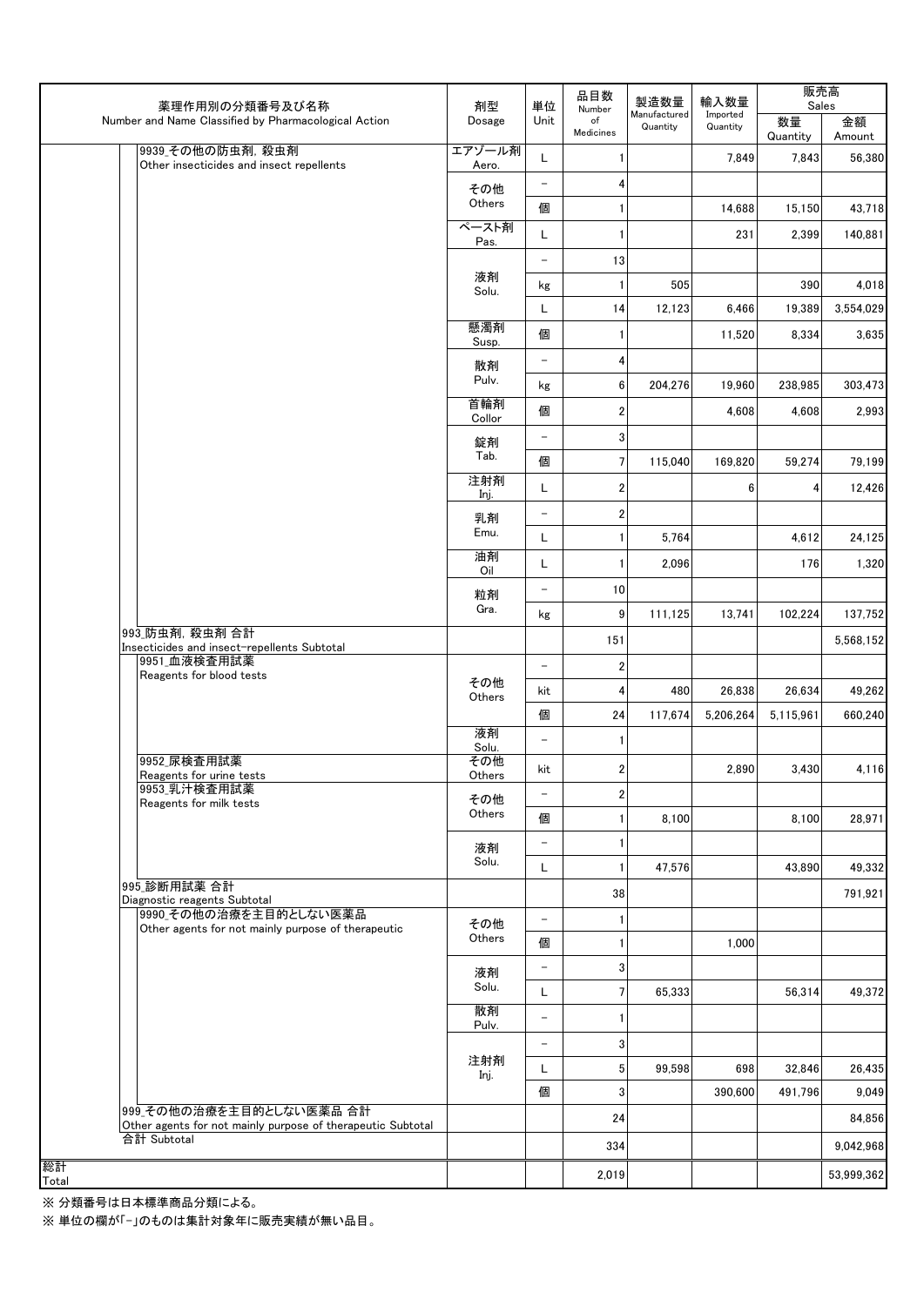| 薬理作用別の分類番号及び名称 Number and Name Classified by Pharmacological Action | 剤型 Dosage | 単位 Unit | 品目数 Number of Medicines | 製造数量 Manufactured Quantity | 輸入数量 Imported Quantity | 販売高 Sales 数量 Quantity | 金額 Amount |
|---|---|---|---|---|---|---|---|
| 9939_その他の防虫剤，殺虫剤 Other insecticides and insect repellents | エアゾール剤 Aero. | L | 1 | | 7,849 | 7,843 | 56,380 |
| | その他 Others | － | 4 | | | | |
| | | 個 | 1 | | 14,688 | 15,150 | 43,718 |
| | ペースト剤 Pas. | L | 1 | | 231 | 2,399 | 140,881 |
| | 液剤 Solu. | － | 13 | | | | |
| | | kg | 1 | 505 | | 390 | 4,018 |
| | | L | 14 | 12,123 | 6,466 | 19,389 | 3,554,029 |
| | 懸濁剤 Susp. | 個 | 1 | | 11,520 | 8,334 | 3,635 |
| | 散剤 Pulv. | － | 4 | | | | |
| | | kg | 6 | 204,276 | 19,960 | 238,985 | 303,473 |
| | 首輪剤 Collor | 個 | 2 | | 4,608 | 4,608 | 2,993 |
| | 錠剤 Tab. | － | 3 | | | | |
| | | 個 | 7 | 115,040 | 169,820 | 59,274 | 79,199 |
| | 注射剤 Inj. | L | 2 | | 6 | 4 | 12,426 |
| | 乳剤 Emu. | － | 2 | | | | |
| | | L | 1 | 5,764 | | 4,612 | 24,125 |
| | 油剤 Oil | L | 1 | 2,096 | | 176 | 1,320 |
| | 粒剤 Gra. | － | 10 | | | | |
| | | kg | 9 | 111,125 | 13,741 | 102,224 | 137,752 |
| 993_防虫剤，殺虫剤 合計 Insecticides and insect-repellents Subtotal | | | 151 | | | | 5,568,152 |
| 9951_血液検査用試薬 Reagents for blood tests | その他 Others | － | 2 | | | | |
| | | kit | 4 | 480 | 26,838 | 26,634 | 49,262 |
| | | 個 | 24 | 117,674 | 5,206,264 | 5,115,961 | 660,240 |
| | 液剤 Solu. | － | 1 | | | | |
| 9952_尿検査用試薬 Reagents for urine tests | その他 Others | kit | 2 | | 2,890 | 3,430 | 4,116 |
| 9953_乳汁検査用試薬 Reagents for milk tests | その他 Others | － | 2 | | | | |
| | | 個 | 1 | 8,100 | | 8,100 | 28,971 |
| | 液剤 Solu. | － | 1 | | | | |
| | | L | 1 | 47,576 | | 43,890 | 49,332 |
| 995_診断用試薬 合計 Diagnostic reagents Subtotal | | | 38 | | | | 791,921 |
| 9990_その他の治療を主目的としない医薬品 Other agents for not mainly purpose of therapeutic | その他 Others | － | 1 | | | | |
| | | 個 | 1 | | 1,000 | | |
| | 液剤 Solu. | － | 3 | | | | |
| | | L | 7 | 65,333 | | 56,314 | 49,372 |
| | 散剤 Pulv. | － | 1 | | | | |
| | 注射剤 Inj. | － | 3 | | | | |
| | | L | 5 | 99,598 | 698 | 32,846 | 26,435 |
| | | 個 | 3 | | 390,600 | 491,796 | 9,049 |
| 999_その他の治療を主目的としない医薬品 合計 Other agents for not mainly purpose of therapeutic Subtotal | | | 24 | | | | 84,856 |
| 合計 Subtotal | | | 334 | | | | 9,042,968 |
| 総計 Total | | | 2,019 | | | | 53,999,362 |

※ 分類番号は日本標準商品分類による。

※ 単位の欄が｢-｣のものは集計対象年に販売実績が無い品目。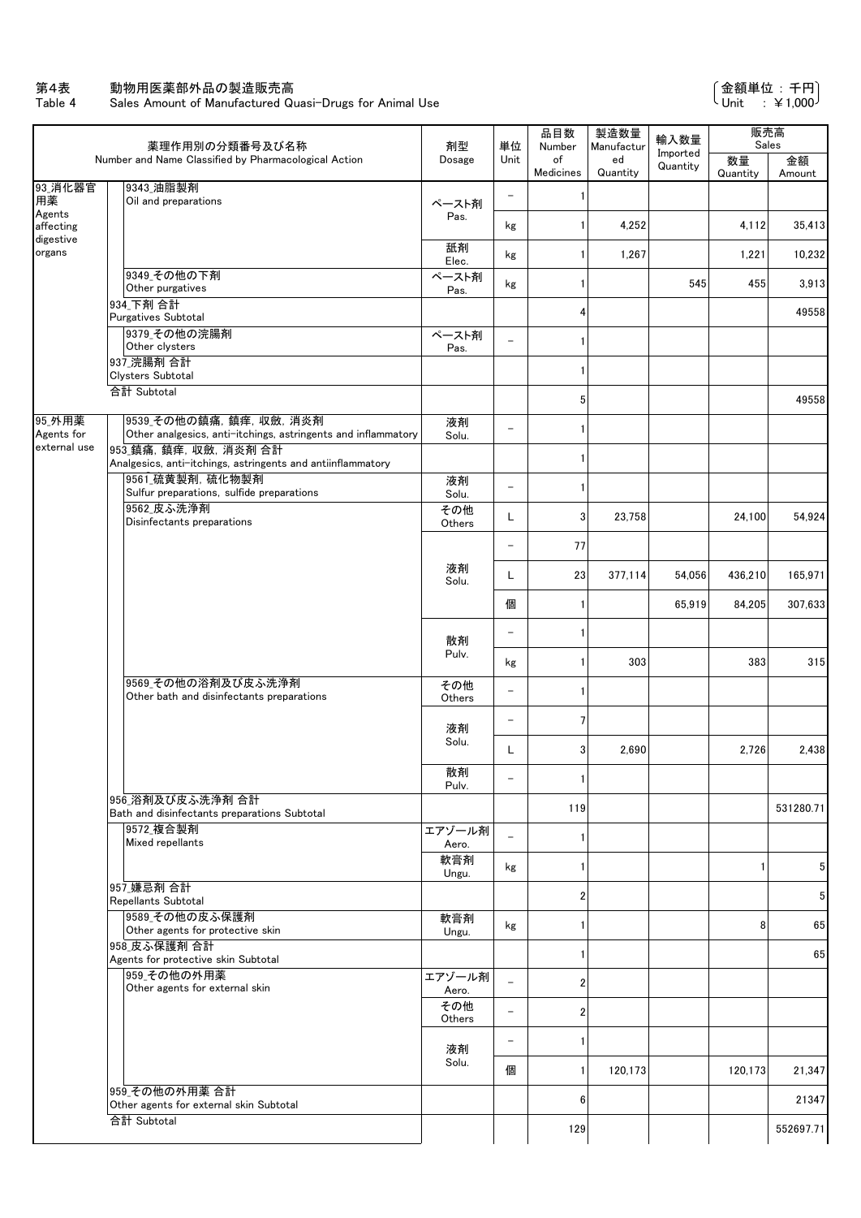# 第4表　動物用医薬部外品の製造販売高
## Table 4　Sales Amount of Manufactured Quasi-Drugs for Animal Use

（金額単位：千円 / Unit：¥1,000）

| 薬理作用別の分類番号及び名称 Number and Name Classified by Pharmacological Action | | 剤型 Dosage | 単位 Unit | 品目数 Number of Medicines | 製造数量 Manufactured Quantity | 輸入数量 Imported Quantity | 販売高 Sales 数量 Quantity | 販売高 Sales 金額 Amount |
|---|---|---|---|---|---|---|---|---|
| 93_消化器官用薬 Agents affecting digestive organs | 9343_油脂製剤 Oil and preparations | ペースト剤 Pas. | – | 1 | | | | |
| | | | kg | 1 | 4,252 | | 4,112 | 35,413 |
| | | 舐剤 Elec. | kg | 1 | 1,267 | | 1,221 | 10,232 |
| | 9349_その他の下剤 Other purgatives | ペースト剤 Pas. | kg | 1 | | 545 | 455 | 3,913 |
| | 934_下剤 合計 Purgatives Subtotal | | | 4 | | | | 49558 |
| | 9379_その他の浣腸剤 Other clysters | ペースト剤 Pas. | – | 1 | | | | |
| | 937_浣腸剤 合計 Clysters Subtotal | | | 1 | | | | |
| | 合計 Subtotal | | | 5 | | | | 49558 |
| 95_外用薬 Agents for external use | 9539_その他の鎮痛，鎮痒，収斂，消炎剤 Other analgesics, anti-itchings, astringents and inflammatory | 液剤 Solu. | – | 1 | | | | |
| | 953_鎮痛，鎮痒，収斂，消炎剤 合計 Analgesics, anti-itchings, astringents and antiinflammatory | | | 1 | | | | |
| | 9561_硫黄製剤，硫化物製剤 Sulfur preparations, sulfide preparations | 液剤 Solu. | – | 1 | | | | |
| | 9562_皮ふ洗浄剤 Disinfectants preparations | その他 Others | L | 3 | 23,758 | | 24,100 | 54,924 |
| | | 液剤 Solu. | – | 77 | | | | |
| | | | L | 23 | 377,114 | 54,056 | 436,210 | 165,971 |
| | | | 個 | 1 | | 65,919 | 84,205 | 307,633 |
| | | 散剤 Pulv. | – | 1 | | | | |
| | | | kg | 1 | 303 | | 383 | 315 |
| | 9569_その他の浴剤及び皮ふ洗浄剤 Other bath and disinfectants preparations | その他 Others | – | 1 | | | | |
| | | 液剤 Solu. | – | 7 | | | | |
| | | | L | 3 | 2,690 | | 2,726 | 2,438 |
| | | 散剤 Pulv. | – | 1 | | | | |
| | 956_浴剤及び皮ふ洗浄剤 合計 Bath and disinfectants preparations Subtotal | | | 119 | | | | 531280.71 |
| | 9572_複合製剤 Mixed repellants | エアゾール剤 Aero. | – | 1 | | | | |
| | | 軟膏剤 Ungu. | kg | 1 | | | 1 | 5 |
| | 957_嫌忌剤 合計 Repellants Subtotal | | | 2 | | | | 5 |
| | 9589_その他の皮ふ保護剤 Other agents for protective skin | 軟膏剤 Ungu. | kg | 1 | | | 8 | 65 |
| | 958_皮ふ保護剤 合計 Agents for protective skin Subtotal | | | 1 | | | | 65 |
| | 959_その他の外用薬 Other agents for external skin | エアゾール剤 Aero. | – | 2 | | | | |
| | | その他 Others | – | 2 | | | | |
| | | 液剤 Solu. | – | 1 | | | | |
| | | | 個 | 1 | 120,173 | | 120,173 | 21,347 |
| | 959_その他の外用薬 合計 Other agents for external skin Subtotal | | | 6 | | | | 21347 |
| | 合計 Subtotal | | | 129 | | | | 552697.71 |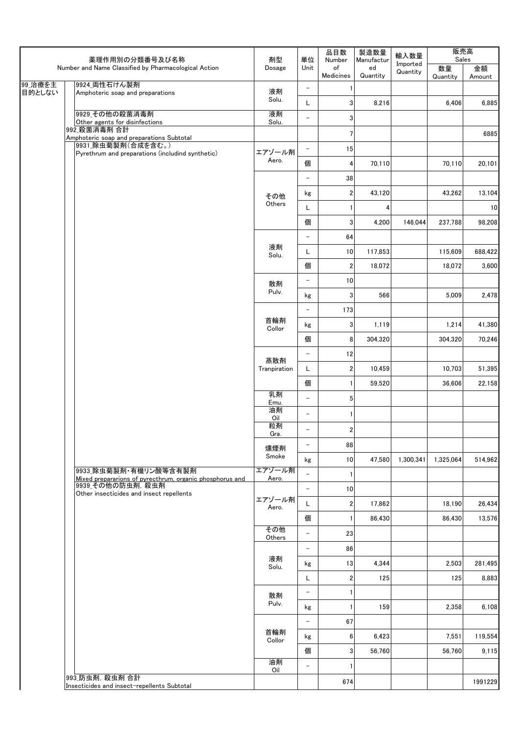| 薬理作用別の分類番号及び名称 Number and Name Classified by Pharmacological Action | | 剤型 Dosage | 単位 Unit | 品目数 Number of Medicines | 製造数量 Manufactured Quantity | 輸入数量 Imported Quantity | 販売高 Sales | |
|---|---|---|---|---|---|---|---|---|
| | | | | | | | 数量 Quantity | 金額 Amount |
| 99_治療を主目的としない | 9924_両性石けん製剤 Amphoteric soap and preparations | 液剤 Solu. | − | 1 | | | | |
| | | | L | 3 | 8,216 | | 6,406 | 6,885 |
| | 9929_その他の殺菌消毒剤 Other agents for disinfections | 液剤 Solu. | − | 3 | | | | |
| | 992_殺菌消毒剤 合計 Amphoteric soap and preparations Subtotal | | | 7 | | | | 6885 |
| | 9931_除虫菊製剤（合成を含む。） Pyrethrum and preparations (includind synthetic) | エアゾール剤 Aero. | − | 15 | | | | |
| | | | 個 | 4 | 70,110 | | 70,110 | 20,101 |
| | | その他 Others | − | 38 | | | | |
| | | | kg | 2 | 43,120 | | 43,262 | 13,104 |
| | | | L | 1 | 4 | | | 10 |
| | | | 個 | 3 | 4,200 | 146,044 | 237,788 | 98,208 |
| | | 液剤 Solu. | − | 64 | | | | |
| | | | L | 10 | 117,853 | | 115,609 | 688,422 |
| | | | 個 | 2 | 18,072 | | 18,072 | 3,600 |
| | | 散剤 Pulv. | − | 10 | | | | |
| | | | kg | 3 | 566 | | 5,009 | 2,478 |
| | | 首輪剤 Collor | − | 173 | | | | |
| | | | kg | 3 | 1,119 | | 1,214 | 41,380 |
| | | | 個 | 8 | 304,320 | | 304,320 | 70,246 |
| | | 蒸散剤 Tranpiration | − | 12 | | | | |
| | | | L | 2 | 10,459 | | 10,703 | 51,395 |
| | | | 個 | 1 | 59,520 | | 36,606 | 22,158 |
| | | 乳剤 Emu. | − | 5 | | | | |
| | | 油剤 Oil | − | 1 | | | | |
| | | 粒剤 Gra. | − | 2 | | | | |
| | | 燻煙剤 Smoke | − | 88 | | | | |
| | | | kg | 10 | 47,580 | 1,300,341 | 1,325,064 | 514,962 |
| | 9933_除虫菊製剤・有機リン酸等含有製剤 Mixed prepararions of pyrecthrum, organic phosphorus and | エアゾール剤 Aero. | − | 1 | | | | |
| | 9939_その他の防虫剤，殺虫剤 Other insecticides and insect repellents | エアゾール剤 Aero. | − | 10 | | | | |
| | | | L | 2 | 17,862 | | 18,190 | 26,434 |
| | | | 個 | 1 | 86,430 | | 86,430 | 13,576 |
| | | その他 Others | − | 23 | | | | |
| | | 液剤 Solu. | − | 86 | | | | |
| | | | kg | 13 | 4,344 | | 2,503 | 281,495 |
| | | | L | 2 | 125 | | 125 | 8,883 |
| | | 散剤 Pulv. | − | 1 | | | | |
| | | | kg | 1 | 159 | | 2,358 | 6,108 |
| | | 首輪剤 Collor | − | 67 | | | | |
| | | | kg | 6 | 6,423 | | 7,551 | 119,554 |
| | | | 個 | 3 | 56,760 | | 56,760 | 9,115 |
| | | 油剤 Oil | − | 1 | | | | |
| | 993_防虫剤，殺虫剤 合計 Insecticides and insect-repellents Subtotal | | | 674 | | | | 1991229 |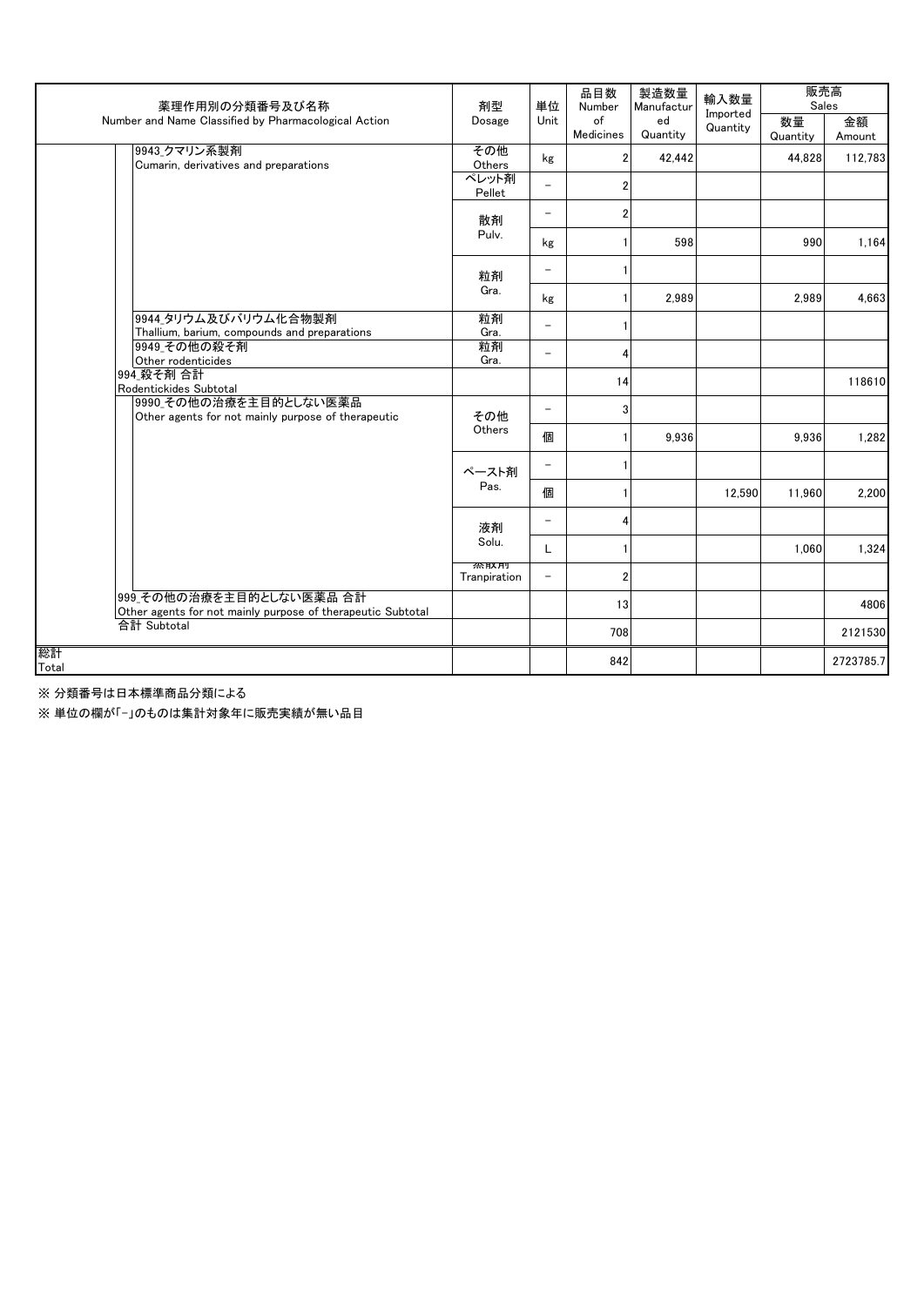| 薬理作用別の分類番号及び名称<br>Number and Name Classified by Pharmacological Action | 剤型<br>Dosage | 単位<br>Unit | 品目数<br>Number of Medicines | 製造数量<br>Manufactured Quantity | 輸入数量<br>Imported Quantity | 販売高<br>Sales | |
|---|---|---|---|---|---|---|---|
| | | | | | | 数量<br>Quantity | 金額<br>Amount |
| 9943_クマリン系製剤<br>Cumarin, derivatives and preparations | その他<br>Others | kg | 2 | 42,442 | | 44,828 | 112,783 |
| | ペレット剤<br>Pellet | － | 2 | | | | |
| | 散剤<br>Pulv. | － | 2 | | | | |
| | | kg | 1 | 598 | | 990 | 1,164 |
| | 粒剤<br>Gra. | － | 1 | | | | |
| | | kg | 1 | 2,989 | | 2,989 | 4,663 |
| 9944_タリウム及びバリウム化合物製剤<br>Thallium, barium, compounds and preparations | 粒剤<br>Gra. | － | 1 | | | | |
| 9949_その他の殺そ剤<br>Other rodenticides | 粒剤<br>Gra. | － | 4 | | | | |
| 994_殺そ剤 合計<br>Rodentickides Subtotal | | | 14 | | | | 118610 |
| 9990_その他の治療を主目的としない医薬品<br>Other agents for not mainly purpose of therapeutic | その他<br>Others | － | 3 | | | | |
| | | 個 | 1 | 9,936 | | 9,936 | 1,282 |
| | ペースト剤<br>Pas. | － | 1 | | | | |
| | | 個 | 1 | | 12,590 | 11,960 | 2,200 |
| | 液剤<br>Solu. | － | 4 | | | | |
| | | L | 1 | | | 1,060 | 1,324 |
| | 蒸散剤<br>Tranpiration | － | 2 | | | | |
| 999_その他の治療を主目的としない医薬品 合計<br>Other agents for not mainly purpose of therapeutic Subtotal | | | 13 | | | | 4806 |
| 合計 Subtotal | | | 708 | | | | 2121530 |
| 総計<br>Total | | | 842 | | | | 2723785.7 |

※ 分類番号は日本標準商品分類による

※ 単位の欄が「-」のものは集計対象年に販売実績が無い品目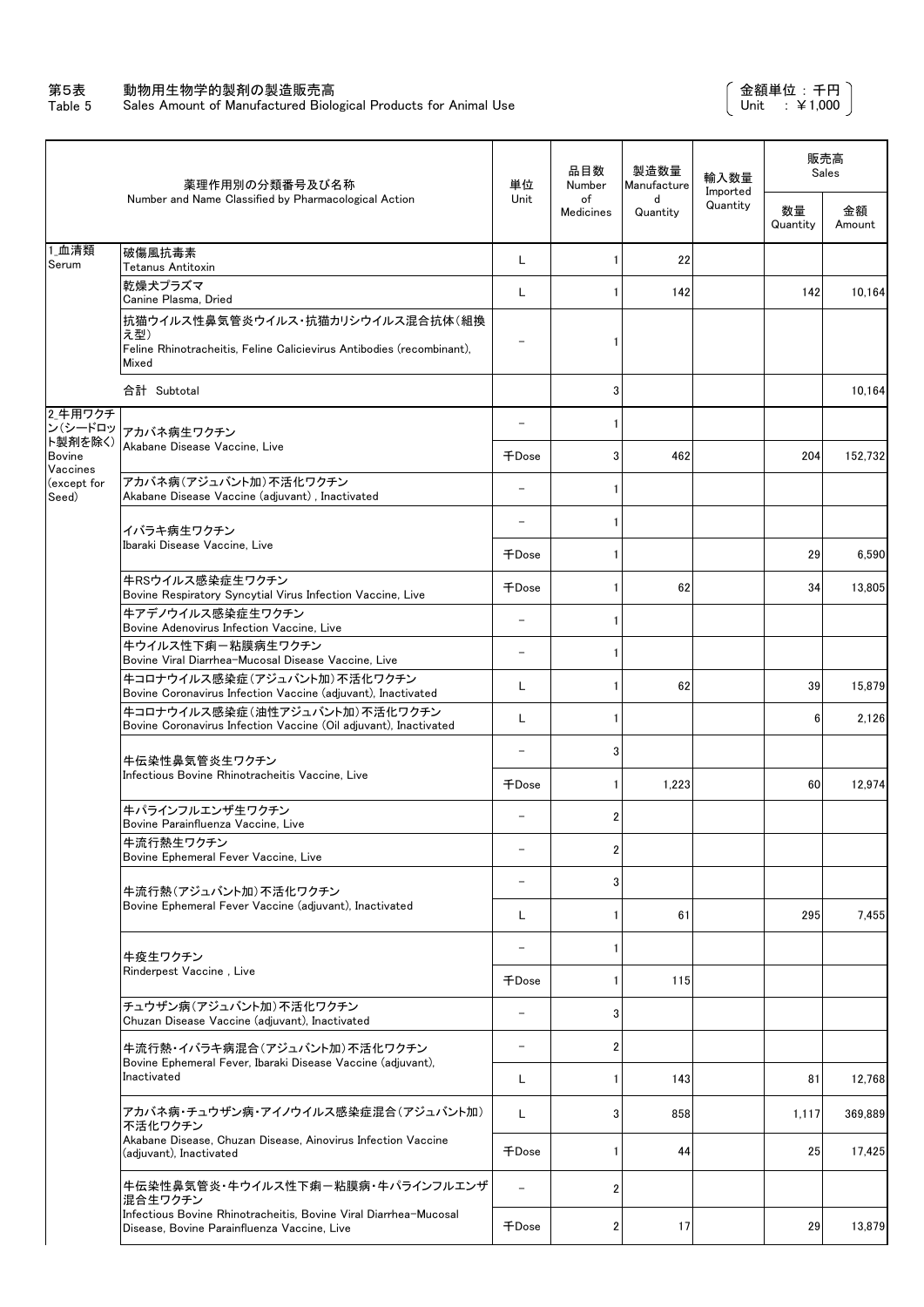第5表　動物用生物学的製剤の製造販売高
Table 5　Sales Amount of Manufactured Biological Products for Animal Use

（金額単位：千円　Unit ：￥1,000）

| | 薬理作用別の分類番号及び名称 Number and Name Classified by Pharmacological Action | 単位 Unit | 品目数 Number of Medicines | 製造数量 Manufactured Quantity | 輸入数量 Imported Quantity | 販売高 Sales | |
|---|---|---|---|---|---|---|---|
| | | | | | | 数量 Quantity | 金額 Amount |
| 1_血清類 Serum | 破傷風抗毒素 Tetanus Antitoxin | L | 1 | 22 | | | |
| | 乾燥犬プラズマ Canine Plasma, Dried | L | 1 | 142 | | 142 | 10,164 |
| | 抗猫ウイルス性鼻気管炎ウイルス・抗猫カリシウイルス混合抗体（組換え型） Feline Rhinotracheitis, Feline Calicievirus Antibodies (recombinant), Mixed | － | 1 | | | | |
| | 合計 Subtotal | | 3 | | | | 10,164 |
| 2_牛用ワクチン（シードロット製剤を除く） Bovine Vaccines (except for Seed) | アカバネ病生ワクチン Akabane Disease Vaccine, Live | － | 1 | | | | |
| | | 千Dose | 3 | 462 | | 204 | 152,732 |
| | アカバネ病（アジュバント加）不活化ワクチン Akabane Disease Vaccine (adjuvant) , Inactivated | － | 1 | | | | |
| | イバラキ病生ワクチン Ibaraki Disease Vaccine, Live | － | 1 | | | | |
| | | 千Dose | 1 | | | 29 | 6,590 |
| | 牛RSウイルス感染症生ワクチン Bovine Respiratory Syncytial Virus Infection Vaccine, Live | 千Dose | 1 | 62 | | 34 | 13,805 |
| | 牛アデノウイルス感染症生ワクチン Bovine Adenovirus Infection Vaccine, Live | － | 1 | | | | |
| | 牛ウイルス性下痢－粘膜病生ワクチン Bovine Viral Diarrhea-Mucosal Disease Vaccine, Live | － | 1 | | | | |
| | 牛コロナウイルス感染症（アジュバント加）不活化ワクチン Bovine Coronavirus Infection Vaccine (adjuvant), Inactivated | L | 1 | 62 | | 39 | 15,879 |
| | 牛コロナウイルス感染症（油性アジュバント加）不活化ワクチン Bovine Coronavirus Infection Vaccine (Oil adjuvant), Inactivated | L | 1 | | | 6 | 2,126 |
| | 牛伝染性鼻気管炎生ワクチン Infectious Bovine Rhinotracheitis Vaccine, Live | － | 3 | | | | |
| | | 千Dose | 1 | 1,223 | | 60 | 12,974 |
| | 牛パラインフルエンザ生ワクチン Bovine Parainfluenza Vaccine, Live | － | 2 | | | | |
| | 牛流行熱生ワクチン Bovine Ephemeral Fever Vaccine, Live | － | 2 | | | | |
| | 牛流行熱（アジュバント加）不活化ワクチン Bovine Ephemeral Fever Vaccine (adjuvant), Inactivated | － | 3 | | | | |
| | | L | 1 | 61 | | 295 | 7,455 |
| | 牛疫生ワクチン Rinderpest Vaccine , Live | － | 1 | | | | |
| | | 千Dose | 1 | 115 | | | |
| | チュウザン病（アジュバント加）不活化ワクチン Chuzan Disease Vaccine (adjuvant), Inactivated | － | 3 | | | | |
| | 牛流行熱・イバラキ病混合（アジュバント加）不活化ワクチン Bovine Ephemeral Fever, Ibaraki Disease Vaccine (adjuvant), Inactivated | － | 2 | | | | |
| | | L | 1 | 143 | | 81 | 12,768 |
| | アカバネ病・チュウザン病・アイノウイルス感染症混合（アジュバント加）不活化ワクチン Akabane Disease, Chuzan Disease, Ainovirus Infection Vaccine (adjuvant), Inactivated | L | 3 | 858 | | 1,117 | 369,889 |
| | | 千Dose | 1 | 44 | | 25 | 17,425 |
| | 牛伝染性鼻気管炎・牛ウイルス性下痢－粘膜病・牛パラインフルエンザ混合生ワクチン Infectious Bovine Rhinotracheitis, Bovine Viral Diarrhea-Mucosal Disease, Bovine Parainfluenza Vaccine, Live | － | 2 | | | | |
| | | 千Dose | 2 | 17 | | 29 | 13,879 |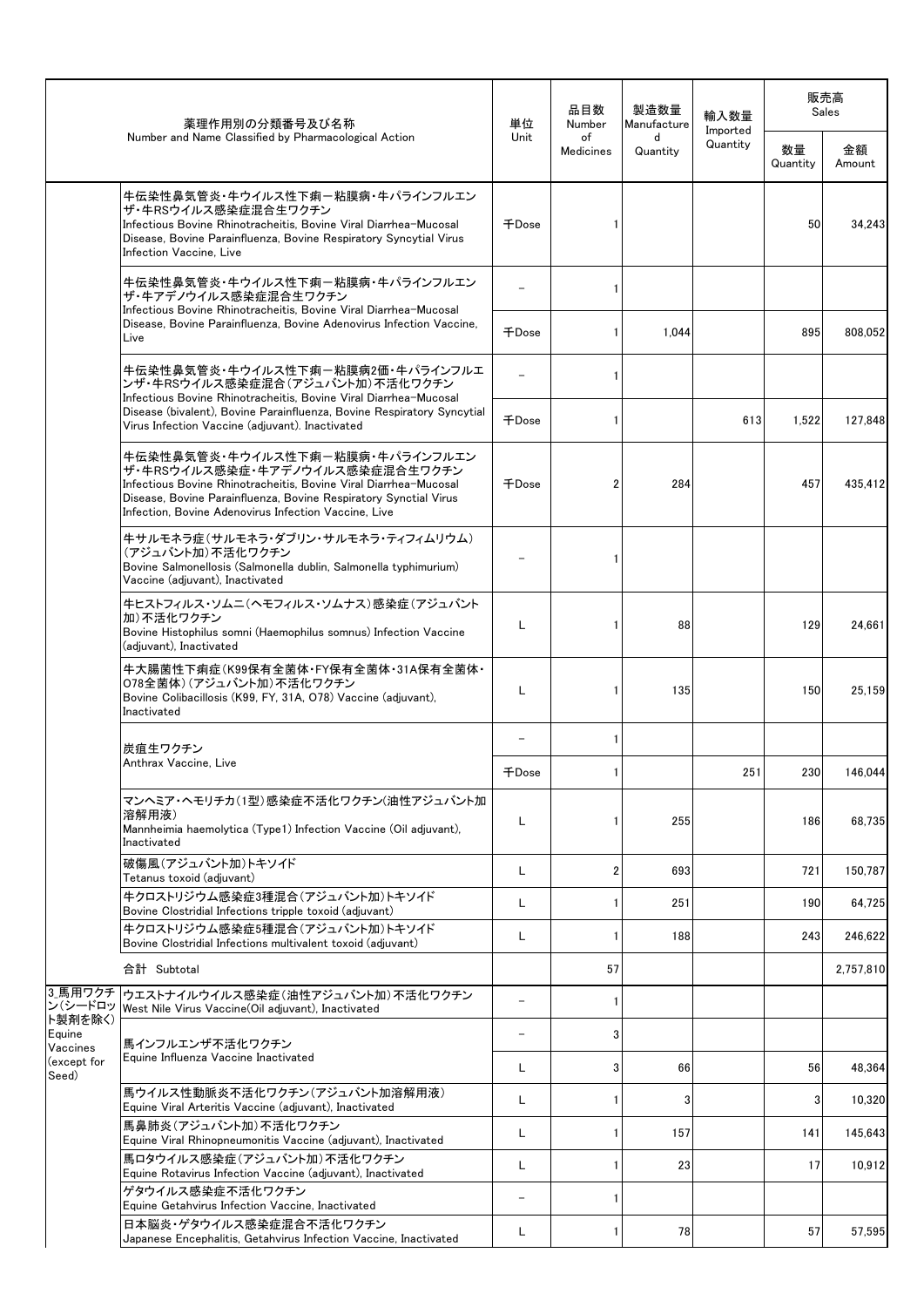| 薬理作用別の分類番号及び名称 Number and Name Classified by Pharmacological Action | | 単位 Unit | 品目数 Number of Medicines | 製造数量 Manufactured Quantity | 輸入数量 Imported Quantity | 販売高 Sales | |
|---|---|---|---|---|---|---|---|
| | | | | | | 数量 Quantity | 金額 Amount |
| | 牛伝染性鼻気管炎・牛ウイルス性下痢－粘膜病・牛パラインフルエンザ・牛RSウイルス感染症混合生ワクチン Infectious Bovine Rhinotracheitis, Bovine Viral Diarrhea-Mucosal Disease, Bovine Parainfluenza, Bovine Respiratory Syncytial Virus Infection Vaccine, Live | 千Dose | 1 | | | 50 | 34,243 |
| | 牛伝染性鼻気管炎・牛ウイルス性下痢－粘膜病・牛パラインフルエンザ・牛アデノウイルス感染症混合生ワクチン Infectious Bovine Rhinotracheitis, Bovine Viral Diarrhea-Mucosal Disease, Bovine Parainfluenza, Bovine Adenovirus Infection Vaccine, Live | － | 1 | | | | |
| | | 千Dose | 1 | 1,044 | | 895 | 808,052 |
| | 牛伝染性鼻気管炎・牛ウイルス性下痢－粘膜病2価・牛パラインフルエンザ・牛RSウイルス感染症混合(アジュバント加)不活化ワクチン Infectious Bovine Rhinotracheitis, Bovine Viral Diarrhea-Mucosal Disease (bivalent), Bovine Parainfluenza, Bovine Respiratory Syncytial Virus Infection Vaccine (adjuvant). Inactivated | － | 1 | | | | |
| | | 千Dose | 1 | | 613 | 1,522 | 127,848 |
| | 牛伝染性鼻気管炎・牛ウイルス性下痢－粘膜病・牛パラインフルエンザ・牛RSウイルス感染症・牛アデノウイルス感染症混合生ワクチン Infectious Bovine Rhinotracheitis, Bovine Viral Diarrhea-Mucosal Disease, Bovine Parainfluenza, Bovine Respiratory Synctial Virus Infection, Bovine Adenovirus Infection Vaccine, Live | 千Dose | 2 | 284 | | 457 | 435,412 |
| | 牛サルモネラ症(サルモネラ・ダブリン・サルモネラ・ティフィムリウム)(アジュバント加)不活化ワクチン Bovine Salmonellosis (Salmonella dublin, Salmonella typhimurium) Vaccine (adjuvant), Inactivated | － | 1 | | | | |
| | 牛ヒストフィルス・ソムニ(ヘモフィルス・ソムナス)感染症(アジュバント加)不活化ワクチン Bovine Histophilus somni (Haemophilus somnus) Infection Vaccine (adjuvant), Inactivated | L | 1 | 88 | | 129 | 24,661 |
| | 牛大腸菌性下痢症(K99保有全菌体・FY保有全菌体・31A保有全菌体・O78全菌体)(アジュバント加)不活化ワクチン Bovine Colibacillosis (K99, FY, 31A, O78) Vaccine (adjuvant), Inactivated | L | 1 | 135 | | 150 | 25,159 |
| | 炭疽生ワクチン Anthrax Vaccine, Live | － | 1 | | | | |
| | | 千Dose | 1 | | 251 | 230 | 146,044 |
| | マンヘミア・ヘモリチカ(1型)感染症不活化ワクチン(油性アジュバント加溶解用液) Mannheimia haemolytica (Type1) Infection Vaccine (Oil adjuvant), Inactivated | L | 1 | 255 | | 186 | 68,735 |
| | 破傷風(アジュバント加)トキソイド Tetanus toxoid (adjuvant) | L | 2 | 693 | | 721 | 150,787 |
| | 牛クロストリジウム感染症3種混合(アジュバント加)トキソイド Bovine Clostridial Infections tripple toxoid (adjuvant) | L | 1 | 251 | | 190 | 64,725 |
| | 牛クロストリジウム感染症5種混合(アジュバント加)トキソイド Bovine Clostridial Infections multivalent toxoid (adjuvant) | L | 1 | 188 | | 243 | 246,622 |
| | 合計 Subtotal | | 57 | | | | 2,757,810 |
| 3_馬用ワクチン(シードロット製剤を除く) Equine Vaccines (except for Seed) | ウエストナイルウイルス感染症(油性アジュバント加)不活化ワクチン West Nile Virus Vaccine(Oil adjuvant), Inactivated | － | 1 | | | | |
| | 馬インフルエンザ不活化ワクチン Equine Influenza Vaccine Inactivated | － | 3 | | | | |
| | | L | 3 | 66 | | 56 | 48,364 |
| | 馬ウイルス性動脈炎不活化ワクチン(アジュバント加溶解用液) Equine Viral Arteritis Vaccine (adjuvant), Inactivated | L | 1 | 3 | | 3 | 10,320 |
| | 馬鼻肺炎(アジュバント加)不活化ワクチン Equine Viral Rhinopneumonitis Vaccine (adjuvant), Inactivated | L | 1 | 157 | | 141 | 145,643 |
| | 馬ロタウイルス感染症(アジュバント加)不活化ワクチン Equine Rotavirus Infection Vaccine (adjuvant), Inactivated | L | 1 | 23 | | 17 | 10,912 |
| | ゲタウイルス感染症不活化ワクチン Equine Getahvirus Infection Vaccine, Inactivated | － | 1 | | | | |
| | 日本脳炎・ゲタウイルス感染症混合不活化ワクチン Japanese Encephalitis, Getahvirus Infection Vaccine, Inactivated | L | 1 | 78 | | 57 | 57,595 |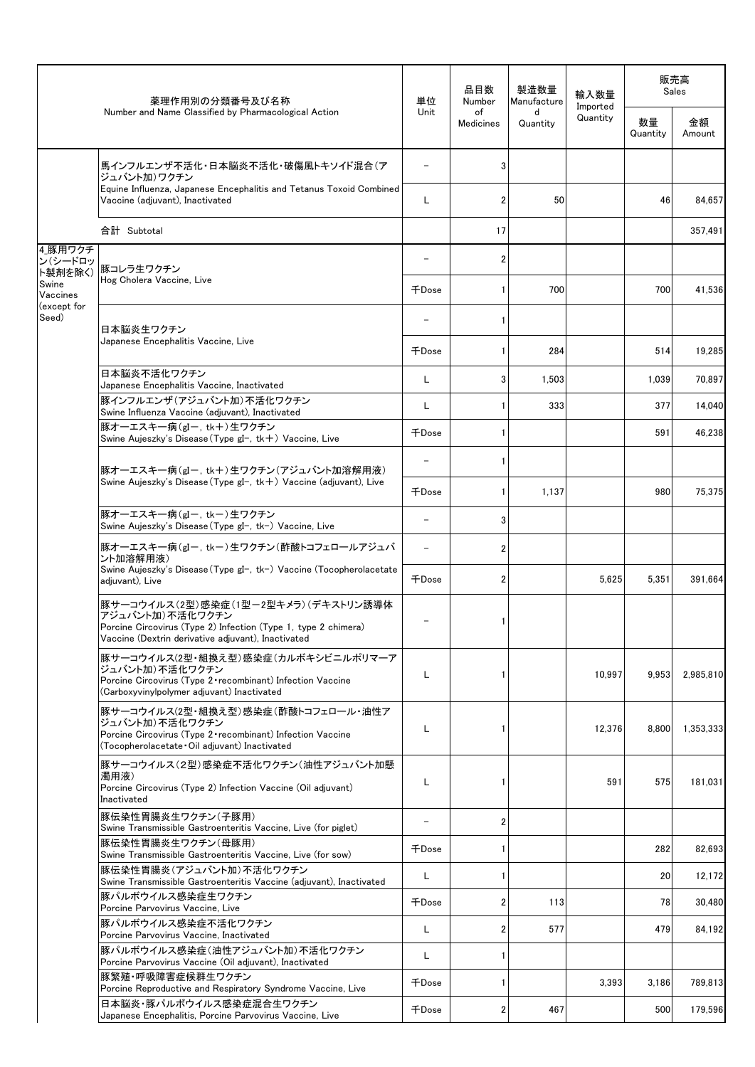| 薬理作用別の分類番号及び名称 Number and Name Classified by Pharmacological Action | | 単位 Unit | 品目数 Number of Medicines | 製造数量 Manufactured Quantity | 輸入数量 Imported Quantity | 販売高 Sales | |
|---|---|---|---|---|---|---|---|
| | | | | | | 数量 Quantity | 金額 Amount |
| | 馬インフルエンザ不活化・日本脳炎不活化・破傷風トキソイド混合(アジュバント加)ワクチン Equine Influenza, Japanese Encephalitis and Tetanus Toxoid Combined Vaccine (adjuvant), Inactivated | − | 3 | | | | |
| | | L | 2 | 50 | | 46 | 84,657 |
| | 合計 Subtotal | | 17 | | | | 357,491 |
| 4_豚用ワクチン(シードロット製剤を除く) Swine Vaccines (except for Seed) | 豚コレラ生ワクチン Hog Cholera Vaccine, Live | − | 2 | | | | |
| | | 千Dose | 1 | 700 | | 700 | 41,536 |
| | 日本脳炎生ワクチン Japanese Encephalitis Vaccine, Live | − | 1 | | | | |
| | | 千Dose | 1 | 284 | | 514 | 19,285 |
| | 日本脳炎不活化ワクチン Japanese Encephalitis Vaccine, Inactivated | L | 3 | 1,503 | | 1,039 | 70,897 |
| | 豚インフルエンザ(アジュバント加)不活化ワクチン Swine Influenza Vaccine (adjuvant), Inactivated | L | 1 | 333 | | 377 | 14,040 |
| | 豚オーエスキー病(gI−, tk＋)生ワクチン Swine Aujeszky's Disease(Type gI−, tk＋) Vaccine, Live | 千Dose | 1 | | | 591 | 46,238 |
| | 豚オーエスキー病(gI−, tk＋)生ワクチン(アジュバント加溶解用液) Swine Aujeszky's Disease(Type gI−, tk＋) Vaccine (adjuvant), Live | − | 1 | | | | |
| | | 千Dose | 1 | 1,137 | | 980 | 75,375 |
| | 豚オーエスキー病(gI−, tk−)生ワクチン Swine Aujeszky's Disease(Type gI−, tk−) Vaccine, Live | − | 3 | | | | |
| | 豚オーエスキー病(gI−, tk−)生ワクチン(酢酸トコフェロールアジュバント加溶解用液) Swine Aujeszky's Disease(Type gI−, tk−) Vaccine (Tocopherolacetate adjuvant), Live | − | 2 | | | | |
| | | 千Dose | 2 | | 5,625 | 5,351 | 391,664 |
| | 豚サーコウイルス(2型)感染症(1型−2型キメラ)(デキストリン誘導体アジュバント加)不活化ワクチン Porcine Circovirus (Type 2) Infection (Type 1, type 2 chimera) Vaccine (Dextrin derivative adjuvant), Inactivated | − | 1 | | | | |
| | 豚サーコウイルス(2型・組換え型)感染症(カルボキシビニルポリマーアジュバント加)不活化ワクチン Porcine Circovirus (Type 2・recombinant) Infection Vaccine (Carboxyvinylpolymer adjuvant) Inactivated | L | 1 | | 10,997 | 9,953 | 2,985,810 |
| | 豚サーコウイルス(2型・組換え型)感染症(酢酸トコフェロール・油性アジュバント加)不活化ワクチン Porcine Circovirus (Type 2・recombinant) Infection Vaccine (Tocopherolacetate・Oil adjuvant) Inactivated | L | 1 | | 12,376 | 8,800 | 1,353,333 |
| | 豚サーコウイルス(2型)感染症不活化ワクチン(油性アジュバント加懸濁用液) Porcine Circovirus (Type 2) Infection Vaccine (Oil adjuvant) Inactivated | L | 1 | | 591 | 575 | 181,031 |
| | 豚伝染性胃腸炎生ワクチン(子豚用) Swine Transmissible Gastroenteritis Vaccine, Live (for piglet) | − | 2 | | | | |
| | 豚伝染性胃腸炎生ワクチン(母豚用) Swine Transmissible Gastroenteritis Vaccine, Live (for sow) | 千Dose | 1 | | | 282 | 82,693 |
| | 豚伝染性胃腸炎(アジュバント加)不活化ワクチン Swine Transmissible Gastroenteritis Vaccine (adjuvant), Inactivated | L | 1 | | | 20 | 12,172 |
| | 豚パルボウイルス感染症生ワクチン Porcine Parvovirus Vaccine, Live | 千Dose | 2 | 113 | | 78 | 30,480 |
| | 豚パルボウイルス感染症不活化ワクチン Porcine Parvovirus Vaccine, Inactivated | L | 2 | 577 | | 479 | 84,192 |
| | 豚パルボウイルス感染症(油性アジュバント加)不活化ワクチン Porcine Parvovirus Vaccine (Oil adjuvant), Inactivated | L | 1 | | | | |
| | 豚繁殖・呼吸障害症候群生ワクチン Porcine Reproductive and Respiratory Syndrome Vaccine, Live | 千Dose | 1 | | 3,393 | 3,186 | 789,813 |
| | 日本脳炎・豚パルボウイルス感染症混合生ワクチン Japanese Encephalitis, Porcine Parvovirus Vaccine, Live | 千Dose | 2 | 467 | | 500 | 179,596 |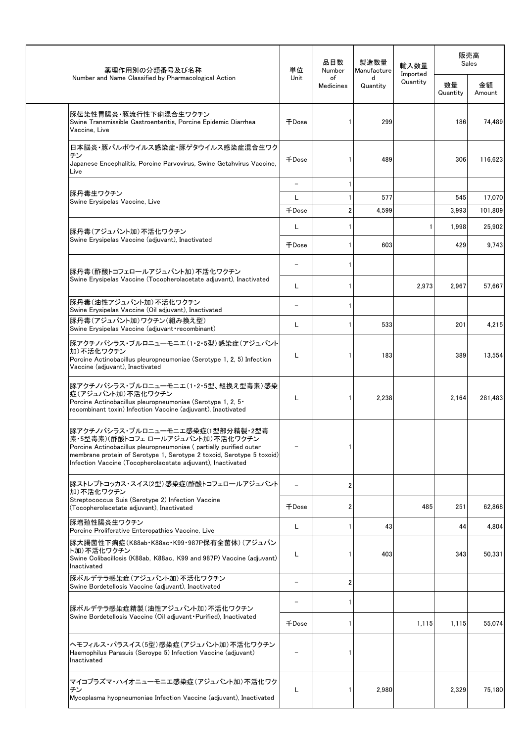| 薬理作用別の分類番号及び名称<br>Number and Name Classified by Pharmacological Action | 単位<br>Unit | 品目数<br>Number of Medicines | 製造数量<br>Manufactured Quantity | 輸入数量<br>Imported Quantity | 販売高<br>Sales | |
|---|---|---|---|---|---|---|
| | | | | | 数量<br>Quantity | 金額<br>Amount |
| 豚伝染性胃腸炎・豚流行性下痢混合生ワクチン<br>Swine Transmissible Gastroenteritis, Porcine Epidemic Diarrhea Vaccine, Live | 千Dose | 1 | 299 | | 186 | 74,489 |
| 日本脳炎・豚パルボウイルス感染症・豚ゲタウイルス感染症混合生ワクチン<br>Japanese Encephalitis, Porcine Parvovirus, Swine Getahvirus Vaccine, Live | 千Dose | 1 | 489 | | 306 | 116,623 |
| 豚丹毒生ワクチン<br>Swine Erysipelas Vaccine, Live | − | 1 | | | | |
| | L | 1 | 577 | | 545 | 17,070 |
| | 千Dose | 2 | 4,599 | | 3,993 | 101,809 |
| 豚丹毒(アジュバント加)不活化ワクチン<br>Swine Erysipelas Vaccine (adjuvant), Inactivated | L | 1 | | 1 | 1,998 | 25,902 |
| | 千Dose | 1 | 603 | | 429 | 9,743 |
| 豚丹毒(酢酸トコフェロールアジュバント加)不活化ワクチン<br>Swine Erysipelas Vaccine (Tocopherolacetate adjuvant), Inactivated | − | 1 | | | | |
| | L | 1 | | 2,973 | 2,967 | 57,667 |
| 豚丹毒(油性アジュバント加)不活化ワクチン<br>Swine Erysipelas Vaccine (Oil adjuvant), Inactivated | − | 1 | | | | |
| 豚丹毒(アジュバント加)ワクチン(組み換え型)<br>Swine Erysipelas Vaccine (adjuvant・recombinant) | L | 1 | 533 | | 201 | 4,215 |
| 豚アクチノバシラス・プルロニューモニエ(1・2・5型)感染症(アジュバント加)不活化ワクチン<br>Porcine Actinobacillus pleuropneumoniae (Serotype 1, 2, 5) Infection Vaccine (adjuvant), Inactivated | L | 1 | 183 | | 389 | 13,554 |
| 豚アクチノバシラス・プルロニューモニエ(1・2・5型、組換え型毒素)感染症(アジュバント加)不活化ワクチン<br>Porcine Actinobacillus pleuropneumoniae (Serotype 1, 2, 5・recombinant toxin) Infection Vaccine (adjuvant), Inactivated | L | 1 | 2,238 | | 2,164 | 281,483 |
| 豚アクチノバシラス・プルロニューモニエ感染症(1型部分精製・2型毒素・5型毒素)(酢酸トコフェ ロールアジュバント加)不活化ワクチン<br>Porcine Actinobacillus pleuropneumoniae ( partially purified outer membrane protein of Serotype 1, Serotype 2 toxoid, Serotype 5 toxoid) Infection Vaccine (Tocopherolacetate adjuvant), Inactivated | − | 1 | | | | |
| 豚ストレプトコッカス・スイス(2型)感染症(酢酸トコフェロールアジュバント加)不活化ワクチン<br>Streptococcus Suis (Serotype 2) Infection Vaccine (Tocopherolacetate adjuvant), Inactivated | − | 2 | | | | |
| | 千Dose | 2 | | 485 | 251 | 62,868 |
| 豚増殖性腸炎生ワクチン<br>Porcine Proliferative Enteropathies Vaccine, Live | L | 1 | 43 | | 44 | 4,804 |
| 豚大腸菌性下痢症(K88ab・K88ac・K99・987P保有全菌体)(アジュバント加)不活化ワクチン<br>Swine Colibacillosis (K88ab, K88ac, K99 and 987P) Vaccine (adjuvant) Inactivated | L | 1 | 403 | | 343 | 50,331 |
| 豚ボルデテラ感染症(アジュバント加)不活化ワクチン<br>Swine Bordetellosis Vaccine (adjuvant), Inactivated | − | 2 | | | | |
| 豚ボルデテラ感染症精製(油性アジュバント加)不活化ワクチン<br>Swine Bordetellosis Vaccine (Oil adjuvant・Purified), Inactivated | − | 1 | | | | |
| | 千Dose | 1 | | 1,115 | 1,115 | 55,074 |
| ヘモフィルス・パラスイス(5型)感染症(アジュバント加)不活化ワクチン<br>Haemophilus Parasuis (Seroype 5) Infection Vaccine (adjuvant) Inactivated | − | 1 | | | | |
| マイコプラズマ・ハイオニューモニエ感染症(アジュバント加)不活化ワクチン<br>Mycoplasma hyopneumoniae Infection Vaccine (adjuvant), Inactivated | L | 1 | 2,980 | | 2,329 | 75,180 |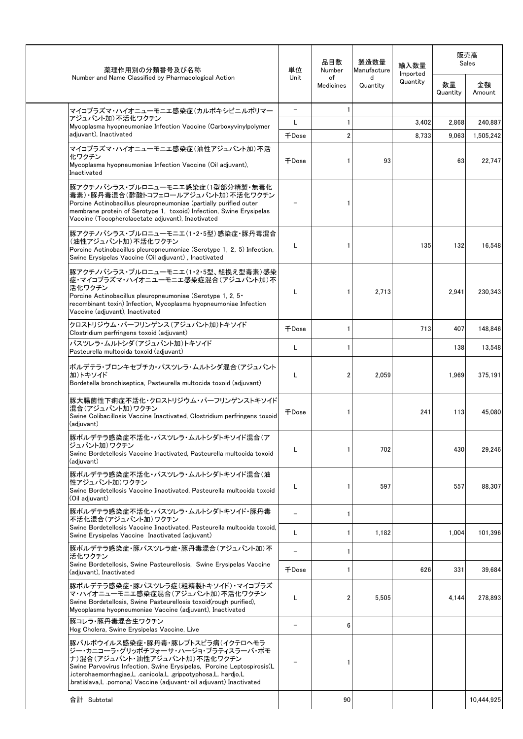| 薬理作用別の分類番号及び名称<br>Number and Name Classified by Pharmacological Action | 単位<br>Unit | 品目数<br>Number of Medicines | 製造数量<br>Manufactured Quantity | 輸入数量<br>Imported Quantity | 販売高 Sales | |
|---|---|---|---|---|---|---|
| | | | | | 数量<br>Quantity | 金額<br>Amount |
| マイコプラズマ・ハイオニューモニエ感染症（カルボキシビニルポリマーアジュバント加）不活化ワクチン<br>Mycoplasma hyopneumoniae Infection Vaccine (Carboxyvinylpolymer adjuvant), Inactivated | － | 1 | | | | |
| | L | 1 | | 3,402 | 2,868 | 240,887 |
| | 千Dose | 2 | | 8,733 | 9,063 | 1,505,242 |
| マイコプラズマ・ハイオニューモニエ感染症（油性アジュバント加）不活化ワクチン<br>Mycoplasma hyopneumoniae Infection Vaccine (Oil adjuvant), Inactivated | 千Dose | 1 | 93 | | 63 | 22,747 |
| 豚アクチノバシラス・プルロニューモニエ感染症（1型部分精製・無毒化毒素）・豚丹毒混合（酢酸トコフェロールアジュバント加）不活化ワクチン<br>Porcine Actinobacillus pleuropneumoniae (partially purified outer membrane protein of Serotype 1, toxoid) Infection, Swine Erysipelas Vaccine (Tocopherolacetate adjuvant), Inactivated | － | 1 | | | | |
| 豚アクチノバシラス・プルロニューモニエ（1・2・5型）感染症・豚丹毒混合（油性アジュバント加）不活化ワクチン<br>Porcine Actinobacillus pleuropneumoniae (Serotype 1, 2, 5) Infection, Swine Erysipelas Vaccine (Oil adjuvant) , Inactivated | L | 1 | | 135 | 132 | 16,548 |
| 豚アクチノバシラス・プルロニューモニエ（1・2・5型、組換え型毒素）感染症・マイコプラズマ・ハイオニューモニエ感染症混合（アジュバント加）不活化ワクチン<br>Porcine Actinobacillus pleuropneumoniae (Serotype 1, 2, 5・recombinant toxin) Infection, Mycoplasma hyopneumoniae Infection Vaccine (adjuvant), Inactivated | L | 1 | 2,713 | | 2,941 | 230,343 |
| クロストリジウム・パーフリンゲンス（アジュバント加）トキソイド<br>Clostridium perfringens toxoid (adjuvant) | 千Dose | 1 | | 713 | 407 | 148,846 |
| パスツレラ・ムルトシダ（アジュバント加）トキソイド<br>Pasteurella multocida toxoid (adjuvant) | L | 1 | | | 138 | 13,548 |
| ボルデテラ・ブロンキセプチカ・パスツレラ・ムルトシダ混合（アジュバント加）トキソイド<br>Bordetella bronchiseptica, Pasteurella multocida toxoid (adjuvant) | L | 2 | 2,059 | | 1,969 | 375,191 |
| 豚大腸菌性下痢症不活化・クロストリジウム・パーフリンゲンストキソイド混合（アジュバント加）ワクチン<br>Swine Colibacillosis Vaccine Inactivated, Clostridium perfringens toxoid (adjuvant) | 千Dose | 1 | | 241 | 113 | 45,080 |
| 豚ボルデテラ感染症不活化・パスツレラ・ムルトシダトキソイド混合（アジュバント加）ワクチン<br>Swine Bordetellosis Vaccine Inactivated, Pasteurella multocida toxoid (adjuvant) | L | 1 | 702 | | 430 | 29,246 |
| 豚ボルデテラ感染症不活化・パスツレラ・ムルトシダトキソイド混合（油性アジュバント加）ワクチン<br>Swine Bordetellosis Vaccine Iinactivated, Pasteurella multocida toxoid (Oil adjuvant) | L | 1 | 597 | | 557 | 88,307 |
| 豚ボルデテラ感染症不活化・パスツレラ・ムルトシダトキソイド・豚丹毒不活化混合（アジュバント加）ワクチン<br>Swine Bordetellosis Vaccine Iinactivated, Pasteurella multocida toxoid, Swine Erysipelas Vaccine Inactivated (adjuvant) | － | 1 | | | | |
| | L | 1 | 1,182 | | 1,004 | 101,396 |
| 豚ボルデテラ感染症・豚パスツレラ症・豚丹毒混合（アジュバント加）不活化ワクチン<br>Swine Bordetellosis, Swine Pasteurellosis, Swine Erysipelas Vaccine (adjuvant), Inactivated | － | 1 | | | | |
| | 千Dose | 1 | | 626 | 331 | 39,684 |
| 豚ボルデテラ感染症・豚パスツレラ症（粗精製トキソイド）・マイコプラズマ・ハイオニューモニエ感染症混合（アジュバント加）不活化ワクチン<br>Swine Bordetellosis, Swine Pasteurellosis toxoid(rough purified), Mycoplasma hyopneumoniae Vaccine (adjuvant), Inactivated | L | 2 | 5,505 | | 4,144 | 278,893 |
| 豚コレラ・豚丹毒混合生ワクチン<br>Hog Cholera, Swine Erysipelas Vaccine, Live | － | 6 | | | | |
| 豚パルボウイルス感染症・豚丹毒・豚レプトスピラ病（イクテロヘモラジー・カニコーラ・グリッポチフォーサ・ハージョ・ブラティスラーバ・ポモナ）混合（アジュバント・油性アジュバント加）不活化ワクチン<br>Swine Parvovirus Infection, Swine Erysipelas, Porcine Leptospirosis(L .icterohaemorrhagiae,L .canicola,L .grippotyphosa,L. hardjo,L .bratislava,L .pomona) Vaccine (adjuvant・oil adjuvant) Inactivated | － | 1 | | | | |
| 合計 Subtotal | | 90 | | | | 10,444,925 |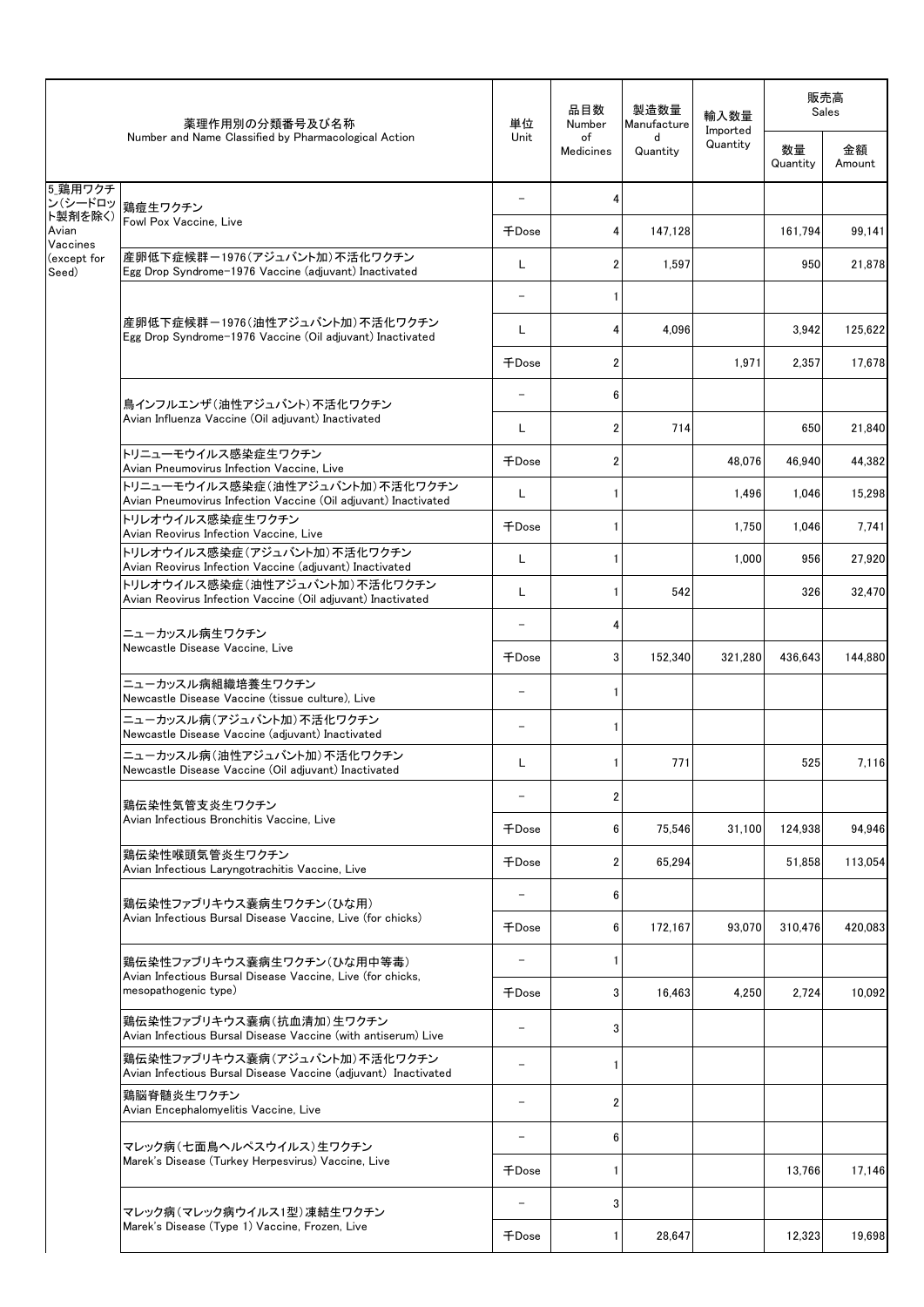| 薬理作用別の分類番号及び名称 Number and Name Classified by Pharmacological Action | | 単位 Unit | 品目数 Number of Medicines | 製造数量 Manufactured Quantity | 輸入数量 Imported Quantity | 販売高 Sales | |
|---|---|---|---|---|---|---|---|
| | | | | | | 数量 Quantity | 金額 Amount |
| 5_鶏用ワクチン(シードロット製剤を除く) Avian Vaccines (except for Seed) | 鶏痘生ワクチン Fowl Pox Vaccine, Live | － | 4 | | | | |
| | | 千Dose | 4 | 147,128 | | 161,794 | 99,141 |
| | 産卵低下症候群－1976(アジュバント加)不活化ワクチン Egg Drop Syndrome-1976 Vaccine (adjuvant) Inactivated | L | 2 | 1,597 | | 950 | 21,878 |
| | 産卵低下症候群－1976(油性アジュバント加)不活化ワクチン Egg Drop Syndrome-1976 Vaccine (Oil adjuvant) Inactivated | － | 1 | | | | |
| | | L | 4 | 4,096 | | 3,942 | 125,622 |
| | | 千Dose | 2 | | 1,971 | 2,357 | 17,678 |
| | 鳥インフルエンザ(油性アジュバント)不活化ワクチン Avian Influenza Vaccine (Oil adjuvant) Inactivated | － | 6 | | | | |
| | | L | 2 | 714 | | 650 | 21,840 |
| | トリニューモウイルス感染症生ワクチン Avian Pneumovirus Infection Vaccine, Live | 千Dose | 2 | | 48,076 | 46,940 | 44,382 |
| | トリニューモウイルス感染症(油性アジュバント加)不活化ワクチン Avian Pneumovirus Infection Vaccine (Oil adjuvant) Inactivated | L | 1 | | 1,496 | 1,046 | 15,298 |
| | トリレオウイルス感染症生ワクチン Avian Reovirus Infection Vaccine, Live | 千Dose | 1 | | 1,750 | 1,046 | 7,741 |
| | トリレオウイルス感染症(アジュバント加)不活化ワクチン Avian Reovirus Infection Vaccine (adjuvant) Inactivated | L | 1 | | 1,000 | 956 | 27,920 |
| | トリレオウイルス感染症(油性アジュバント加)不活化ワクチン Avian Reovirus Infection Vaccine (Oil adjuvant) Inactivated | L | 1 | 542 | | 326 | 32,470 |
| | ニューカッスル病生ワクチン Newcastle Disease Vaccine, Live | － | 4 | | | | |
| | | 千Dose | 3 | 152,340 | 321,280 | 436,643 | 144,880 |
| | ニューカッスル病組織培養生ワクチン Newcastle Disease Vaccine (tissue culture), Live | － | 1 | | | | |
| | ニューカッスル病(アジュバント加)不活化ワクチン Newcastle Disease Vaccine (adjuvant) Inactivated | － | 1 | | | | |
| | ニューカッスル病(油性アジュバント加)不活化ワクチン Newcastle Disease Vaccine (Oil adjuvant) Inactivated | L | 1 | 771 | | 525 | 7,116 |
| | 鶏伝染性気管支炎生ワクチン Avian Infectious Bronchitis Vaccine, Live | － | 2 | | | | |
| | | 千Dose | 6 | 75,546 | 31,100 | 124,938 | 94,946 |
| | 鶏伝染性喉頭気管炎生ワクチン Avian Infectious Laryngotrachitis Vaccine, Live | 千Dose | 2 | 65,294 | | 51,858 | 113,054 |
| | 鶏伝染性ファブリキウス嚢病生ワクチン(ひな用) Avian Infectious Bursal Disease Vaccine, Live (for chicks) | － | 6 | | | | |
| | | 千Dose | 6 | 172,167 | 93,070 | 310,476 | 420,083 |
| | 鶏伝染性ファブリキウス嚢病生ワクチン(ひな用中等毒) Avian Infectious Bursal Disease Vaccine, Live (for chicks, mesopathogenic type) | － | 1 | | | | |
| | | 千Dose | 3 | 16,463 | 4,250 | 2,724 | 10,092 |
| | 鶏伝染性ファブリキウス嚢病(抗血清加)生ワクチン Avian Infectious Bursal Disease Vaccine (with antiserum) Live | － | 3 | | | | |
| | 鶏伝染性ファブリキウス嚢病(アジュバント加)不活化ワクチン Avian Infectious Bursal Disease Vaccine (adjuvant) Inactivated | － | 1 | | | | |
| | 鶏脳脊髄炎生ワクチン Avian Encephalomyelitis Vaccine, Live | － | 2 | | | | |
| | マレック病(七面鳥ヘルペスウイルス)生ワクチン Marek's Disease (Turkey Herpesvirus) Vaccine, Live | － | 6 | | | | |
| | | 千Dose | 1 | | | 13,766 | 17,146 |
| | マレック病(マレック病ウイルス1型)凍結生ワクチン Marek's Disease (Type 1) Vaccine, Frozen, Live | － | 3 | | | | |
| | | 千Dose | 1 | 28,647 | | 12,323 | 19,698 |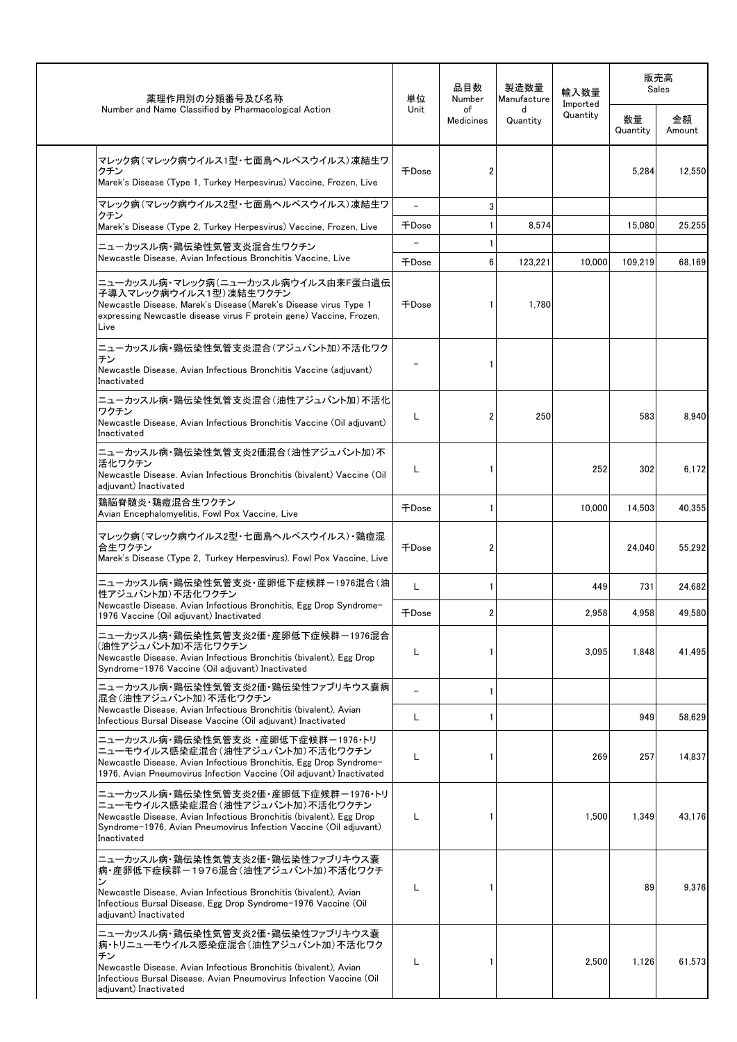| 薬理作用別の分類番号及び名称<br>Number and Name Classified by Pharmacological Action | 単位<br>Unit | 品目数<br>Number of Medicines | 製造数量<br>Manufactured Quantity | 輸入数量<br>Imported Quantity | 販売高<br>Sales | |
|---|---|---|---|---|---|---|
| | | | | | 数量<br>Quantity | 金額<br>Amount |
| マレック病（マレック病ウイルス1型・七面鳥ヘルペスウイルス）凍結生ワクチン<br>Marek's Disease (Type 1, Turkey Herpesvirus) Vaccine, Frozen, Live | 千Dose | 2 | | | 5,284 | 12,550 |
| マレック病（マレック病ウイルス2型・七面鳥ヘルペスウイルス）凍結生ワクチン<br>Marek's Disease (Type 2, Turkey Herpesvirus) Vaccine, Frozen, Live | – | 3 | | | | |
| | 千Dose | 1 | 8,574 | | 15,080 | 25,255 |
| ニューカッスル病・鶏伝染性気管支炎混合生ワクチン<br>Newcastle Disease, Avian Infectious Bronchitis Vaccine, Live | – | 1 | | | | |
| | 千Dose | 6 | 123,221 | 10,000 | 109,219 | 68,169 |
| ニューカッスル病・マレック病（ニューカッスル病ウイルス由来F蛋白遺伝子導入マレック病ウイルス1型）凍結生ワクチン<br>Newcastle Disease, Marek's Disease (Marek's Disease virus Type 1 expressing Newcastle disease virus F protein gene) Vaccine, Frozen, Live | 千Dose | 1 | 1,780 | | | |
| ニューカッスル病・鶏伝染性気管支炎混合（アジュバント加）不活化ワクチン<br>Newcastle Disease, Avian Infectious Bronchitis Vaccine (adjuvant) Inactivated | – | 1 | | | | |
| ニューカッスル病・鶏伝染性気管支炎混合（油性アジュバント加）不活化ワクチン<br>Newcastle Disease, Avian Infectious Bronchitis Vaccine (Oil adjuvant) Inactivated | L | 2 | 250 | | 583 | 8,940 |
| ニューカッスル病・鶏伝染性気管支炎2価混合（油性アジュバント加）不活化ワクチン<br>Newcastle Disease. Avian Infectious Bronchitis (bivalent) Vaccine (Oil adjuvant) Inactivated | L | 1 | | 252 | 302 | 6,172 |
| 鶏脳脊髄炎・鶏痘混合生ワクチン<br>Avian Encephalomyelitis, Fowl Pox Vaccine, Live | 千Dose | 1 | | 10,000 | 14,503 | 40,355 |
| マレック病（マレック病ウイルス2型・七面鳥ヘルペスウイルス）・鶏痘混合生ワクチン<br>Marek's Disease (Type 2, Turkey Herpesvirus). Fowl Pox Vaccine, Live | 千Dose | 2 | | | 24,040 | 55,292 |
| ニューカッスル病・鶏伝染性気管支炎・産卵低下症候群－1976混合（油性アジュバント加）不活化ワクチン<br>Newcastle Disease, Avian Infectious Bronchitis, Egg Drop Syndrome-1976 Vaccine (Oil adjuvant) Inactivated | L | 1 | | 449 | 731 | 24,682 |
| | 千Dose | 2 | | 2,958 | 4,958 | 49,580 |
| ニューカッスル病・鶏伝染性気管支炎2価・産卵低下症候群－1976混合（油性アジュバント加）不活化ワクチン<br>Newcastle Disease, Avian Infectious Bronchitis (bivalent), Egg Drop Syndrome-1976 Vaccine (Oil adjuvant) Inactivated | L | 1 | | 3,095 | 1,848 | 41,495 |
| ニューカッスル病・鶏伝染性気管支炎2価・鶏伝染性ファブリキウス嚢病混合（油性アジュバント加）不活化ワクチン<br>Newcastle Disease, Avian Infectious Bronchitis (bivalent), Avian Infectious Bursal Disease Vaccine (Oil adjuvant) Inactivated | – | 1 | | | | |
| | L | 1 | | | 949 | 58,629 |
| ニューカッスル病・鶏伝染性気管支炎 ・産卵低下症候群－1976・トリニューモウイルス感染症混合（油性アジュバント加）不活化ワクチン<br>Newcastle Disease, Avian Infectious Bronchitis, Egg Drop Syndrome-1976, Avian Pneumovirus Infection Vaccine (Oil adjuvant) Inactivated | L | 1 | | 269 | 257 | 14,837 |
| ニューカッスル病・鶏伝染性気管支炎2価・産卵低下症候群－1976・トリニューモウイルス感染症混合（油性アジュバント加）不活化ワクチン<br>Newcastle Disease, Avian Infectious Bronchitis (bivalent), Egg Drop Syndrome-1976, Avian Pneumovirus Infection Vaccine (Oil adjuvant) Inactivated | L | 1 | | 1,500 | 1,349 | 43,176 |
| ニューカッスル病・鶏伝染性気管支炎2価・鶏伝染性ファブリキウス嚢病・産卵低下症候群－１９７６混合（油性アジュバント加）不活化ワクチン<br>Newcastle Disease, Avian Infectious Bronchitis (bivalent), Avian Infectious Bursal Disease, Egg Drop Syndrome-1976 Vaccine (Oil adjuvant) Inactivated | L | 1 | | | 89 | 9,376 |
| ニューカッスル病・鶏伝染性気管支炎2価・鶏伝染性ファブリキウス嚢病・トリニューモウイルス感染症混合（油性アジュバント加）不活化ワクチン<br>Newcastle Disease, Avian Infectious Bronchitis (bivalent), Avian Infectious Bursal Disease, Avian Pneumovirus Infection Vaccine (Oil adjuvant) Inactivated | L | 1 | | 2,500 | 1,126 | 61,573 |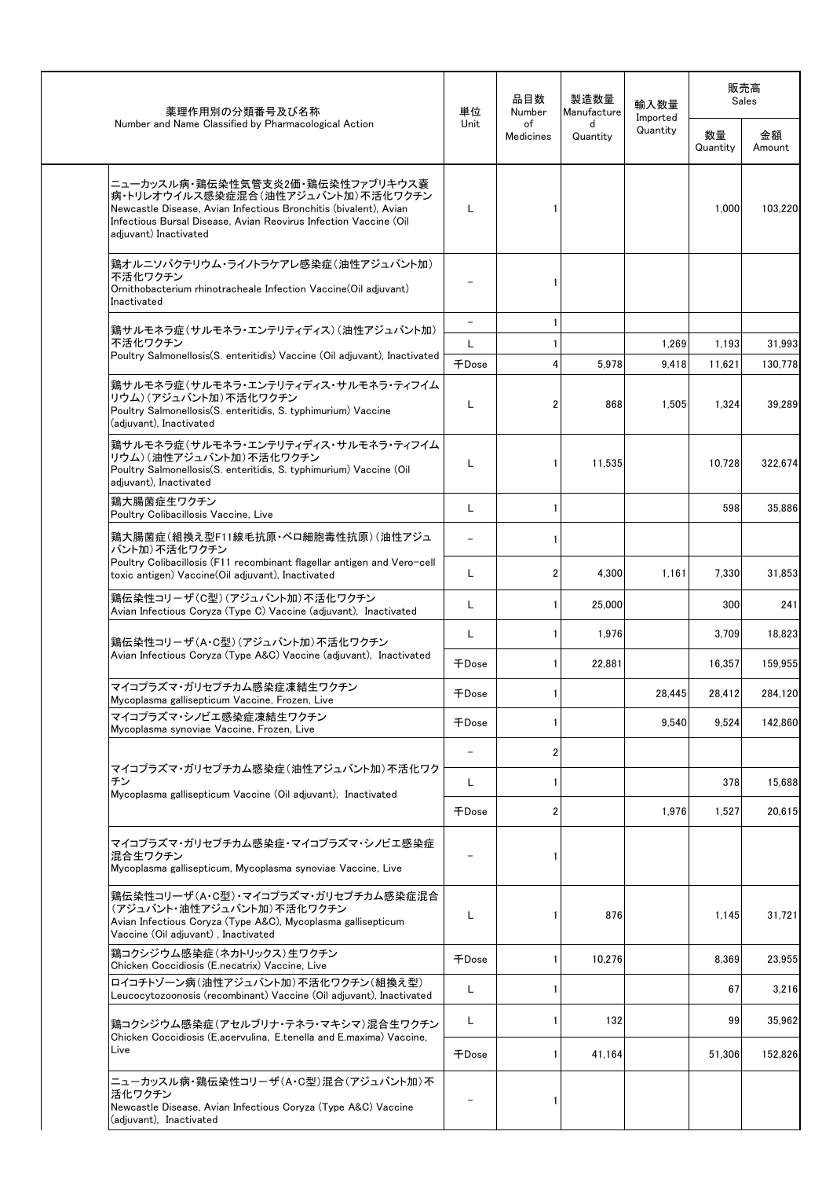| 薬理作用別の分類番号及び名称 Number and Name Classified by Pharmacological Action | 単位 Unit | 品目数 Number of Medicines | 製造数量 Manufactured Quantity | 輸入数量 Imported Quantity | 販売高 Sales | |
|---|---|---|---|---|---|---|
| | | | | | 数量 Quantity | 金額 Amount |
| ニューカッスル病・鶏伝染性気管支炎2価・鶏伝染性ファブリキウス嚢病・トリレオウイルス感染症混合（油性アジュバント加）不活化ワクチン Newcastle Disease, Avian Infectious Bronchitis (bivalent), Avian Infectious Bursal Disease, Avian Reovirus Infection Vaccine (Oil adjuvant) Inactivated | L | 1 | | | 1,000 | 103,220 |
| 鶏オルニソバクテリウム・ライノトラケアレ感染症（油性アジュバント加）不活化ワクチン Ornithobacterium rhinotracheale Infection Vaccine(Oil adjuvant) Inactivated | − | 1 | | | | |
| 鶏サルモネラ症（サルモネラ・エンテリティディス）（油性アジュバント加）不活化ワクチン Poultry Salmonellosis(S. enteritidis) Vaccine (Oil adjuvant), Inactivated | − | 1 | | | | |
| | L | 1 | | 1,269 | 1,193 | 31,993 |
| | 千Dose | 4 | 5,978 | 9,418 | 11,621 | 130,778 |
| 鶏サルモネラ症（サルモネラ・エンテリティディス・サルモネラ・ティフイムリウム）（アジュバント加）不活化ワクチン Poultry Salmonellosis(S. enteritidis, S. typhimurium) Vaccine (adjuvant), Inactivated | L | 2 | 868 | 1,505 | 1,324 | 39,289 |
| 鶏サルモネラ症（サルモネラ・エンテリティディス・サルモネラ・ティフイムリウム）（油性アジュバント加）不活化ワクチン Poultry Salmonellosis(S. enteritidis, S. typhimurium) Vaccine (Oil adjuvant), Inactivated | L | 1 | 11,535 | | 10,728 | 322,674 |
| 鶏大腸菌症生ワクチン Poultry Colibacillosis Vaccine, Live | L | 1 | | | 598 | 35,886 |
| 鶏大腸菌症（組換え型F11線毛抗原・ベロ細胞毒性抗原）（油性アジュバント加）不活化ワクチン Poultry Colibacillosis (F11 recombinant flagellar antigen and Vero-cell toxic antigen) Vaccine(Oil adjuvant), Inactivated | − | 1 | | | | |
| | L | 2 | 4,300 | 1,161 | 7,330 | 31,853 |
| 鶏伝染性コリーザ（C型）（アジュバント加）不活化ワクチン Avian Infectious Coryza (Type C) Vaccine (adjuvant), Inactivated | L | 1 | 25,000 | | 300 | 241 |
| 鶏伝染性コリーザ（A・C型）（アジュバント加）不活化ワクチン Avian Infectious Coryza (Type A&C) Vaccine (adjuvant), Inactivated | L | 1 | 1,976 | | 3,709 | 18,823 |
| | 千Dose | 1 | 22,881 | | 16,357 | 159,955 |
| マイコプラズマ・ガリセプチカム感染症凍結生ワクチン Mycoplasma gallisepticum Vaccine, Frozen, Live | 千Dose | 1 | | 28,445 | 28,412 | 284,120 |
| マイコプラズマ・シノビエ感染症凍結生ワクチン Mycoplasma synoviae Vaccine, Frozen, Live | 千Dose | 1 | | 9,540 | 9,524 | 142,860 |
| マイコプラズマ・ガリセプチカム感染症（油性アジュバント加）不活化ワクチン Mycoplasma gallisepticum Vaccine (Oil adjuvant), Inactivated | − | 2 | | | | |
| | L | 1 | | | 378 | 15,688 |
| | 千Dose | 2 | | 1,976 | 1,527 | 20,615 |
| マイコプラズマ・ガリセプチカム感染症・マイコプラズマ・シノビエ感染症混合生ワクチン Mycoplasma gallisepticum, Mycoplasma synoviae Vaccine, Live | − | 1 | | | | |
| 鶏伝染性コリーザ（A・C型）・マイコプラズマ・ガリセプチカム感染症混合（アジュバント・油性アジュバント加）不活化ワクチン Avian Infectious Coryza (Type A&C), Mycoplasma gallisepticum Vaccine (Oil adjuvant) , Inactivated | L | 1 | 876 | | 1,145 | 31,721 |
| 鶏コクシジウム感染症（ネカトリックス）生ワクチン Chicken Coccidiosis (E.necatrix) Vaccine, Live | 千Dose | 1 | 10,276 | | 8,369 | 23,955 |
| ロイコチトゾーン病（油性アジュバント加）不活化ワクチン（組換え型） Leucocytozoonosis (recombinant) Vaccine (Oil adjuvant), Inactivated | L | 1 | | | 67 | 3,216 |
| 鶏コクシジウム感染症（アセルブリナ・テネラ・マキシマ）混合生ワクチン Chicken Coccidiosis (E.acervulina, E.tenella and E.maxima) Vaccine, Live | L | 1 | 132 | | 99 | 35,962 |
| | 千Dose | 1 | 41,164 | | 51,306 | 152,826 |
| ニューカッスル病・鶏伝染性コリーザ（A・C型）混合（アジュバント加）不活化ワクチン Newcastle Disease, Avian Infectious Coryza (Type A&C) Vaccine (adjuvant), Inactivated | − | 1 | | | | |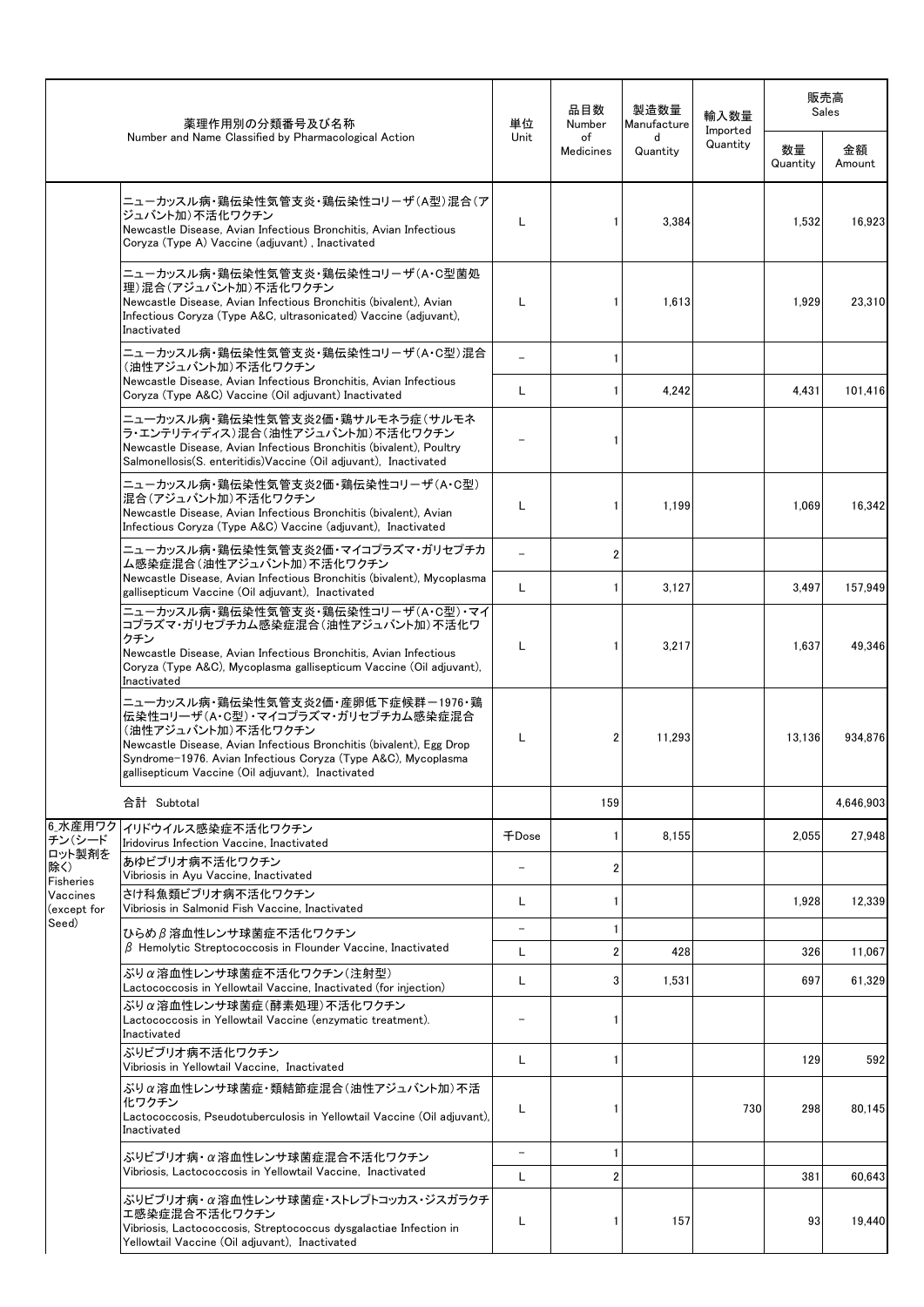| 薬理作用別の分類番号及び名称<br>Number and Name Classified by Pharmacological Action | | 単位<br>Unit | 品目数<br>Number of Medicines | 製造数量<br>Manufactured Quantity | 輸入数量<br>Imported Quantity | 販売高<br>Sales | |
|---|---|---|---|---|---|---|---|
| | | | | | | 数量<br>Quantity | 金額<br>Amount |
| | ニューカッスル病・鶏伝染性気管支炎・鶏伝染性コリーザ(A型)混合(アジュバント加)不活化ワクチン<br>Newcastle Disease, Avian Infectious Bronchitis, Avian Infectious Coryza (Type A) Vaccine (adjuvant) , Inactivated | L | 1 | 3,384 | | 1,532 | 16,923 |
| | ニューカッスル病・鶏伝染性気管支炎・鶏伝染性コリーザ(A・C型菌処理)混合(アジュバント加)不活化ワクチン<br>Newcastle Disease, Avian Infectious Bronchitis (bivalent), Avian Infectious Coryza (Type A&C, ultrasonicated) Vaccine (adjuvant), Inactivated | L | 1 | 1,613 | | 1,929 | 23,310 |
| | ニューカッスル病・鶏伝染性気管支炎・鶏伝染性コリーザ(A・C型)混合(油性アジュバント加)不活化ワクチン<br>Newcastle Disease, Avian Infectious Bronchitis, Avian Infectious Coryza (Type A&C) Vaccine (Oil adjuvant) Inactivated | － | 1 | | | | |
| | | L | 1 | 4,242 | | 4,431 | 101,416 |
| | ニューカッスル病・鶏伝染性気管支炎2価・鶏サルモネラ症(サルモネラ・エンテリティディス)混合(油性アジュバント加)不活化ワクチン<br>Newcastle Disease, Avian Infectious Bronchitis (bivalent), Poultry Salmonellosis(S. enteritidis)Vaccine (Oil adjuvant), Inactivated | － | 1 | | | | |
| | ニューカッスル病・鶏伝染性気管支炎2価・鶏伝染性コリーザ(A・C型)混合(アジュバント加)不活化ワクチン<br>Newcastle Disease, Avian Infectious Bronchitis (bivalent), Avian Infectious Coryza (Type A&C) Vaccine (adjuvant), Inactivated | L | 1 | 1,199 | | 1,069 | 16,342 |
| | ニューカッスル病・鶏伝染性気管支炎2価・マイコプラズマ・ガリセプチカム感染症混合(油性アジュバント加)不活化ワクチン<br>Newcastle Disease, Avian Infectious Bronchitis (bivalent), Mycoplasma gallisepticum Vaccine (Oil adjuvant), Inactivated | － | 2 | | | | |
| | | L | 1 | 3,127 | | 3,497 | 157,949 |
| | ニューカッスル病・鶏伝染性気管支炎・鶏伝染性コリーザ(A・C型)・マイコプラズマ・ガリセプチカム感染症混合(油性アジュバント加)不活化ワクチン<br>Newcastle Disease, Avian Infectious Bronchitis, Avian Infectious Coryza (Type A&C), Mycoplasma gallisepticum Vaccine (Oil adjuvant), Inactivated | L | 1 | 3,217 | | 1,637 | 49,346 |
| | ニューカッスル病・鶏伝染性気管支炎2価・産卵低下症候群－1976・鶏伝染性コリーザ(A・C型)・マイコプラズマ・ガリセプチカム感染症混合(油性アジュバント加)不活化ワクチン<br>Newcastle Disease, Avian Infectious Bronchitis (bivalent), Egg Drop Syndrome-1976. Avian Infectious Coryza (Type A&C), Mycoplasma gallisepticum Vaccine (Oil adjuvant), Inactivated | L | 2 | 11,293 | | 13,136 | 934,876 |
| | 合計 Subtotal | | 159 | | | | 4,646,903 |
| 6 水産用ワクチン(シードロット製剤を除く)<br>Fisheries Vaccines (except for Seed) | イリドウイルス感染症不活化ワクチン<br>Iridovirus Infection Vaccine, Inactivated | 千Dose | 1 | 8,155 | | 2,055 | 27,948 |
| | あゆビブリオ病不活化ワクチン<br>Vibriosis in Ayu Vaccine, Inactivated | － | 2 | | | | |
| | さけ科魚類ビブリオ病不活化ワクチン<br>Vibriosis in Salmonid Fish Vaccine, Inactivated | L | 1 | | | 1,928 | 12,339 |
| | ひらめβ溶血性レンサ球菌症不活化ワクチン<br>β Hemolytic Streptococcosis in Flounder Vaccine, Inactivated | － | 1 | | | | |
| | | L | 2 | 428 | | 326 | 11,067 |
| | ぶりα溶血性レンサ球菌症不活化ワクチン(注射型)<br>Lactococcosis in Yellowtail Vaccine, Inactivated (for injection) | L | 3 | 1,531 | | 697 | 61,329 |
| | ぶりα溶血性レンサ球菌症(酵素処理)不活化ワクチン<br>Lactococcosis in Yellowtail Vaccine (enzymatic treatment). Inactivated | － | 1 | | | | |
| | ぶりビブリオ病不活化ワクチン<br>Vibriosis in Yellowtail Vaccine, Inactivated | L | 1 | | | 129 | 592 |
| | ぶりα溶血性レンサ球菌症・類結節症混合(油性アジュバント加)不活化ワクチン<br>Lactococcosis, Pseudotuberculosis in Yellowtail Vaccine (Oil adjuvant), Inactivated | L | 1 | | 730 | 298 | 80,145 |
| | ぶりビブリオ病・α溶血性レンサ球菌症混合不活化ワクチン<br>Vibriosis, Lactococcosis in Yellowtail Vaccine, Inactivated | － | 1 | | | | |
| | | L | 2 | | | 381 | 60,643 |
| | ぶりビブリオ病・α溶血性レンサ球菌症・ストレプトコッカス・ジスガラクチエ感染症混合不活化ワクチン<br>Vibriosis, Lactococcosis, Streptococcus dysgalactiae Infection in Yellowtail Vaccine (Oil adjuvant), Inactivated | L | 1 | 157 | | 93 | 19,440 |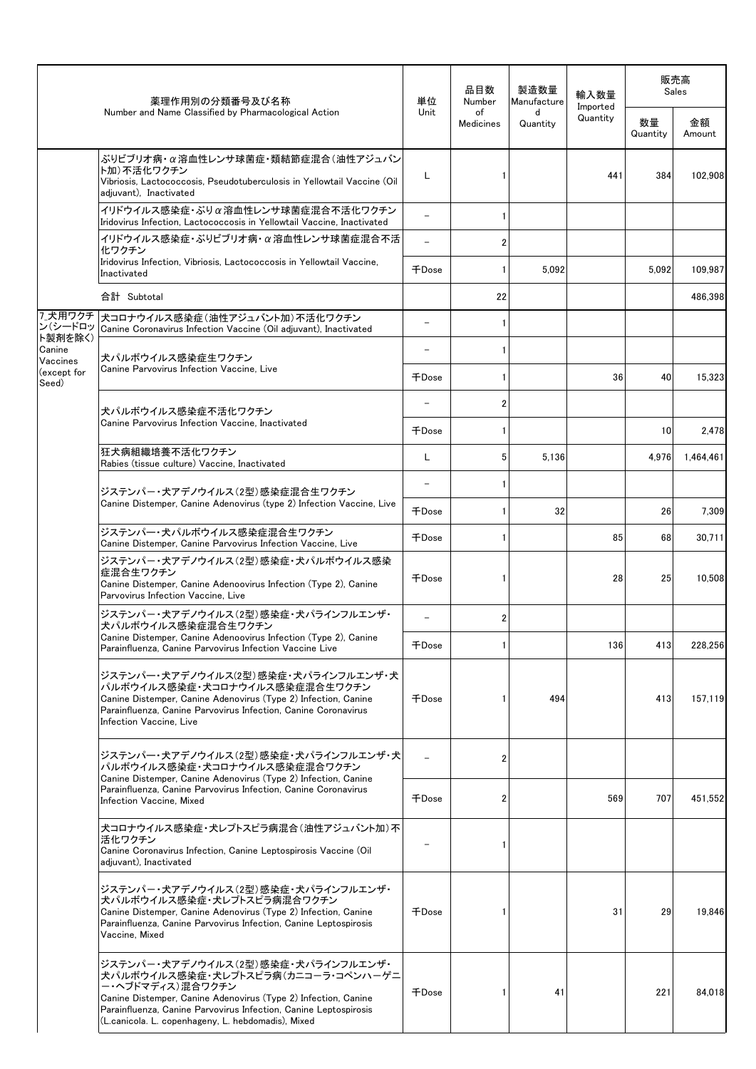| 薬理作用別の分類番号及び名称 Number and Name Classified by Pharmacological Action | | 単位 Unit | 品目数 Number of Medicines | 製造数量 Manufactured Quantity | 輸入数量 Imported Quantity | 販売高 Sales | |
|---|---|---|---|---|---|---|---|
| | | | | | | 数量 Quantity | 金額 Amount |
| | ぶりビブリオ病・α溶血性レンサ球菌症・類結節症混合(油性アジュバント加)不活化ワクチン Vibriosis, Lactococcosis, Pseudotuberculosis in Yellowtail Vaccine (Oil adjuvant), Inactivated | L | 1 | | 441 | 384 | 102,908 |
| | イリドウイルス感染症・ぶりα溶血性レンサ球菌症混合不活化ワクチン Iridovirus Infection, Lactococcosis in Yellowtail Vaccine, Inactivated | − | 1 | | | | |
| | イリドウイルス感染症・ぶりビブリオ病・α溶血性レンサ球菌症混合不活化ワクチン Iridovirus Infection, Vibriosis, Lactococcosis in Yellowtail Vaccine, Inactivated | − | 2 | | | | |
| | | 千Dose | 1 | 5,092 | | 5,092 | 109,987 |
| | 合計 Subtotal | | 22 | | | | 486,398 |
| 7_犬用ワクチン(シードロット製剤を除く) Canine Vaccines (except for Seed) | 犬コロナウイルス感染症(油性アジュバント加)不活化ワクチン Canine Coronavirus Infection Vaccine (Oil adjuvant), Inactivated | − | 1 | | | | |
| | 犬パルボウイルス感染症生ワクチン Canine Parvovirus Infection Vaccine, Live | − | 1 | | | | |
| | | 千Dose | 1 | | 36 | 40 | 15,323 |
| | 犬パルボウイルス感染症不活化ワクチン Canine Parvovirus Infection Vaccine, Inactivated | − | 2 | | | | |
| | | 千Dose | 1 | | | 10 | 2,478 |
| | 狂犬病組織培養不活化ワクチン Rabies (tissue culture) Vaccine, Inactivated | L | 5 | 5,136 | | 4,976 | 1,464,461 |
| | ジステンパー・犬アデノウイルス(2型)感染症混合生ワクチン Canine Distemper, Canine Adenovirus (type 2) Infection Vaccine, Live | − | 1 | | | | |
| | | 千Dose | 1 | 32 | | 26 | 7,309 |
| | ジステンパー・犬パルボウイルス感染症混合生ワクチン Canine Distemper, Canine Parvovirus Infection Vaccine, Live | 千Dose | 1 | | 85 | 68 | 30,711 |
| | ジステンパー・犬アデノウイルス(2型)感染症・犬パルボウイルス感染症混合生ワクチン Canine Distemper, Canine Adenoovirus Infection (Type 2), Canine Parvovirus Infection Vaccine, Live | 千Dose | 1 | | 28 | 25 | 10,508 |
| | ジステンパー・犬アデノウイルス(2型)感染症・犬パラインフルエンザ・犬パルボウイルス感染症混合生ワクチン Canine Distemper, Canine Adenoovirus Infection (Type 2), Canine Parainfluenza, Canine Parvovirus Infection Vaccine Live | − | 2 | | | | |
| | | 千Dose | 1 | | 136 | 413 | 228,256 |
| | ジステンパー・犬アデノウイルス(2型)感染症・犬パラインフルエンザ・犬パルボウイルス感染症・犬コロナウイルス感染症混合生ワクチン Canine Distemper, Canine Adenovirus (Type 2) Infection, Canine Parainfluenza, Canine Parvovirus Infection, Canine Coronavirus Infection Vaccine, Live | 千Dose | 1 | 494 | | 413 | 157,119 |
| | ジステンパー・犬アデノウイルス(2型)感染症・犬パラインフルエンザ・犬パルボウイルス感染症・犬コロナウイルス感染症混合ワクチン Canine Distemper, Canine Adenovirus (Type 2) Infection, Canine Parainfluenza, Canine Parvovirus Infection, Canine Coronavirus Infection Vaccine, Mixed | − | 2 | | | | |
| | | 千Dose | 2 | | 569 | 707 | 451,552 |
| | 犬コロナウイルス感染症・犬レプトスピラ病混合(油性アジュバント加)不活化ワクチン Canine Coronavirus Infection, Canine Leptospirosis Vaccine (Oil adjuvant), Inactivated | − | 1 | | | | |
| | ジステンパー・犬アデノウイルス(2型)感染症・犬パラインフルエンザ・犬パルボウイルス感染症・犬レプトスピラ病混合ワクチン Canine Distemper, Canine Adenovirus (Type 2) Infection, Canine Parainfluenza, Canine Parvovirus Infection, Canine Leptospirosis Vaccine, Mixed | 千Dose | 1 | | 31 | 29 | 19,846 |
| | ジステンパー・犬アデノウイルス(2型)感染症・犬パラインフルエンザ・犬パルボウイルス感染症・犬レプトスピラ病(カニコーラ・コペンハーゲニー・ヘブドマディス)混合ワクチン Canine Distemper, Canine Adenovirus (Type 2) Infection, Canine Parainfluenza, Canine Parvovirus Infection, Canine Leptospirosis (L.canicola. L. copenhageny, L. hebdomadis), Mixed | 千Dose | 1 | 41 | | 221 | 84,018 |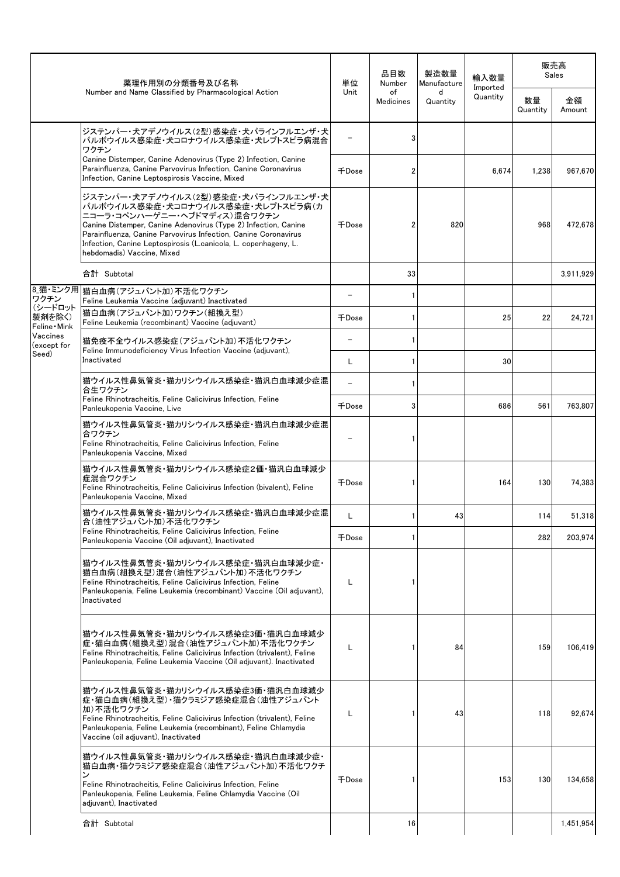| | 薬理作用別の分類番号及び名称<br>Number and Name Classified by Pharmacological Action | 単位<br>Unit | 品目数<br>Number of Medicines | 製造数量<br>Manufactured Quantity | 輸入数量<br>Imported Quantity | 販売高 Sales<br>数量<br>Quantity | <br>金額<br>Amount |
|---|---|---|---|---|---|---|---|
| | ジステンパー・犬アデノウイルス(2型)感染症・犬パラインフルエンザ・犬パルボウイルス感染症・犬コロナウイルス感染症・犬レプトスピラ病混合ワクチン<br>Canine Distemper, Canine Adenovirus (Type 2) Infection, Canine Parainfluenza, Canine Parvovirus Infection, Canine Coronavirus Infection, Canine Leptospirosis Vaccine, Mixed | － | 3 | | | | |
| | | 千Dose | 2 | | 6,674 | 1,238 | 967,670 |
| | ジステンパー・犬アデノウイルス(2型)感染症・犬パラインフルエンザ・犬パルボウイルス感染症・犬コロナウイルス感染症・犬レプトスピラ病(カニコーラ・コペンハーゲニー・ヘブドマディス)混合ワクチン<br>Canine Distemper, Canine Adenovirus (Type 2) Infection, Canine Parainfluenza, Canine Parvovirus Infection, Canine Coronavirus Infection, Canine Leptospirosis (L.canicola, L. copenhageny, L. hebdomadis) Vaccine, Mixed | 千Dose | 2 | 820 | | 968 | 472,678 |
| | 合計 Subtotal | | 33 | | | | 3,911,929 |
| 8 猫・ミンク用ワクチン(シードロット製剤を除く)<br>Feline・Mink Vaccines (except for Seed) | 猫白血病(アジュバント加)不活化ワクチン<br>Feline Leukemia Vaccine (adjuvant) Inactivated | － | 1 | | | | |
| | 猫白血病(アジュバント加)ワクチン(組換え型)<br>Feline Leukemia (recombinant) Vaccine (adjuvant) | 千Dose | 1 | | 25 | 22 | 24,721 |
| | 猫免疫不全ウイルス感染症(アジュバント加)不活化ワクチン<br>Feline Immunodeficiency Virus Infection Vaccine (adjuvant), Inactivated | － | 1 | | | | |
| | | L | 1 | | 30 | | |
| | 猫ウイルス性鼻気管炎・猫カリシウイルス感染症・猫汎白血球減少症混合生ワクチン<br>Feline Rhinotracheitis, Feline Calicivirus Infection, Feline Panleukopenia Vaccine, Live | － | 1 | | | | |
| | | 千Dose | 3 | | 686 | 561 | 763,807 |
| | 猫ウイルス性鼻気管炎・猫カリシウイルス感染症・猫汎白血球減少症混合ワクチン<br>Feline Rhinotracheitis, Feline Calicivirus Infection, Feline Panleukopenia Vaccine, Mixed | － | 1 | | | | |
| | 猫ウイルス性鼻気管炎・猫カリシウイルス感染症2価・猫汎白血球減少症混合ワクチン<br>Feline Rhinotracheitis, Feline Calicivirus Infection (bivalent), Feline Panleukopenia Vaccine, Mixed | 千Dose | 1 | | 164 | 130 | 74,383 |
| | 猫ウイルス性鼻気管炎・猫カリシウイルス感染症・猫汎白血球減少症混合(油性アジュバント加)不活化ワクチン<br>Feline Rhinotracheitis, Feline Calicivirus Infection, Feline Panleukopenia Vaccine (Oil adjuvant), Inactivated | L | 1 | 43 | | 114 | 51,318 |
| | | 千Dose | 1 | | | 282 | 203,974 |
| | 猫ウイルス性鼻気管炎・猫カリシウイルス感染症・猫汎白血球減少症・猫白血病(組換え型)混合(油性アジュバント加)不活化ワクチン<br>Feline Rhinotracheitis, Feline Calicivirus Infection, Feline Panleukopenia, Feline Leukemia (recombinant) Vaccine (Oil adjuvant), Inactivated | L | 1 | | | | |
| | 猫ウイルス性鼻気管炎・猫カリシウイルス感染症3価・猫汎白血球減少症・猫白血病(組換え型)混合(油性アジュバント加)不活化ワクチン<br>Feline Rhinotracheitis, Feline Calicivirus Infection (trivalent), Feline Panleukopenia, Feline Leukemia Vaccine (Oil adjuvant). Inactivated | L | 1 | 84 | | 159 | 106,419 |
| | 猫ウイルス性鼻気管炎・猫カリシウイルス感染症3価・猫汎白血球減少症・猫白血病(組換え型)・猫クラミジア感染症混合(油性アジュバント加)不活化ワクチン<br>Feline Rhinotracheitis, Feline Calicivirus Infection (trivalent), Feline Panleukopenia, Feline Leukemia (recombinant), Feline Chlamydia Vaccine (oil adjuvant), Inactivated | L | 1 | 43 | | 118 | 92,674 |
| | 猫ウイルス性鼻気管炎・猫カリシウイルス感染症・猫汎白血球減少症・猫白血病・猫クラミジア感染症混合(油性アジュバント加)不活化ワクチン<br>Feline Rhinotracheitis, Feline Calicivirus Infection, Feline Panleukopenia, Feline Leukemia, Feline Chlamydia Vaccine (Oil adjuvant), Inactivated | 千Dose | 1 | | 153 | 130 | 134,658 |
| | 合計 Subtotal | | 16 | | | | 1,451,954 |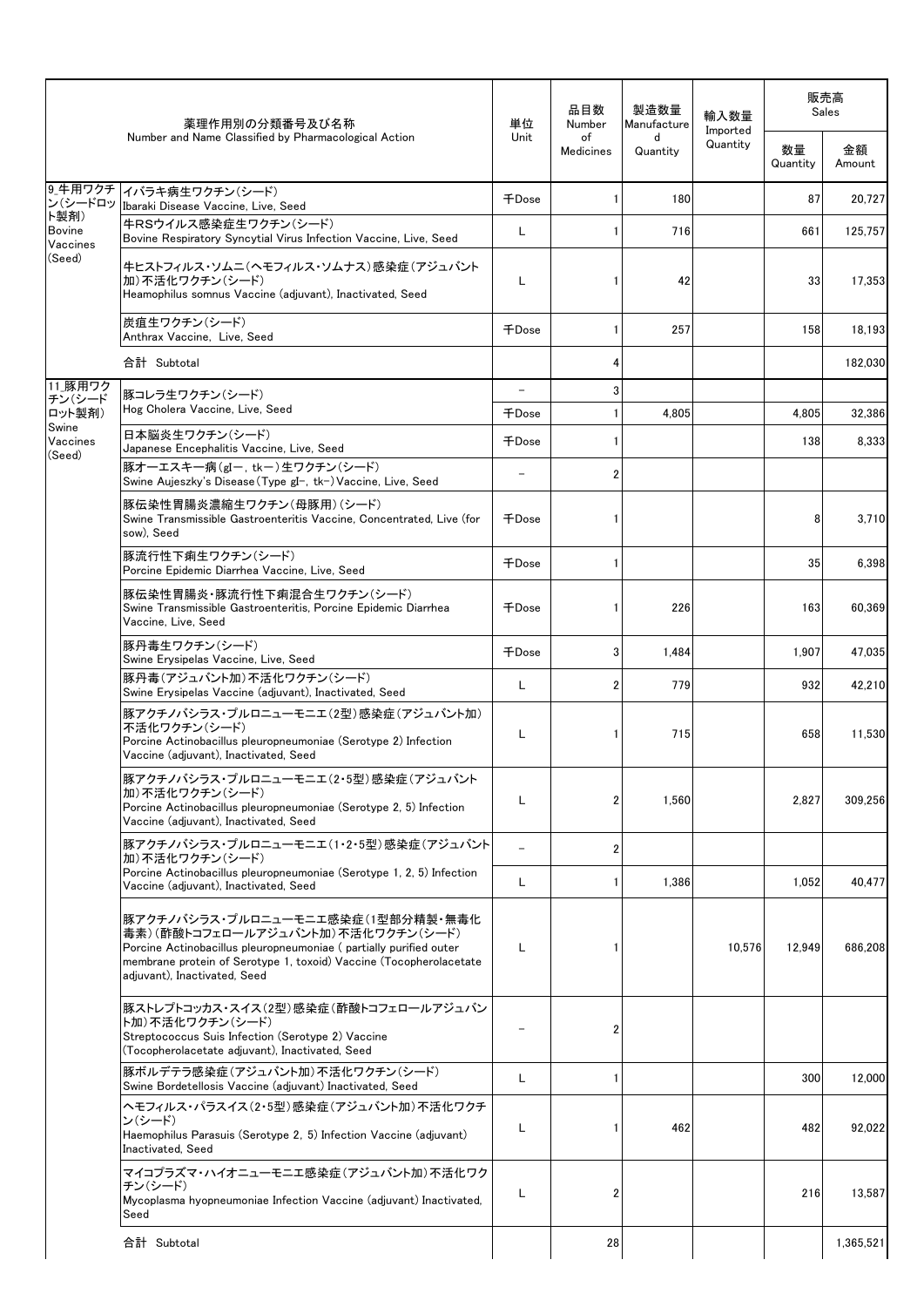| 薬理作用別の分類番号及び名称 Number and Name Classified by Pharmacological Action | | 単位 Unit | 品目数 Number of Medicines | 製造数量 Manufactured Quantity | 輸入数量 Imported Quantity | 販売高 Sales | |
|---|---|---|---|---|---|---|---|
| | | | | | | 数量 Quantity | 金額 Amount |
| 9_牛用ワクチン(シードロット製剤) Bovine Vaccines (Seed) | イバラキ病生ワクチン(シード) Ibaraki Disease Vaccine, Live, Seed | 千Dose | 1 | 180 | | 87 | 20,727 |
| | 牛RSウイルス感染症生ワクチン(シード) Bovine Respiratory Syncytial Virus Infection Vaccine, Live, Seed | L | 1 | 716 | | 661 | 125,757 |
| | 牛ヒストフィルス・ソムニ(ヘモフィルス・ソムナス)感染症(アジュバント加)不活化ワクチン(シード) Heamophilus somnus Vaccine (adjuvant), Inactivated, Seed | L | 1 | 42 | | 33 | 17,353 |
| | 炭疽生ワクチン(シード) Anthrax Vaccine, Live, Seed | 千Dose | 1 | 257 | | 158 | 18,193 |
| | 合計 Subtotal | | 4 | | | | 182,030 |
| 11_豚用ワクチン(シードロット製剤) Swine Vaccines (Seed) | 豚コレラ生ワクチン(シード) Hog Cholera Vaccine, Live, Seed | – | 3 | | | | |
| | | 千Dose | 1 | 4,805 | | 4,805 | 32,386 |
| | 日本脳炎生ワクチン(シード) Japanese Encephalitis Vaccine, Live, Seed | 千Dose | 1 | | | 138 | 8,333 |
| | 豚オーエスキー病(gI－, tk－)生ワクチン(シード) Swine Aujeszky's Disease (Type gI－, tk－) Vaccine, Live, Seed | – | 2 | | | | |
| | 豚伝染性胃腸炎濃縮生ワクチン(母豚用)(シード) Swine Transmissible Gastroenteritis Vaccine, Concentrated, Live (for sow), Seed | 千Dose | 1 | | | 8 | 3,710 |
| | 豚流行性下痢生ワクチン(シード) Porcine Epidemic Diarrhea Vaccine, Live, Seed | 千Dose | 1 | | | 35 | 6,398 |
| | 豚伝染性胃腸炎・豚流行性下痢混合生ワクチン(シード) Swine Transmissible Gastroenteritis, Porcine Epidemic Diarrhea Vaccine, Live, Seed | 千Dose | 1 | 226 | | 163 | 60,369 |
| | 豚丹毒生ワクチン(シード) Swine Erysipelas Vaccine, Live, Seed | 千Dose | 3 | 1,484 | | 1,907 | 47,035 |
| | 豚丹毒(アジュバント加)不活化ワクチン(シード) Swine Erysipelas Vaccine (adjuvant), Inactivated, Seed | L | 2 | 779 | | 932 | 42,210 |
| | 豚アクチノバシラス・プルロニューモニエ(2型)感染症(アジュバント加)不活化ワクチン(シード) Porcine Actinobacillus pleuropneumoniae (Serotype 2) Infection Vaccine (adjuvant), Inactivated, Seed | L | 1 | 715 | | 658 | 11,530 |
| | 豚アクチノバシラス・プルロニューモニエ(2・5型)感染症(アジュバント加)不活化ワクチン(シード) Porcine Actinobacillus pleuropneumoniae (Serotype 2, 5) Infection Vaccine (adjuvant), Inactivated, Seed | L | 2 | 1,560 | | 2,827 | 309,256 |
| | 豚アクチノバシラス・プルロニューモニエ(1・2・5型)感染症(アジュバント加)不活化ワクチン(シード) Porcine Actinobacillus pleuropneumoniae (Serotype 1, 2, 5) Infection Vaccine (adjuvant), Inactivated, Seed | – | 2 | | | | |
| | | L | 1 | 1,386 | | 1,052 | 40,477 |
| | 豚アクチノバシラス・プルロニューモニエ感染症(1型部分精製・無毒化毒素)(酢酸トコフェロールアジュバント加)不活化ワクチン(シード) Porcine Actinobacillus pleuropneumoniae ( partially purified outer membrane protein of Serotype 1, toxoid) Vaccine (Tocopherolacetate adjuvant), Inactivated, Seed | L | 1 | | 10,576 | 12,949 | 686,208 |
| | 豚ストレプトコッカス・スイス(2型)感染症(酢酸トコフェロールアジュバント加)不活化ワクチン(シード) Streptococcus Suis Infection (Serotype 2) Vaccine (Tocopherolacetate adjuvant), Inactivated, Seed | – | 2 | | | | |
| | 豚ボルデテラ感染症(アジュバント加)不活化ワクチン(シード) Swine Bordetellosis Vaccine (adjuvant) Inactivated, Seed | L | 1 | | | 300 | 12,000 |
| | ヘモフィルス・パラスイス(2・5型)感染症(アジュバント加)不活化ワクチン(シード) Haemophilus Parasuis (Serotype 2, 5) Infection Vaccine (adjuvant) Inactivated, Seed | L | 1 | 462 | | 482 | 92,022 |
| | マイコプラズマ・ハイオニューモニエ感染症(アジュバント加)不活化ワクチン(シード) Mycoplasma hyopneumoniae Infection Vaccine (adjuvant) Inactivated, Seed | L | 2 | | | 216 | 13,587 |
| | 合計 Subtotal | | 28 | | | | 1,365,521 |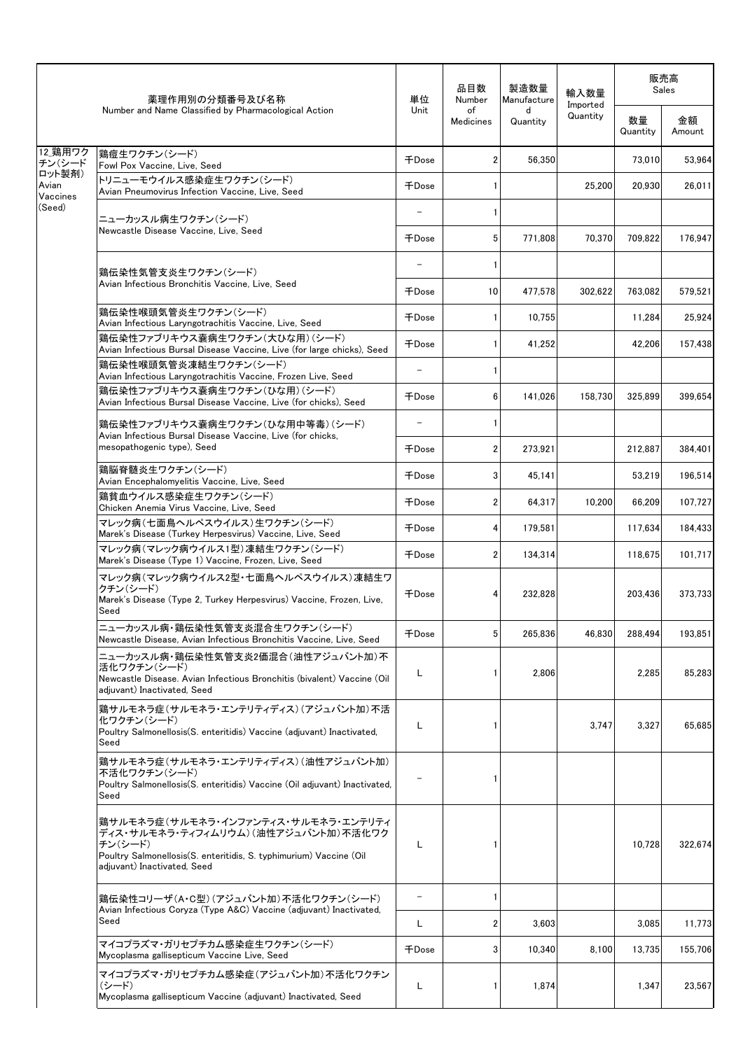| 薬理作用別の分類番号及び名称 Number and Name Classified by Pharmacological Action | | 単位 Unit | 品目数 Number of Medicines | 製造数量 Manufactured Quantity | 輸入数量 Imported Quantity | 販売高 Sales | |
|---|---|---|---|---|---|---|---|
| | | | | | | 数量 Quantity | 金額 Amount |
| 12 鶏用ワクチン(シードロット製剤) Avian Vaccines (Seed) | 鶏痘生ワクチン(シード) Fowl Pox Vaccine, Live, Seed | 千Dose | 2 | 56,350 | | 73,010 | 53,964 |
| | トリニューモウイルス感染症生ワクチン(シード) Avian Pneumovirus Infection Vaccine, Live, Seed | 千Dose | 1 | | 25,200 | 20,930 | 26,011 |
| | ニューカッスル病生ワクチン(シード) Newcastle Disease Vaccine, Live, Seed | － | 1 | | | | |
| | | 千Dose | 5 | 771,808 | 70,370 | 709,822 | 176,947 |
| | 鶏伝染性気管支炎生ワクチン(シード) Avian Infectious Bronchitis Vaccine, Live, Seed | － | 1 | | | | |
| | | 千Dose | 10 | 477,578 | 302,622 | 763,082 | 579,521 |
| | 鶏伝染性喉頭気管炎生ワクチン(シード) Avian Infectious Laryngotrachitis Vaccine, Live, Seed | 千Dose | 1 | 10,755 | | 11,284 | 25,924 |
| | 鶏伝染性ファブリキウス嚢病生ワクチン(大ひな用)(シード) Avian Infectious Bursal Disease Vaccine, Live (for large chicks), Seed | 千Dose | 1 | 41,252 | | 42,206 | 157,438 |
| | 鶏伝染性喉頭気管炎凍結生ワクチン(シード) Avian Infectious Laryngotrachitis Vaccine, Frozen Live, Seed | － | 1 | | | | |
| | 鶏伝染性ファブリキウス嚢病生ワクチン(ひな用)(シード) Avian Infectious Bursal Disease Vaccine, Live (for chicks), Seed | 千Dose | 6 | 141,026 | 158,730 | 325,899 | 399,654 |
| | 鶏伝染性ファブリキウス嚢病生ワクチン(ひな用中等毒)(シード) Avian Infectious Bursal Disease Vaccine, Live (for chicks, mesopathogenic type), Seed | － | 1 | | | | |
| | | 千Dose | 2 | 273,921 | | 212,887 | 384,401 |
| | 鶏脳脊髄炎生ワクチン(シード) Avian Encephalomyelitis Vaccine, Live, Seed | 千Dose | 3 | 45,141 | | 53,219 | 196,514 |
| | 鶏貧血ウイルス感染症生ワクチン(シード) Chicken Anemia Virus Vaccine, Live, Seed | 千Dose | 2 | 64,317 | 10,200 | 66,209 | 107,727 |
| | マレック病(七面鳥ヘルペスウイルス)生ワクチン(シード) Marek's Disease (Turkey Herpesvirus) Vaccine, Live, Seed | 千Dose | 4 | 179,581 | | 117,634 | 184,433 |
| | マレック病(マレック病ウイルス1型)凍結生ワクチン(シード) Marek's Disease (Type 1) Vaccine, Frozen, Live, Seed | 千Dose | 2 | 134,314 | | 118,675 | 101,717 |
| | マレック病(マレック病ウイルス2型・七面鳥ヘルペスウイルス)凍結生ワクチン(シード) Marek's Disease (Type 2, Turkey Herpesvirus) Vaccine, Frozen, Live, Seed | 千Dose | 4 | 232,828 | | 203,436 | 373,733 |
| | ニューカッスル病・鶏伝染性気管支炎混合生ワクチン(シード) Newcastle Disease, Avian Infectious Bronchitis Vaccine, Live, Seed | 千Dose | 5 | 265,836 | 46,830 | 288,494 | 193,851 |
| | ニューカッスル病・鶏伝染性気管支炎2価混合(油性アジュバント加)不活化ワクチン(シード) Newcastle Disease. Avian Infectious Bronchitis (bivalent) Vaccine (Oil adjuvant) Inactivated, Seed | L | 1 | 2,806 | | 2,285 | 85,283 |
| | 鶏サルモネラ症(サルモネラ・エンテリティディス)(アジュバント加)不活化ワクチン(シード) Poultry Salmonellosis(S. enteritidis) Vaccine (adjuvant) Inactivated, Seed | L | 1 | | 3,747 | 3,327 | 65,685 |
| | 鶏サルモネラ症(サルモネラ・エンテリティディス)(油性アジュバント加)不活化ワクチン(シード) Poultry Salmonellosis(S. enteritidis) Vaccine (Oil adjuvant) Inactivated, Seed | － | 1 | | | | |
| | 鶏サルモネラ症(サルモネラ・インファンティス・サルモネラ・エンテリティディス・サルモネラ・ティフィムリウム)(油性アジュバント加)不活化ワクチン(シード) Poultry Salmonellosis(S. enteritidis, S. typhimurium) Vaccine (Oil adjuvant) Inactivated, Seed | L | 1 | | | 10,728 | 322,674 |
| | 鶏伝染性コリーザ(A・C型)(アジュバント加)不活化ワクチン(シード) Avian Infectious Coryza (Type A&C) Vaccine (adjuvant) Inactivated, Seed | － | 1 | | | | |
| | | L | 2 | 3,603 | | 3,085 | 11,773 |
| | マイコプラズマ・ガリセプチカム感染症生ワクチン(シード) Mycoplasma gallisepticum Vaccine Live, Seed | 千Dose | 3 | 10,340 | 8,100 | 13,735 | 155,706 |
| | マイコプラズマ・ガリセプチカム感染症(アジュバント加)不活化ワクチン(シード) Mycoplasma gallisepticum Vaccine (adjuvant) Inactivated, Seed | L | 1 | 1,874 | | 1,347 | 23,567 |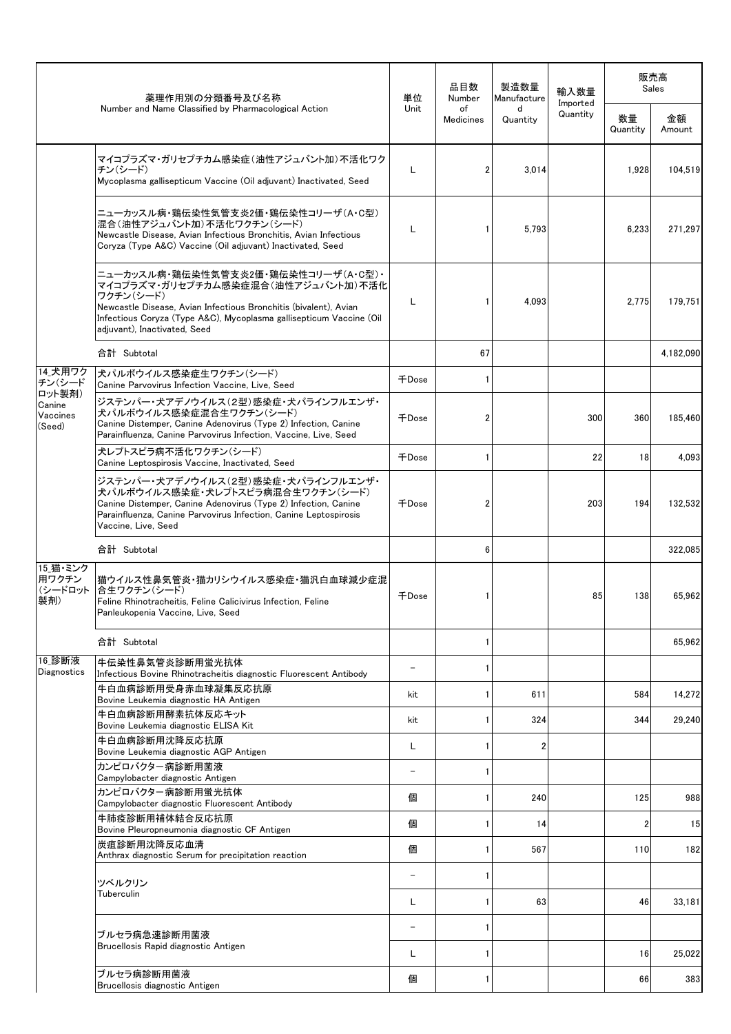| 薬理作用別の分類番号及び名称 Number and Name Classified by Pharmacological Action | | 単位 Unit | 品目数 Number of Medicines | 製造数量 Manufactured Quantity | 輸入数量 Imported Quantity | 販売高 Sales | |
|---|---|---|---|---|---|---|---|
| | | | | | | 数量 Quantity | 金額 Amount |
| | マイコプラズマ・ガリセプチカム感染症（油性アジュバント加）不活化ワクチン(シード) Mycoplasma gallisepticum Vaccine (Oil adjuvant) Inactivated, Seed | L | 2 | 3,014 | | 1,928 | 104,519 |
| | ニューカッスル病・鶏伝染性気管支炎2価・鶏伝染性コリーザ(A・C型)混合(油性アジュバント加)不活化ワクチン(シード) Newcastle Disease, Avian Infectious Bronchitis, Avian Infectious Coryza (Type A&C) Vaccine (Oil adjuvant) Inactivated, Seed | L | 1 | 5,793 | | 6,233 | 271,297 |
| | ニューカッスル病・鶏伝染性気管支炎2価・鶏伝染性コリーザ(A・C型)・マイコプラズマ・ガリセプチカム感染症混合(油性アジュバント加)不活化ワクチン(シード) Newcastle Disease, Avian Infectious Bronchitis (bivalent), Avian Infectious Coryza (Type A&C), Mycoplasma gallisepticum Vaccine (Oil adjuvant), Inactivated, Seed | L | 1 | 4,093 | | 2,775 | 179,751 |
| | 合計 Subtotal | | 67 | | | | 4,182,090 |
| 14.犬用ワクチン(シードロット製剤) Canine Vaccines (Seed) | 犬パルボウイルス感染症生ワクチン(シード) Canine Parvovirus Infection Vaccine, Live, Seed | 千Dose | 1 | | | | |
| | ジステンパー・犬アデノウイルス(2型)感染症・犬パラインフルエンザ・犬パルボウイルス感染症混合生ワクチン(シード) Canine Distemper, Canine Adenovirus (Type 2) Infection, Canine Parainfluenza, Canine Parvovirus Infection, Vaccine, Live, Seed | 千Dose | 2 | | 300 | 360 | 185,460 |
| | 犬レプトスピラ病不活化ワクチン(シード) Canine Leptospirosis Vaccine, Inactivated, Seed | 千Dose | 1 | | 22 | 18 | 4,093 |
| | ジステンパー・犬アデノウイルス(2型)感染症・犬パラインフルエンザ・犬パルボウイルス感染症・犬レプトスピラ病混合生ワクチン(シード) Canine Distemper, Canine Adenovirus (Type 2) Infection, Canine Parainfluenza, Canine Parvovirus Infection, Canine Leptospirosis Vaccine, Live, Seed | 千Dose | 2 | | 203 | 194 | 132,532 |
| | 合計 Subtotal | | 6 | | | | 322,085 |
| 15.猫・ミンク用ワクチン(シードロット製剤) | 猫ウイルス性鼻気管炎・猫カリシウイルス感染症・猫汎白血球減少症混合生ワクチン(シード) Feline Rhinotracheitis, Feline Calicivirus Infection, Feline Panleukopenia Vaccine, Live, Seed | 千Dose | 1 | | 85 | 138 | 65,962 |
| | 合計 Subtotal | | 1 | | | | 65,962 |
| 16.診断液 Diagnostics | 牛伝染性鼻気管炎診断用蛍光抗体 Infectious Bovine Rhinotracheitis diagnostic Fluorescent Antibody | － | 1 | | | | |
| | 牛白血病診断用受身赤血球凝集反応抗原 Bovine Leukemia diagnostic HA Antigen | kit | 1 | 611 | | 584 | 14,272 |
| | 牛白血病診断用酵素抗体反応キット Bovine Leukemia diagnostic ELISA Kit | kit | 1 | 324 | | 344 | 29,240 |
| | 牛白血病診断用沈降反応抗原 Bovine Leukemia diagnostic AGP Antigen | L | 1 | 2 | | | |
| | カンピロバクター病診断用菌液 Campylobacter diagnostic Antigen | － | 1 | | | | |
| | カンピロバクター病診断用蛍光抗体 Campylobacter diagnostic Fluorescent Antibody | 個 | 1 | 240 | | 125 | 988 |
| | 牛肺疫診断用補体結合反応抗原 Bovine Pleuropneumonia diagnostic CF Antigen | 個 | 1 | 14 | | 2 | 15 |
| | 炭疽診断用沈降反応血清 Anthrax diagnostic Serum for precipitation reaction | 個 | 1 | 567 | | 110 | 182 |
| | ツベルクリン Tuberculin | － | 1 | | | | |
| | | L | 1 | 63 | | 46 | 33,181 |
| | ブルセラ病急速診断用菌液 Brucellosis Rapid diagnostic Antigen | － | 1 | | | | |
| | | L | 1 | | | 16 | 25,022 |
| | ブルセラ病診断用菌液 Brucellosis diagnostic Antigen | 個 | 1 | | | 66 | 383 |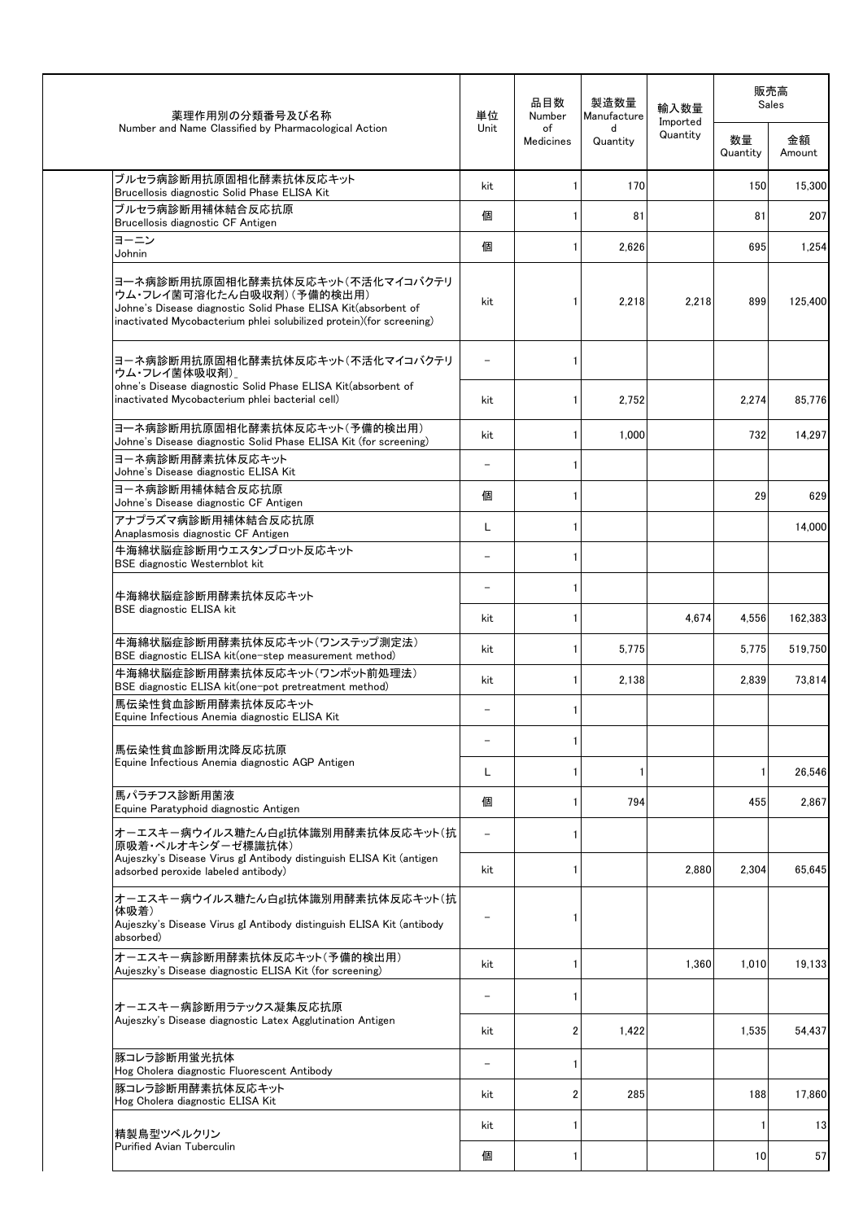| 薬理作用別の分類番号及び名称<br>Number and Name Classified by Pharmacological Action | 単位<br>Unit | 品目数<br>Number of Medicines | 製造数量<br>Manufactured Quantity | 輸入数量<br>Imported Quantity | 販売高 Sales | |
|---|---|---|---|---|---|---|
| | | | | | 数量<br>Quantity | 金額<br>Amount |
| ブルセラ病診断用抗原固相化酵素抗体反応キット<br>Brucellosis diagnostic Solid Phase ELISA Kit | kit | 1 | 170 | | 150 | 15,300 |
| ブルセラ病診断用補体結合反応抗原<br>Brucellosis diagnostic CF Antigen | 個 | 1 | 81 | | 81 | 207 |
| ヨーニン<br>Johnin | 個 | 1 | 2,626 | | 695 | 1,254 |
| ヨーネ病診断用抗原固相化酵素抗体反応キット(不活化マイコバクテリウム・フレイ菌可溶化たん白吸収剤)(予備的検出用)<br>Johne's Disease diagnostic Solid Phase ELISA Kit(absorbent of inactivated Mycobacterium phlei solubilized protein)(for screening) | kit | 1 | 2,218 | 2,218 | 899 | 125,400 |
| ヨーネ病診断用抗原固相化酵素抗体反応キット(不活化マイコバクテリウム・フレイ菌体吸収剤)_<br>ohne's Disease diagnostic Solid Phase ELISA Kit(absorbent of inactivated Mycobacterium phlei bacterial cell) | − | 1 | | | | |
| | kit | 1 | 2,752 | | 2,274 | 85,776 |
| ヨーネ病診断用抗原固相化酵素抗体反応キット(予備的検出用)<br>Johne's Disease diagnostic Solid Phase ELISA Kit (for screening) | kit | 1 | 1,000 | | 732 | 14,297 |
| ヨーネ病診断用酵素抗体反応キット<br>Johne's Disease diagnostic ELISA Kit | − | 1 | | | | |
| ヨーネ病診断用補体結合反応抗原<br>Johne's Disease diagnostic CF Antigen | 個 | 1 | | | 29 | 629 |
| アナプラズマ病診断用補体結合反応抗原<br>Anaplasmosis diagnostic CF Antigen | L | 1 | | | | 14,000 |
| 牛海綿状脳症診断用ウエスタンブロット反応キット<br>BSE diagnostic Westernblot kit | − | 1 | | | | |
| 牛海綿状脳症診断用酵素抗体反応キット<br>BSE diagnostic ELISA kit | − | 1 | | | | |
| | kit | 1 | | 4,674 | 4,556 | 162,383 |
| 牛海綿状脳症診断用酵素抗体反応キット(ワンステップ測定法)<br>BSE diagnostic ELISA kit(one-step measurement method) | kit | 1 | 5,775 | | 5,775 | 519,750 |
| 牛海綿状脳症診断用酵素抗体反応キット(ワンポット前処理法)<br>BSE diagnostic ELISA kit(one-pot pretreatment method) | kit | 1 | 2,138 | | 2,839 | 73,814 |
| 馬伝染性貧血診断用酵素抗体反応キット<br>Equine Infectious Anemia diagnostic ELISA Kit | − | 1 | | | | |
| 馬伝染性貧血診断用沈降反応抗原<br>Equine Infectious Anemia diagnostic AGP Antigen | − | 1 | | | | |
| | L | 1 | 1 | | 1 | 26,546 |
| 馬パラチフス診断用菌液<br>Equine Paratyphoid diagnostic Antigen | 個 | 1 | 794 | | 455 | 2,867 |
| オーエスキー病ウイルス糖たん白gI抗体識別用酵素抗体反応キット(抗原吸着・ペルオキシダーゼ標識抗体)<br>Aujeszky's Disease Virus gI Antibody distinguish ELISA Kit (antigen adsorbed peroxide labeled antibody) | − | 1 | | | | |
| | kit | 1 | | 2,880 | 2,304 | 65,645 |
| オーエスキー病ウイルス糖たん白gI抗体識別用酵素抗体反応キット(抗体吸着)<br>Aujeszky's Disease Virus gI Antibody distinguish ELISA Kit (antibody absorbed) | − | 1 | | | | |
| オーエスキー病診断用酵素抗体反応キット(予備的検出用)<br>Aujeszky's Disease diagnostic ELISA Kit (for screening) | kit | 1 | | 1,360 | 1,010 | 19,133 |
| オーエスキー病診断用ラテックス凝集反応抗原<br>Aujeszky's Disease diagnostic Latex Agglutination Antigen | − | 1 | | | | |
| | kit | 2 | 1,422 | | 1,535 | 54,437 |
| 豚コレラ診断用蛍光抗体<br>Hog Cholera diagnostic Fluorescent Antibody | − | 1 | | | | |
| 豚コレラ診断用酵素抗体反応キット<br>Hog Cholera diagnostic ELISA Kit | kit | 2 | 285 | | 188 | 17,860 |
| 精製鳥型ツベルクリン<br>Purified Avian Tuberculin | kit | 1 | | | 1 | 13 |
| | 個 | 1 | | | 10 | 57 |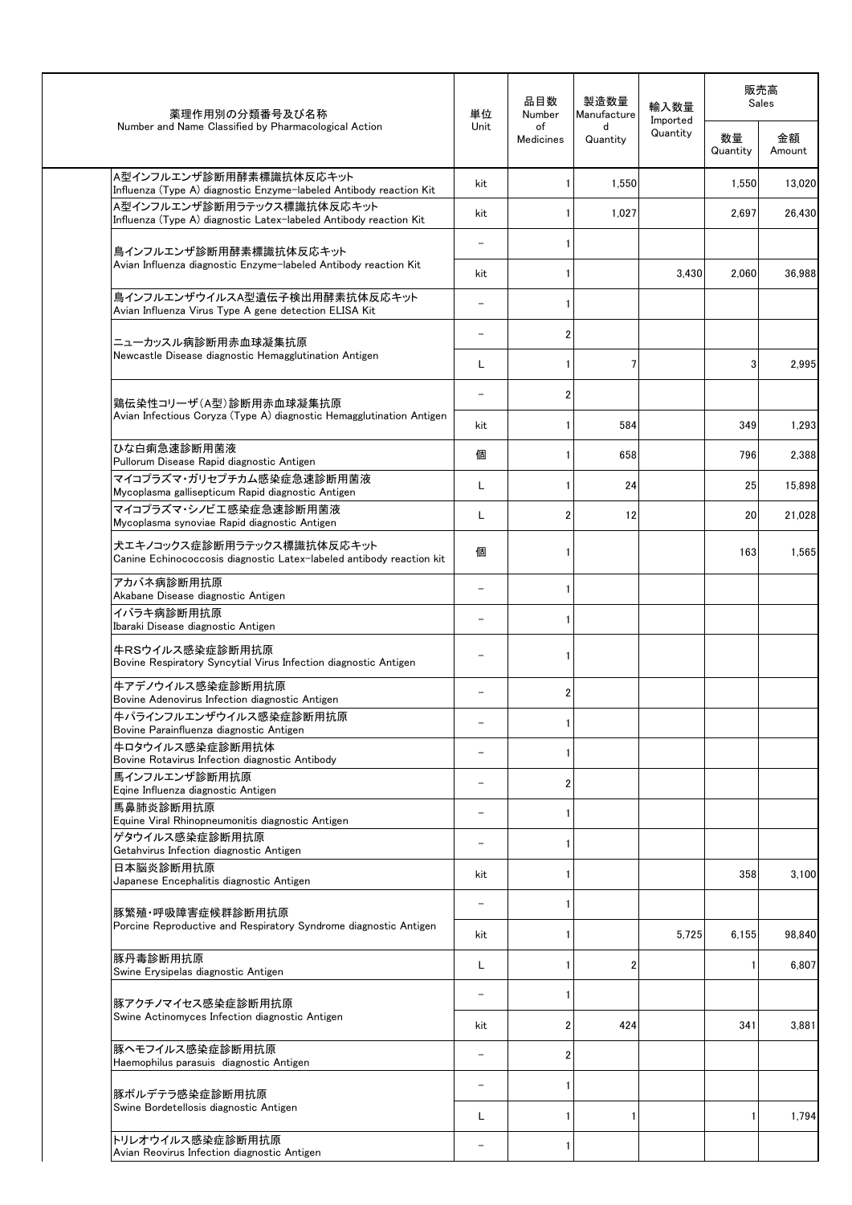| 薬理作用別の分類番号及び名称<br>Number and Name Classified by Pharmacological Action | 単位<br>Unit | 品目数<br>Number of Medicines | 製造数量<br>Manufactured Quantity | 輸入数量<br>Imported Quantity | 販売高<br>Sales | |
|---|---|---|---|---|---|---|
| | | | | | 数量<br>Quantity | 金額<br>Amount |
| A型インフルエンザ診断用酵素標識抗体反応キット<br>Influenza (Type A) diagnostic Enzyme-labeled Antibody reaction Kit | kit | 1 | 1,550 | | 1,550 | 13,020 |
| A型インフルエンザ診断用ラテックス標識抗体反応キット<br>Influenza (Type A) diagnostic Latex-labeled Antibody reaction Kit | kit | 1 | 1,027 | | 2,697 | 26,430 |
| 鳥インフルエンザ診断用酵素標識抗体反応キット<br>Avian Influenza diagnostic Enzyme-labeled Antibody reaction Kit | － | 1 | | | | |
| | kit | 1 | | 3,430 | 2,060 | 36,988 |
| 鳥インフルエンザウイルスA型遺伝子検出用酵素抗体反応キット<br>Avian Influenza Virus Type A gene detection ELISA Kit | － | 1 | | | | |
| ニューカッスル病診断用赤血球凝集抗原<br>Newcastle Disease diagnostic Hemagglutination Antigen | － | 2 | | | | |
| | L | 1 | 7 | | 3 | 2,995 |
| 鶏伝染性コリーザ(A型)診断用赤血球凝集抗原<br>Avian Infectious Coryza (Type A) diagnostic Hemagglutination Antigen | － | 2 | | | | |
| | kit | 1 | 584 | | 349 | 1,293 |
| ひな白痢急速診断用菌液<br>Pullorum Disease Rapid diagnostic Antigen | 個 | 1 | 658 | | 796 | 2,388 |
| マイコプラズマ・ガリセプチカム感染症急速診断用菌液<br>Mycoplasma gallisepticum Rapid diagnostic Antigen | L | 1 | 24 | | 25 | 15,898 |
| マイコプラズマ・シノビエ感染症急速診断用菌液<br>Mycoplasma synoviae Rapid diagnostic Antigen | L | 2 | 12 | | 20 | 21,028 |
| 犬エキノコックス症診断用ラテックス標識抗体反応キット<br>Canine Echinococcosis diagnostic Latex-labeled antibody reaction kit | 個 | 1 | | | 163 | 1,565 |
| アカバネ病診断用抗原<br>Akabane Disease diagnostic Antigen | － | 1 | | | | |
| イバラキ病診断用抗原<br>Ibaraki Disease diagnostic Antigen | － | 1 | | | | |
| 牛RSウイルス感染症診断用抗原<br>Bovine Respiratory Syncytial Virus Infection diagnostic Antigen | － | 1 | | | | |
| 牛アデノウイルス感染症診断用抗原<br>Bovine Adenovirus Infection diagnostic Antigen | － | 2 | | | | |
| 牛パラインフルエンザウイルス感染症診断用抗原<br>Bovine Parainfluenza diagnostic Antigen | － | 1 | | | | |
| 牛ロタウイルス感染症診断用抗体<br>Bovine Rotavirus Infection diagnostic Antibody | － | 1 | | | | |
| 馬インフルエンザ診断用抗原<br>Eqine Influenza diagnostic Antigen | － | 2 | | | | |
| 馬鼻肺炎診断用抗原<br>Equine Viral Rhinopneumonitis diagnostic Antigen | － | 1 | | | | |
| ゲタウイルス感染症診断用抗原<br>Getahvirus Infection diagnostic Antigen | － | 1 | | | | |
| 日本脳炎診断用抗原<br>Japanese Encephalitis diagnostic Antigen | kit | 1 | | | 358 | 3,100 |
| 豚繁殖・呼吸障害症候群診断用抗原<br>Porcine Reproductive and Respiratory Syndrome diagnostic Antigen | － | 1 | | | | |
| | kit | 1 | | 5,725 | 6,155 | 98,840 |
| 豚丹毒診断用抗原<br>Swine Erysipelas diagnostic Antigen | L | 1 | 2 | | 1 | 6,807 |
| 豚アクチノマイセス感染症診断用抗原<br>Swine Actinomyces Infection diagnostic Antigen | － | 1 | | | | |
| | kit | 2 | 424 | | 341 | 3,881 |
| 豚ヘモフイルス感染症診断用抗原<br>Haemophilus parasuis diagnostic Antigen | － | 2 | | | | |
| 豚ボルデテラ感染症診断用抗原<br>Swine Bordetellosis diagnostic Antigen | － | 1 | | | | |
| | L | 1 | 1 | | 1 | 1,794 |
| トリレオウイルス感染症診断用抗原<br>Avian Reovirus Infection diagnostic Antigen | － | 1 | | | | |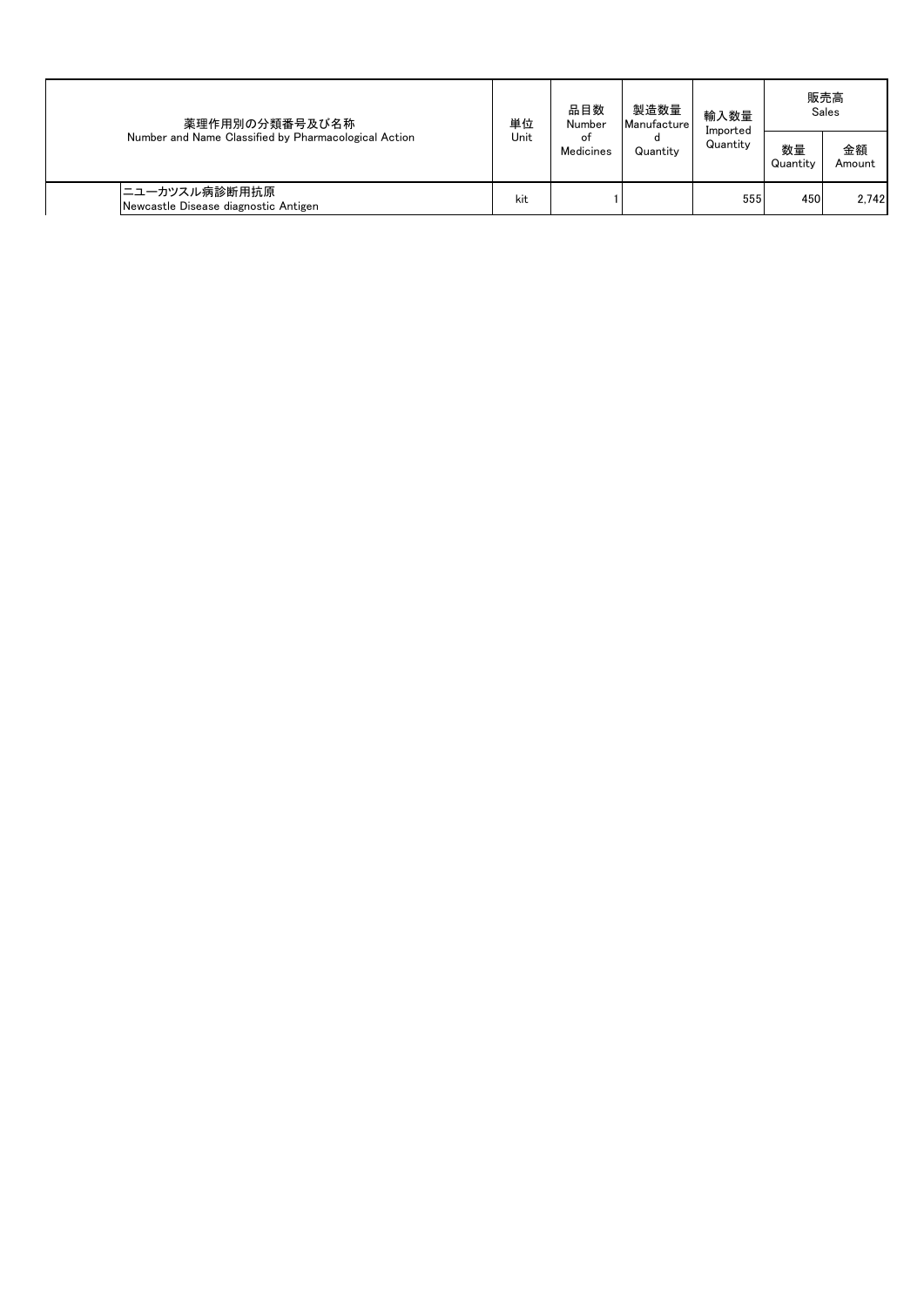| 薬理作用別の分類番号及び名称<br>Number and Name Classified by Pharmacological Action | | 単位<br>Unit | 品目数<br>Number of Medicines | 製造数量<br>Manufactured Quantity | 輸入数量<br>Imported Quantity | 販売高<br>Sales | |
|---|---|---|---|---|---|---|---|
| | | | | | | 数量<br>Quantity | 金額<br>Amount |
| | ニューカツスル病診断用抗原<br>Newcastle Disease diagnostic Antigen | kit | 1 | | 555 | 450 | 2,742 |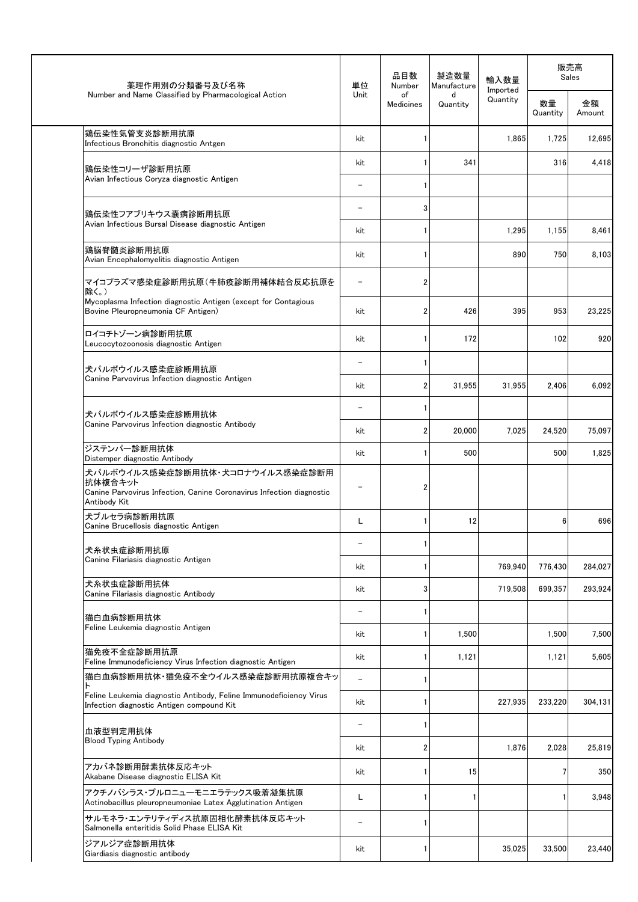| 薬理作用別の分類番号及び名称<br>Number and Name Classified by Pharmacological Action | 単位<br>Unit | 品目数<br>Number of Medicines | 製造数量<br>Manufactured Quantity | 輸入数量<br>Imported Quantity | 販売高<br>Sales | |
|---|---|---|---|---|---|---|
| | | | | | 数量<br>Quantity | 金額<br>Amount |
| 鶏伝染性気管支炎診断用抗原<br>Infectious Bronchitis diagnostic Antgen | kit | 1 | | 1,865 | 1,725 | 12,695 |
| 鶏伝染性コリーザ診断用抗原<br>Avian Infectious Coryza diagnostic Antigen | kit | 1 | 341 | | 316 | 4,418 |
| | － | 1 | | | | |
| 鶏伝染性ファブリキウス嚢病診断用抗原<br>Avian Infectious Bursal Disease diagnostic Antigen | － | 3 | | | | |
| | kit | 1 | | 1,295 | 1,155 | 8,461 |
| 鶏脳脊髄炎診断用抗原<br>Avian Encephalomyelitis diagnostic Antigen | kit | 1 | | 890 | 750 | 8,103 |
| マイコプラズマ感染症診断用抗原（牛肺疫診断用補体結合反応抗原を除く。）<br>Mycoplasma Infection diagnostic Antigen (except for Contagious Bovine Pleuropneumonia CF Antigen) | － | 2 | | | | |
| | kit | 2 | 426 | 395 | 953 | 23,225 |
| ロイコチトゾーン病診断用抗原<br>Leucocytozoonosis diagnostic Antigen | kit | 1 | 172 | | 102 | 920 |
| 犬パルボウイルス感染症診断用抗原<br>Canine Parvovirus Infection diagnostic Antigen | － | 1 | | | | |
| | kit | 2 | 31,955 | 31,955 | 2,406 | 6,092 |
| 犬パルボウイルス感染症診断用抗体<br>Canine Parvovirus Infection diagnostic Antibody | － | 1 | | | | |
| | kit | 2 | 20,000 | 7,025 | 24,520 | 75,097 |
| ジステンパー診断用抗体<br>Distemper diagnostic Antibody | kit | 1 | 500 | | 500 | 1,825 |
| 犬パルボウイルス感染症診断用抗体・犬コロナウイルス感染症診断用抗体複合キット<br>Canine Parvovirus Infection, Canine Coronavirus Infection diagnostic Antibody Kit | － | 2 | | | | |
| 犬ブルセラ病診断用抗原<br>Canine Brucellosis diagnostic Antigen | L | 1 | 12 | | 6 | 696 |
| 犬糸状虫症診断用抗原<br>Canine Filariasis diagnostic Antigen | － | 1 | | | | |
| | kit | 1 | | 769,940 | 776,430 | 284,027 |
| 犬糸状虫症診断用抗体<br>Canine Filariasis diagnostic Antibody | kit | 3 | | 719,508 | 699,357 | 293,924 |
| 猫白血病診断用抗体<br>Feline Leukemia diagnostic Antigen | － | 1 | | | | |
| | kit | 1 | 1,500 | | 1,500 | 7,500 |
| 猫免疫不全症診断用抗原<br>Feline Immunodeficiency Virus Infection diagnostic Antigen | kit | 1 | 1,121 | | 1,121 | 5,605 |
| 猫白血病診断用抗体・猫免疫不全ウイルス感染症診断用抗原複合キット<br>Feline Leukemia diagnostic Antibody, Feline Immunodeficiency Virus Infection diagnostic Antigen compound Kit | － | 1 | | | | |
| | kit | 1 | | 227,935 | 233,220 | 304,131 |
| 血液型判定用抗体<br>Blood Typing Antibody | － | 1 | | | | |
| | kit | 2 | | 1,876 | 2,028 | 25,819 |
| アカバネ診断用酵素抗体反応キット<br>Akabane Disease diagnostic ELISA Kit | kit | 1 | 15 | | 7 | 350 |
| アクチノバシラス・プルロニューモニエラテックス吸着凝集抗原<br>Actinobacillus pleuropneumoniae Latex Agglutination Antigen | L | 1 | 1 | | 1 | 3,948 |
| サルモネラ・エンテリティディス抗原固相化酵素抗体反応キット<br>Salmonella enteritidis Solid Phase ELISA Kit | － | 1 | | | | |
| ジアルジア症診断用抗体<br>Giardiasis diagnostic antibody | kit | 1 | | 35,025 | 33,500 | 23,440 |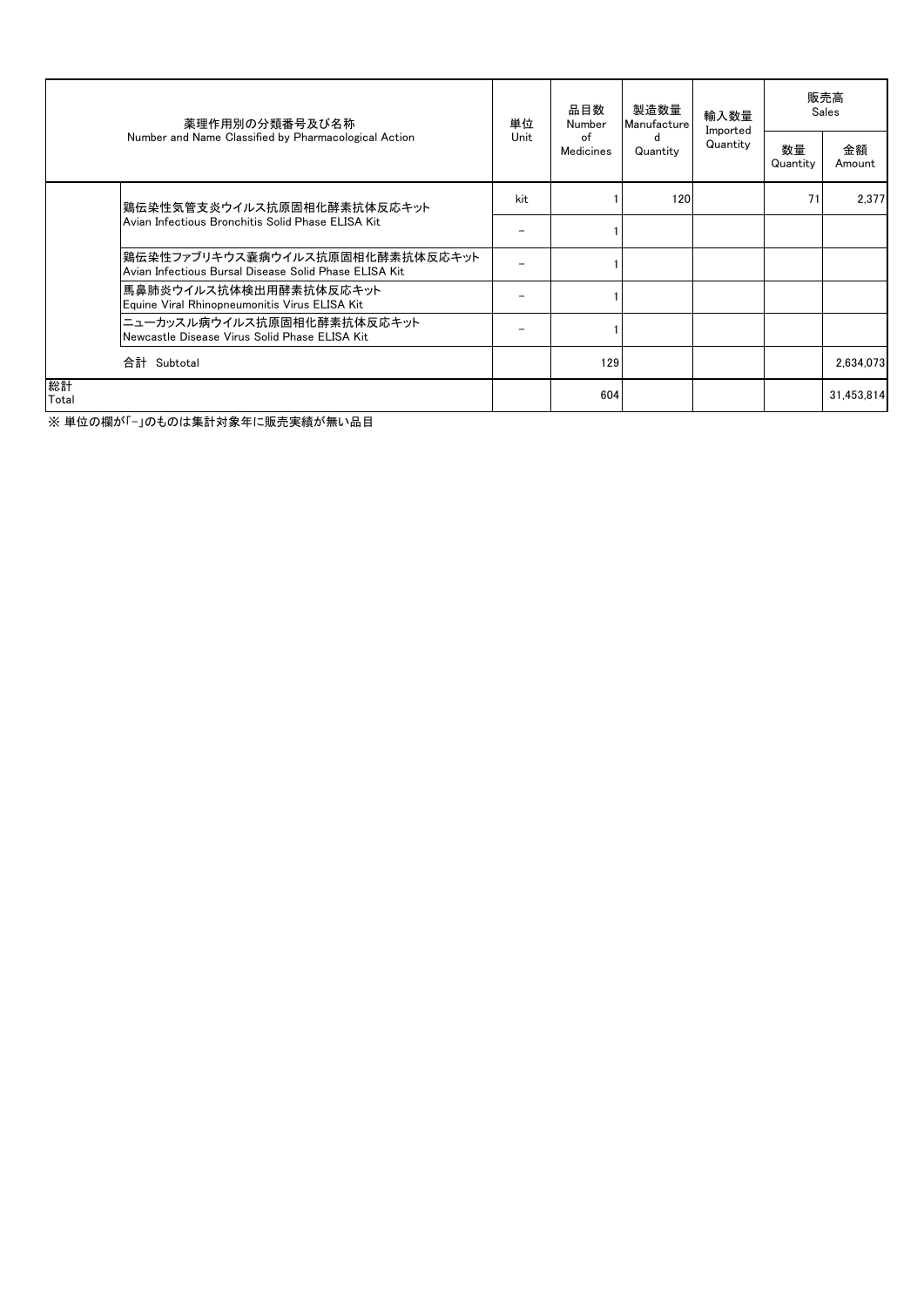| 薬理作用別の分類番号及び名称 Number and Name Classified by Pharmacological Action | | 単位 Unit | 品目数 Number of Medicines | 製造数量 Manufactured Quantity | 輸入数量 Imported Quantity | 販売高 Sales | |
|---|---|---|---|---|---|---|---|
| | | | | | | 数量 Quantity | 金額 Amount |
| | 鶏伝染性気管支炎ウイルス抗原固相化酵素抗体反応キット Avian Infectious Bronchitis Solid Phase ELISA Kit | kit | 1 | 120 | | 71 | 2,377 |
| | | − | 1 | | | | |
| | 鶏伝染性ファブリキウス嚢病ウイルス抗原固相化酵素抗体反応キット Avian Infectious Bursal Disease Solid Phase ELISA Kit | − | 1 | | | | |
| | 馬鼻肺炎ウイルス抗体検出用酵素抗体反応キット Equine Viral Rhinopneumonitis Virus ELISA Kit | − | 1 | | | | |
| | ニューカッスル病ウイルス抗原固相化酵素抗体反応キット Newcastle Disease Virus Solid Phase ELISA Kit | − | 1 | | | | |
| | 合計 Subtotal | | 129 | | | | 2,634,073 |
| 総計 Total | | | 604 | | | | 31,453,814 |

※ 単位の欄が「−」のものは集計対象年に販売実績が無い品目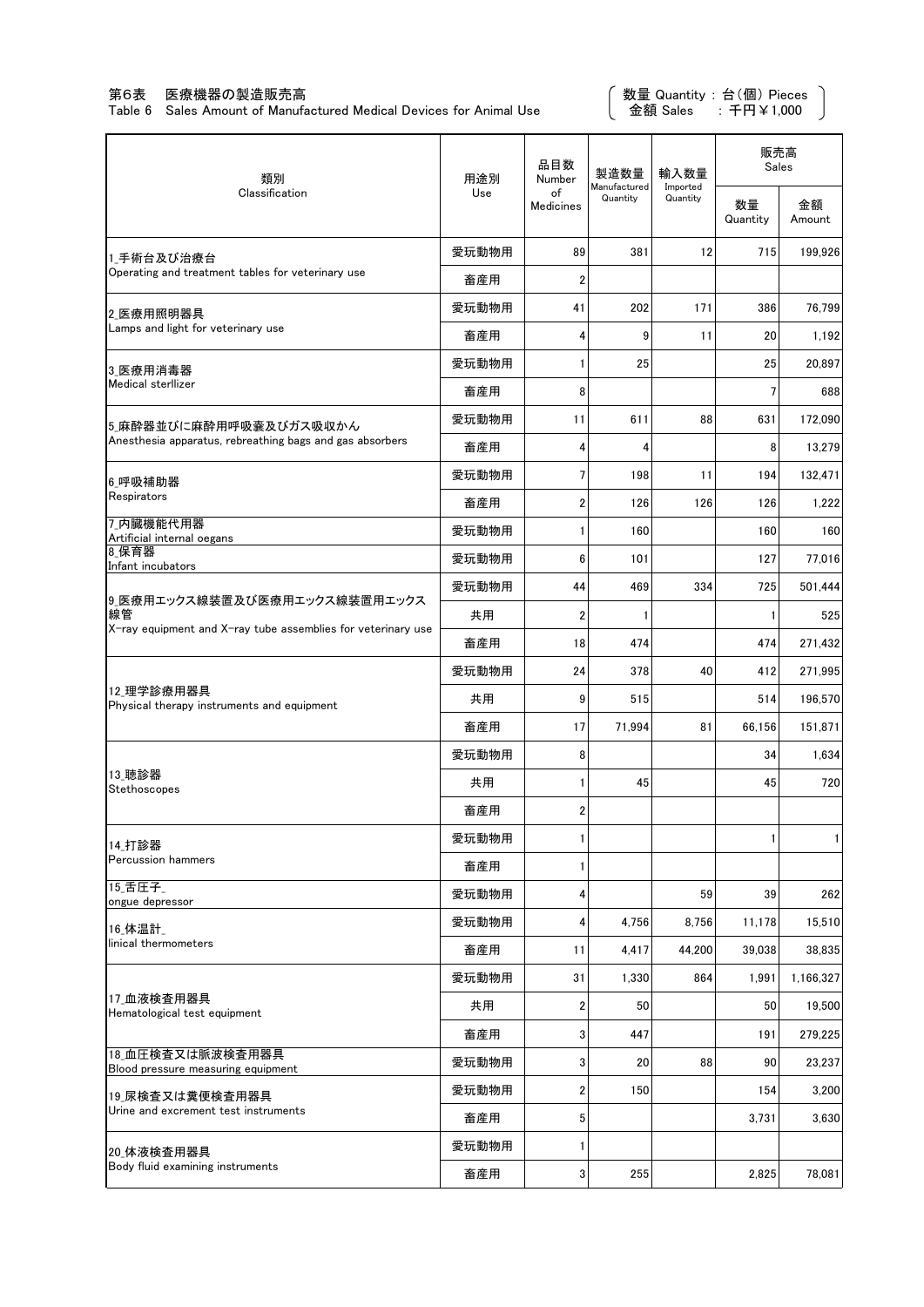# 第6表　医療機器の製造販売高
Table 6 Sales Amount of Manufactured Medical Devices for Animal Use

（数量 Quantity：台(個) Pieces　金額 Sales　：千円￥1,000）

| 類別 Classification | 用途別 Use | 品目数 Number of Medicines | 製造数量 Manufactured Quantity | 輸入数量 Imported Quantity | 販売高 Sales | |
|---|---|---|---|---|---|---|
| | | | | | 数量 Quantity | 金額 Amount |
| 1_手術台及び治療台 Operating and treatment tables for veterinary use | 愛玩動物用 | 89 | 381 | 12 | 715 | 199,926 |
| | 畜産用 | 2 | | | | |
| 2_医療用照明器具 Lamps and light for veterinary use | 愛玩動物用 | 41 | 202 | 171 | 386 | 76,799 |
| | 畜産用 | 4 | 9 | 11 | 20 | 1,192 |
| 3_医療用消毒器 Medical sterllizer | 愛玩動物用 | 1 | 25 | | 25 | 20,897 |
| | 畜産用 | 8 | | | 7 | 688 |
| 5_麻酔器並びに麻酔用呼吸嚢及びガス吸収かん Anesthesia apparatus, rebreathing bags and gas absorbers | 愛玩動物用 | 11 | 611 | 88 | 631 | 172,090 |
| | 畜産用 | 4 | 4 | | 8 | 13,279 |
| 6_呼吸補助器 Respirators | 愛玩動物用 | 7 | 198 | 11 | 194 | 132,471 |
| | 畜産用 | 2 | 126 | 126 | 126 | 1,222 |
| 7_内臓機能代用器 Artificial internal oegans | 愛玩動物用 | 1 | 160 | | 160 | 160 |
| 8_保育器 Infant incubators | 愛玩動物用 | 6 | 101 | | 127 | 77,016 |
| 9_医療用エックス線装置及び医療用エックス線装置用エックス線管 X-ray equipment and X-ray tube assemblies for veterinary use | 愛玩動物用 | 44 | 469 | 334 | 725 | 501,444 |
| | 共用 | 2 | 1 | | 1 | 525 |
| | 畜産用 | 18 | 474 | | 474 | 271,432 |
| 12_理学診療用器具 Physical therapy instruments and equipment | 愛玩動物用 | 24 | 378 | 40 | 412 | 271,995 |
| | 共用 | 9 | 515 | | 514 | 196,570 |
| | 畜産用 | 17 | 71,994 | 81 | 66,156 | 151,871 |
| 13_聴診器 Stethoscopes | 愛玩動物用 | 8 | | | 34 | 1,634 |
| | 共用 | 1 | 45 | | 45 | 720 |
| | 畜産用 | 2 | | | | |
| 14_打診器 Percussion hammers | 愛玩動物用 | 1 | | | 1 | 1 |
| | 畜産用 | 1 | | | | |
| 15_舌圧子_ ongue depressor | 愛玩動物用 | 4 | | 59 | 39 | 262 |
| 16_体温計_ linical thermometers | 愛玩動物用 | 4 | 4,756 | 8,756 | 11,178 | 15,510 |
| | 畜産用 | 11 | 4,417 | 44,200 | 39,038 | 38,835 |
| 17_血液検査用器具 Hematological test equipment | 愛玩動物用 | 31 | 1,330 | 864 | 1,991 | 1,166,327 |
| | 共用 | 2 | 50 | | 50 | 19,500 |
| | 畜産用 | 3 | 447 | | 191 | 279,225 |
| 18_血圧検査又は脈波検査用器具 Blood pressure measuring equipment | 愛玩動物用 | 3 | 20 | 88 | 90 | 23,237 |
| 19_尿検査又は糞便検査用器具 Urine and excrement test instruments | 愛玩動物用 | 2 | 150 | | 154 | 3,200 |
| | 畜産用 | 5 | | | 3,731 | 3,630 |
| 20_体液検査用器具 Body fluid examining instruments | 愛玩動物用 | 1 | | | | |
| | 畜産用 | 3 | 255 | | 2,825 | 78,081 |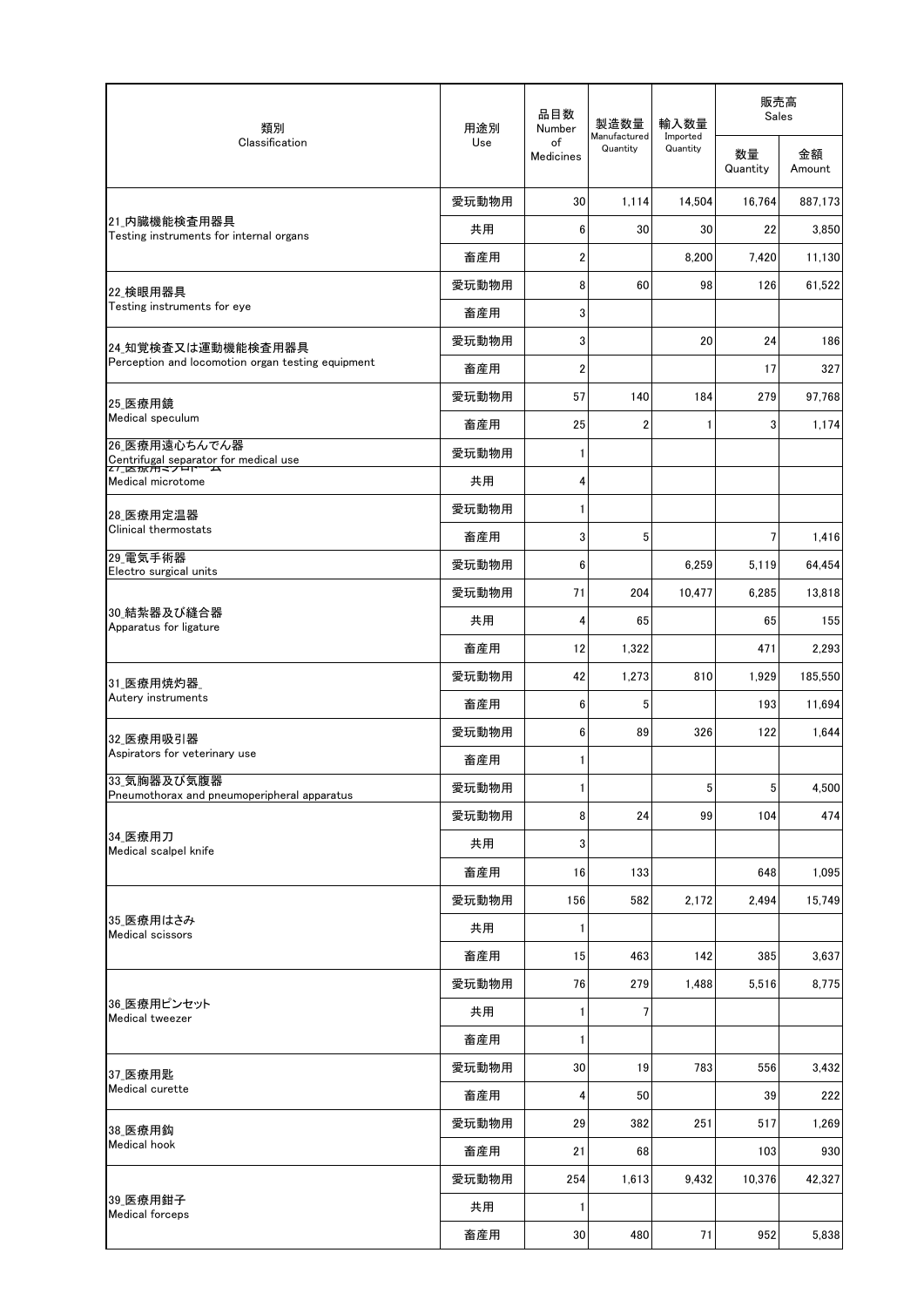| 類別<br>Classification | 用途別<br>Use | 品目数<br>Number of Medicines | 製造数量<br>Manufactured Quantity | 輸入数量<br>Imported Quantity | 販売高<br>Sales | |
|---|---|---|---|---|---|---|
| | | | | | 数量<br>Quantity | 金額<br>Amount |
| 21_内臓機能検査用器具<br>Testing instruments for internal organs | 愛玩動物用 | 30 | 1,114 | 14,504 | 16,764 | 887,173 |
| | 共用 | 6 | 30 | 30 | 22 | 3,850 |
| | 畜産用 | 2 | | 8,200 | 7,420 | 11,130 |
| 22_検眼用器具<br>Testing instruments for eye | 愛玩動物用 | 8 | 60 | 98 | 126 | 61,522 |
| | 畜産用 | 3 | | | | |
| 24_知覚検査又は運動機能検査用器具<br>Perception and locomotion organ testing equipment | 愛玩動物用 | 3 | | 20 | 24 | 186 |
| | 畜産用 | 2 | | | 17 | 327 |
| 25_医療用鏡<br>Medical speculum | 愛玩動物用 | 57 | 140 | 184 | 279 | 97,768 |
| | 畜産用 | 25 | 2 | 1 | 3 | 1,174 |
| 26_医療用遠心ちんでん器<br>Centrifugal separator for medical use | 愛玩動物用 | 1 | | | | |
| 27_医療用ミクロトーム<br>Medical microtome | 共用 | 4 | | | | |
| 28_医療用定温器<br>Clinical thermostats | 愛玩動物用 | 1 | | | | |
| | 畜産用 | 3 | 5 | | 7 | 1,416 |
| 29_電気手術器<br>Electro surgical units | 愛玩動物用 | 6 | | 6,259 | 5,119 | 64,454 |
| 30_結紮器及び縫合器<br>Apparatus for ligature | 愛玩動物用 | 71 | 204 | 10,477 | 6,285 | 13,818 |
| | 共用 | 4 | 65 | | 65 | 155 |
| | 畜産用 | 12 | 1,322 | | 471 | 2,293 |
| 31_医療用焼灼器_<br>Autery instruments | 愛玩動物用 | 42 | 1,273 | 810 | 1,929 | 185,550 |
| | 畜産用 | 6 | 5 | | 193 | 11,694 |
| 32_医療用吸引器<br>Aspirators for veterinary use | 愛玩動物用 | 6 | 89 | 326 | 122 | 1,644 |
| | 畜産用 | 1 | | | | |
| 33_気胸器及び気腹器<br>Pneumothorax and pneumoperipheral apparatus | 愛玩動物用 | 1 | | 5 | 5 | 4,500 |
| 34_医療用刀<br>Medical scalpel knife | 愛玩動物用 | 8 | 24 | 99 | 104 | 474 |
| | 共用 | 3 | | | | |
| | 畜産用 | 16 | 133 | | 648 | 1,095 |
| 35_医療用はさみ<br>Medical scissors | 愛玩動物用 | 156 | 582 | 2,172 | 2,494 | 15,749 |
| | 共用 | 1 | | | | |
| | 畜産用 | 15 | 463 | 142 | 385 | 3,637 |
| 36_医療用ピンセット<br>Medical tweezer | 愛玩動物用 | 76 | 279 | 1,488 | 5,516 | 8,775 |
| | 共用 | 1 | 7 | | | |
| | 畜産用 | 1 | | | | |
| 37_医療用匙<br>Medical curette | 愛玩動物用 | 30 | 19 | 783 | 556 | 3,432 |
| | 畜産用 | 4 | 50 | | 39 | 222 |
| 38_医療用鈎<br>Medical hook | 愛玩動物用 | 29 | 382 | 251 | 517 | 1,269 |
| | 畜産用 | 21 | 68 | | 103 | 930 |
| 39_医療用鉗子<br>Medical forceps | 愛玩動物用 | 254 | 1,613 | 9,432 | 10,376 | 42,327 |
| | 共用 | 1 | | | | |
| | 畜産用 | 30 | 480 | 71 | 952 | 5,838 |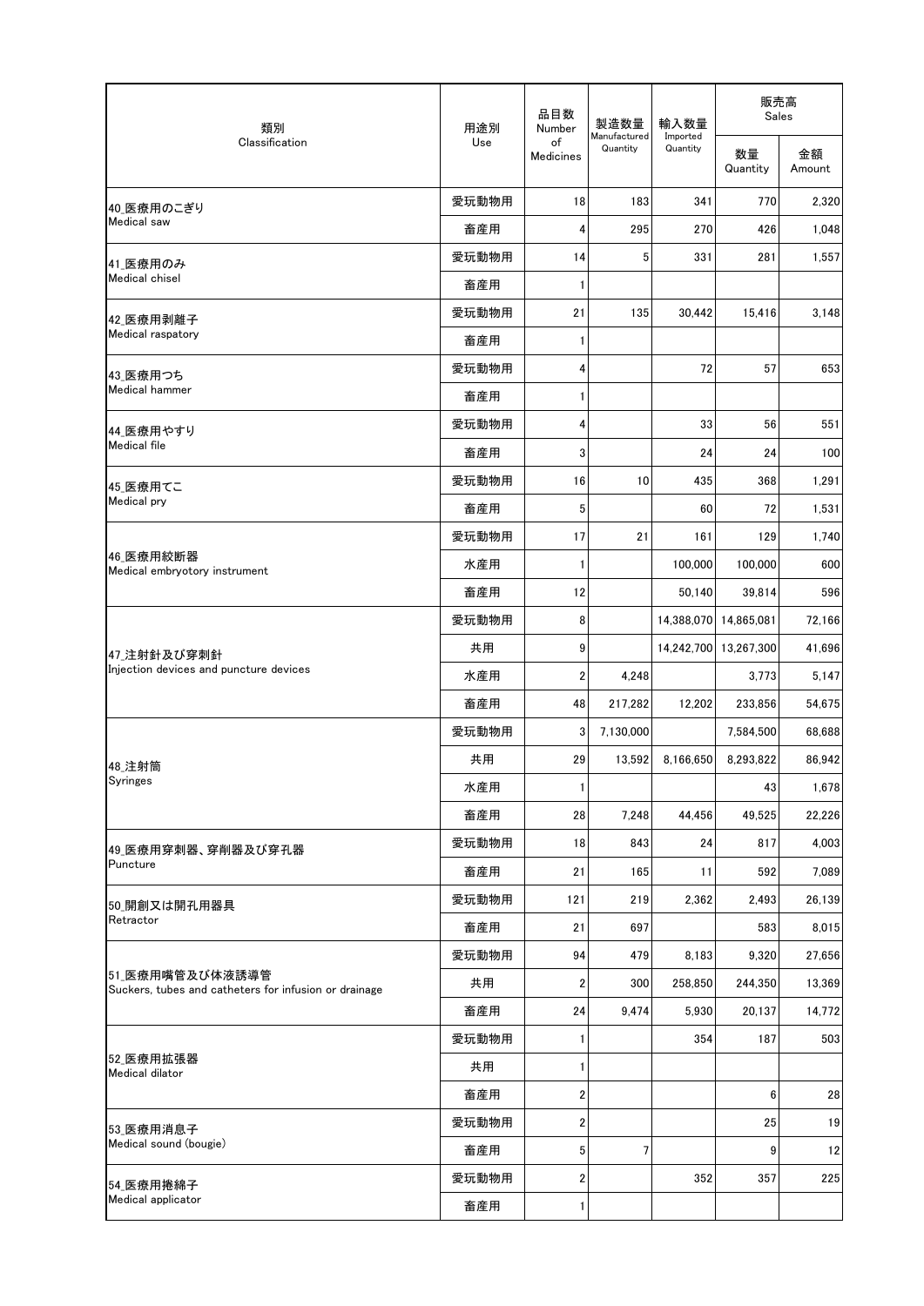| 類別<br>Classification | 用途別<br>Use | 品目数<br>Number of Medicines | 製造数量<br>Manufactured Quantity | 輸入数量<br>Imported Quantity | 販売高<br>Sales | |
|---|---|---|---|---|---|---|
| | | | | | 数量<br>Quantity | 金額<br>Amount |
| 40_医療用のこぎり<br>Medical saw | 愛玩動物用 | 18 | 183 | 341 | 770 | 2,320 |
| | 畜産用 | 4 | 295 | 270 | 426 | 1,048 |
| 41_医療用のみ<br>Medical chisel | 愛玩動物用 | 14 | 5 | 331 | 281 | 1,557 |
| | 畜産用 | 1 | | | | |
| 42_医療用剥離子<br>Medical raspatory | 愛玩動物用 | 21 | 135 | 30,442 | 15,416 | 3,148 |
| | 畜産用 | 1 | | | | |
| 43_医療用つち<br>Medical hammer | 愛玩動物用 | 4 | | 72 | 57 | 653 |
| | 畜産用 | 1 | | | | |
| 44_医療用やすり<br>Medical file | 愛玩動物用 | 4 | | 33 | 56 | 551 |
| | 畜産用 | 3 | | 24 | 24 | 100 |
| 45_医療用てこ<br>Medical pry | 愛玩動物用 | 16 | 10 | 435 | 368 | 1,291 |
| | 畜産用 | 5 | | 60 | 72 | 1,531 |
| 46_医療用絞断器<br>Medical embryotory instrument | 愛玩動物用 | 17 | 21 | 161 | 129 | 1,740 |
| | 水産用 | 1 | | 100,000 | 100,000 | 600 |
| | 畜産用 | 12 | | 50,140 | 39,814 | 596 |
| 47_注射針及び穿刺針<br>Injection devices and puncture devices | 愛玩動物用 | 8 | | 14,388,070 | 14,865,081 | 72,166 |
| | 共用 | 9 | | 14,242,700 | 13,267,300 | 41,696 |
| | 水産用 | 2 | 4,248 | | 3,773 | 5,147 |
| | 畜産用 | 48 | 217,282 | 12,202 | 233,856 | 54,675 |
| 48_注射筒<br>Syringes | 愛玩動物用 | 3 | 7,130,000 | | 7,584,500 | 68,688 |
| | 共用 | 29 | 13,592 | 8,166,650 | 8,293,822 | 86,942 |
| | 水産用 | 1 | | | 43 | 1,678 |
| | 畜産用 | 28 | 7,248 | 44,456 | 49,525 | 22,226 |
| 49_医療用穿刺器、穿削器及び穿孔器<br>Puncture | 愛玩動物用 | 18 | 843 | 24 | 817 | 4,003 |
| | 畜産用 | 21 | 165 | 11 | 592 | 7,089 |
| 50_開創又は開孔用器具<br>Retractor | 愛玩動物用 | 121 | 219 | 2,362 | 2,493 | 26,139 |
| | 畜産用 | 21 | 697 | | 583 | 8,015 |
| 51_医療用嘴管及び体液誘導管<br>Suckers, tubes and catheters for infusion or drainage | 愛玩動物用 | 94 | 479 | 8,183 | 9,320 | 27,656 |
| | 共用 | 2 | 300 | 258,850 | 244,350 | 13,369 |
| | 畜産用 | 24 | 9,474 | 5,930 | 20,137 | 14,772 |
| 52_医療用拡張器<br>Medical dilator | 愛玩動物用 | 1 | | 354 | 187 | 503 |
| | 共用 | 1 | | | | |
| | 畜産用 | 2 | | | 6 | 28 |
| 53_医療用消息子<br>Medical sound (bougie) | 愛玩動物用 | 2 | | | 25 | 19 |
| | 畜産用 | 5 | 7 | | 9 | 12 |
| 54_医療用捲綿子<br>Medical applicator | 愛玩動物用 | 2 | | 352 | 357 | 225 |
| | 畜産用 | 1 | | | | |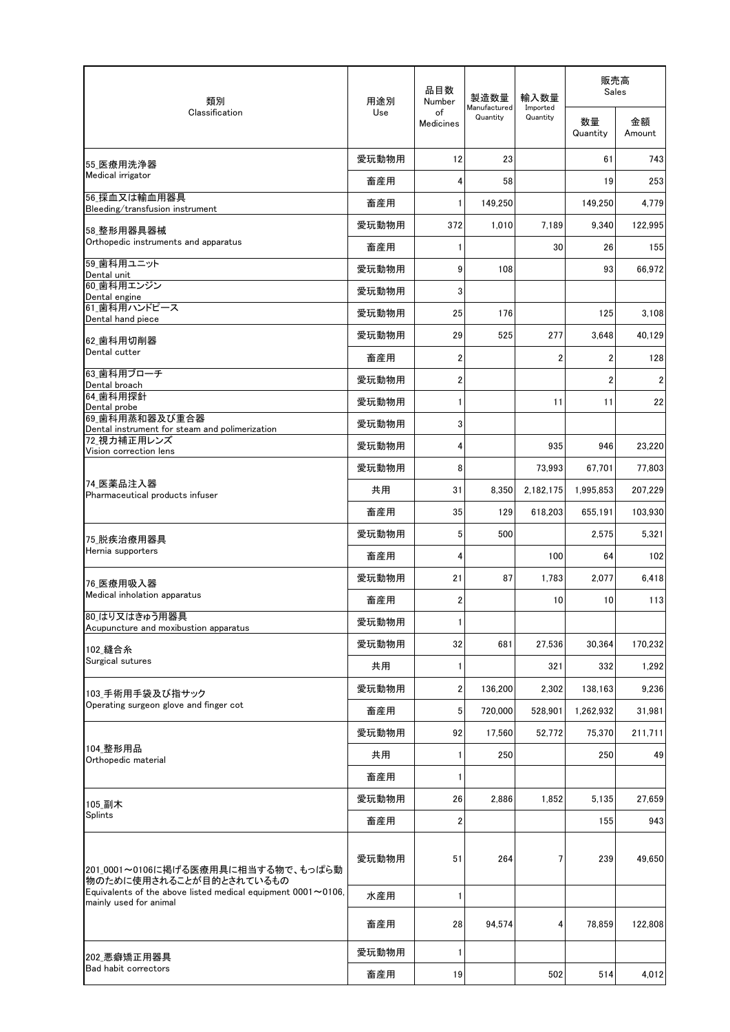| 類別<br>Classification | 用途別<br>Use | 品目数<br>Number of Medicines | 製造数量<br>Manufactured Quantity | 輸入数量<br>Imported Quantity | 販売高 Sales<br>数量<br>Quantity | 販売高 Sales<br>金額<br>Amount |
|---|---|---|---|---|---|---|
| 55_医療用洗浄器<br>Medical irrigator | 愛玩動物用 | 12 | 23 | | 61 | 743 |
| | 畜産用 | 4 | 58 | | 19 | 253 |
| 56_採血又は輸血用器具<br>Bleeding/transfusion instrument | 畜産用 | 1 | 149,250 | | 149,250 | 4,779 |
| 58_整形用器具器械<br>Orthopedic instruments and apparatus | 愛玩動物用 | 372 | 1,010 | 7,189 | 9,340 | 122,995 |
| | 畜産用 | 1 | | 30 | 26 | 155 |
| 59_歯科用ユニット<br>Dental unit | 愛玩動物用 | 9 | 108 | | 93 | 66,972 |
| 60_歯科用エンジン<br>Dental engine | 愛玩動物用 | 3 | | | | |
| 61_歯科用ハンドピース<br>Dental hand piece | 愛玩動物用 | 25 | 176 | | 125 | 3,108 |
| 62_歯科用切削器<br>Dental cutter | 愛玩動物用 | 29 | 525 | 277 | 3,648 | 40,129 |
| | 畜産用 | 2 | | 2 | 2 | 128 |
| 63_歯科用ブローチ<br>Dental broach | 愛玩動物用 | 2 | | | 2 | 2 |
| 64_歯科用探針<br>Dental probe | 愛玩動物用 | 1 | | 11 | 11 | 22 |
| 69_歯科用蒸和器及び重合器<br>Dental instrument for steam and polimerization | 愛玩動物用 | 3 | | | | |
| 72_視力補正用レンズ<br>Vision correction lens | 愛玩動物用 | 4 | | 935 | 946 | 23,220 |
| 74_医薬品注入器<br>Pharmaceutical products infuser | 愛玩動物用 | 8 | | 73,993 | 67,701 | 77,803 |
| | 共用 | 31 | 8,350 | 2,182,175 | 1,995,853 | 207,229 |
| | 畜産用 | 35 | 129 | 618,203 | 655,191 | 103,930 |
| 75_脱疾治療用器具<br>Hernia supporters | 愛玩動物用 | 5 | 500 | | 2,575 | 5,321 |
| | 畜産用 | 4 | | 100 | 64 | 102 |
| 76_医療用吸入器<br>Medical inholation apparatus | 愛玩動物用 | 21 | 87 | 1,783 | 2,077 | 6,418 |
| | 畜産用 | 2 | | 10 | 10 | 113 |
| 80_はり又はきゅう用器具<br>Acupuncture and moxibustion apparatus | 愛玩動物用 | 1 | | | | |
| 102_縫合糸<br>Surgical sutures | 愛玩動物用 | 32 | 681 | 27,536 | 30,364 | 170,232 |
| | 共用 | 1 | | 321 | 332 | 1,292 |
| 103_手術用手袋及び指サック<br>Operating surgeon glove and finger cot | 愛玩動物用 | 2 | 136,200 | 2,302 | 138,163 | 9,236 |
| | 畜産用 | 5 | 720,000 | 528,901 | 1,262,932 | 31,981 |
| 104_整形用品<br>Orthopedic material | 愛玩動物用 | 92 | 17,560 | 52,772 | 75,370 | 211,711 |
| | 共用 | 1 | 250 | | 250 | 49 |
| | 畜産用 | 1 | | | | |
| 105_副木<br>Splints | 愛玩動物用 | 26 | 2,886 | 1,852 | 5,135 | 27,659 |
| | 畜産用 | 2 | | | 155 | 943 |
| 201_0001～0106に掲げる医療用具に相当する物で、もっぱら動物のために使用されることが目的とされているもの<br>Equivalents of the above listed medical equipment 0001～0106, mainly used for animal | 愛玩動物用 | 51 | 264 | 7 | 239 | 49,650 |
| | 水産用 | 1 | | | | |
| | 畜産用 | 28 | 94,574 | 4 | 78,859 | 122,808 |
| 202_悪癖矯正用器具<br>Bad habit correctors | 愛玩動物用 | 1 | | | | |
| | 畜産用 | 19 | | 502 | 514 | 4,012 |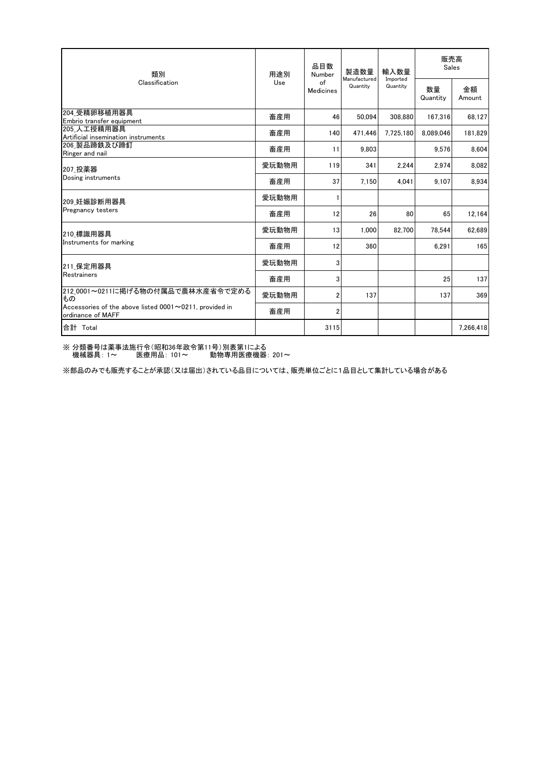| 類別<br>Classification | 用途別<br>Use | 品目数<br>Number of Medicines | 製造数量<br>Manufactured Quantity | 輸入数量<br>Imported Quantity | 販売高<br>Sales | |
|---|---|---|---|---|---|---|
| | | | | | 数量<br>Quantity | 金額<br>Amount |
| 204_受精卵移植用器具<br>Embrio transfer equipment | 畜産用 | 46 | 50,094 | 308,880 | 167,316 | 68,127 |
| 205_人工授精用器具<br>Artificial insemination instruments | 畜産用 | 140 | 471,446 | 7,725,180 | 8,089,046 | 181,829 |
| 206_製品蹄鉄及び蹄釘<br>Ringer and nail | 畜産用 | 11 | 9,803 | | 9,576 | 8,604 |
| 207_投薬器<br>Dosing instruments | 愛玩動物用 | 119 | 341 | 2,244 | 2,974 | 8,082 |
| | 畜産用 | 37 | 7,150 | 4,041 | 9,107 | 8,934 |
| 209_妊娠診断用器具<br>Pregnancy testers | 愛玩動物用 | 1 | | | | |
| | 畜産用 | 12 | 26 | 80 | 65 | 12,164 |
| 210_標識用器具<br>Instruments for marking | 愛玩動物用 | 13 | 1,000 | 82,700 | 78,544 | 62,689 |
| | 畜産用 | 12 | 360 | | 6,291 | 165 |
| 211_保定用器具<br>Restrainers | 愛玩動物用 | 3 | | | | |
| | 畜産用 | 3 | | | 25 | 137 |
| 212_0001～0211に掲げる物の付属品で農林水産省令で定めるもの<br>Accessories of the above listed 0001～0211, provided in ordinance of MAFF | 愛玩動物用 | 2 | 137 | | 137 | 369 |
| | 畜産用 | 2 | | | | |
| 合計 Total | | 3115 | | | | 7,266,418 |

※ 分類番号は薬事法施行令(昭和36年政令第11号)別表第1による
機械器具: 1～　　医療用品: 101～　　動物専用医療機器: 201～

※部品のみでも販売することが承認(又は届出)されている品目については、販売単位ごとに1品目として集計している場合がある